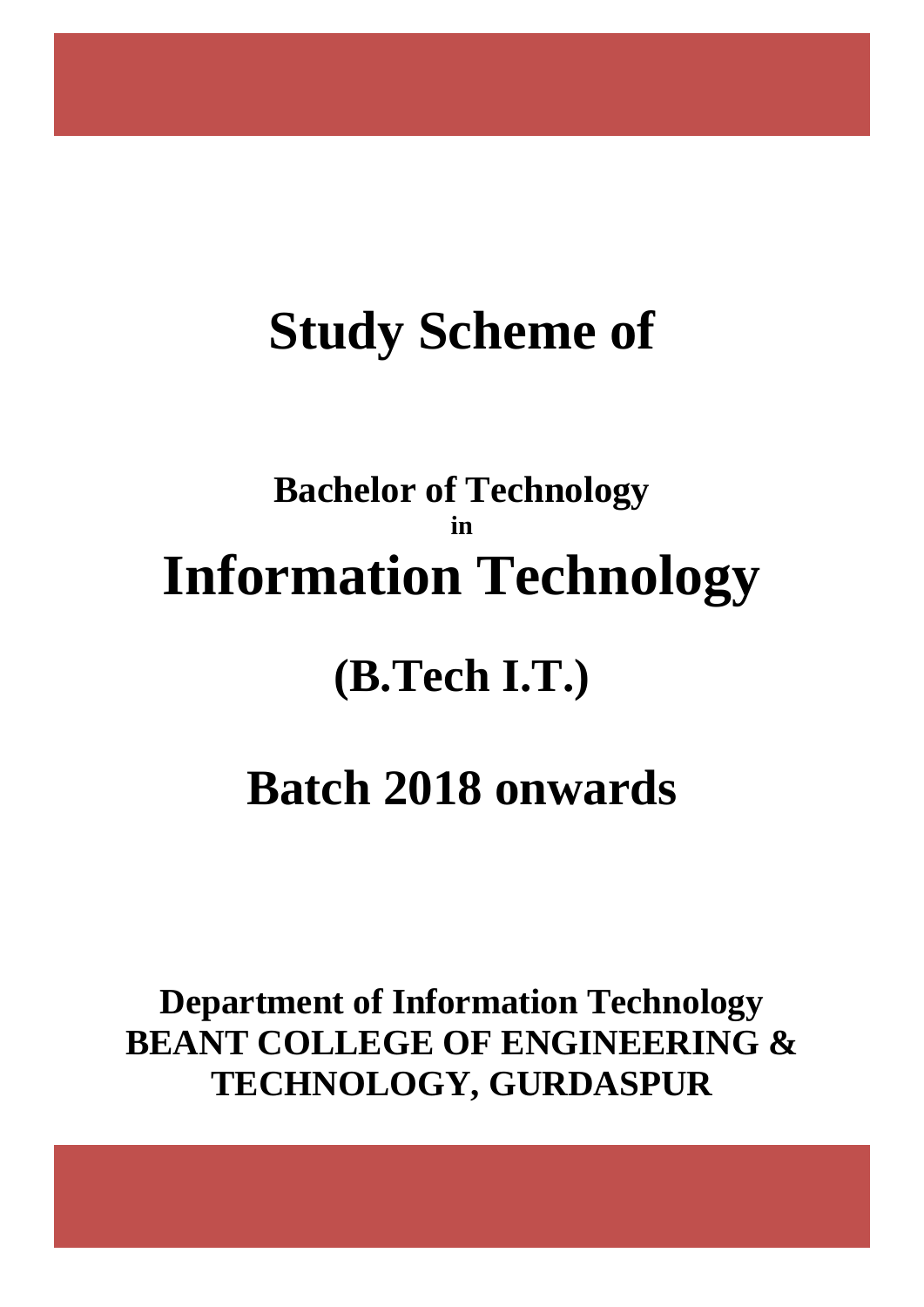# Study Scheme of

## Bachelor of Technology
**in**

# Information Technology

## (B.Tech I.T.)

## Batch 2018 onwards

**Department of Information Technology**
**BEANT COLLEGE OF ENGINEERING & TECHNOLOGY, GURDASPUR**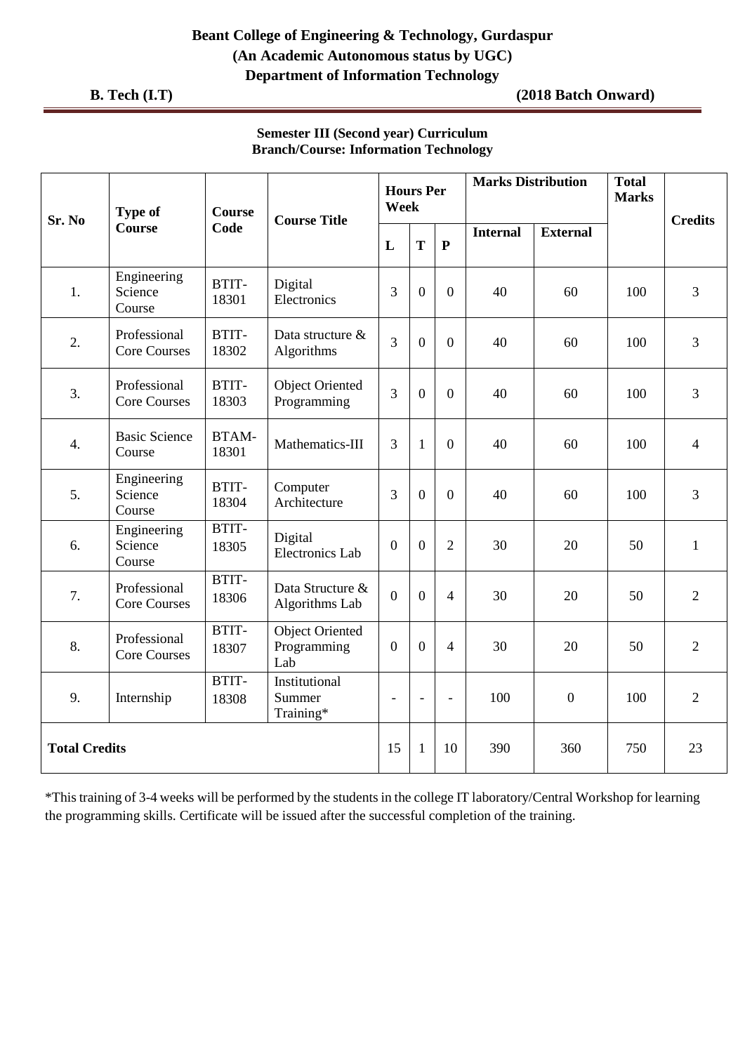**Beant College of Engineering & Technology, Gurdaspur**
**(An Academic Autonomous status by UGC)**
**Department of Information Technology**

**B. Tech (I.T)** **(2018 Batch Onward)**

**Semester III (Second year) Curriculum**
**Branch/Course: Information Technology**

| Sr. No | Type of Course | Course Code | Course Title | Hours Per Week | | | Marks Distribution | | Total Marks | Credits |
|---|---|---|---|---|---|---|---|---|---|---|
| | | | | L | T | P | Internal | External | | |
| 1. | Engineering Science Course | BTIT-18301 | Digital Electronics | 3 | 0 | 0 | 40 | 60 | 100 | 3 |
| 2. | Professional Core Courses | BTIT-18302 | Data structure & Algorithms | 3 | 0 | 0 | 40 | 60 | 100 | 3 |
| 3. | Professional Core Courses | BTIT-18303 | Object Oriented Programming | 3 | 0 | 0 | 40 | 60 | 100 | 3 |
| 4. | Basic Science Course | BTAM-18301 | Mathematics-III | 3 | 1 | 0 | 40 | 60 | 100 | 4 |
| 5. | Engineering Science Course | BTIT-18304 | Computer Architecture | 3 | 0 | 0 | 40 | 60 | 100 | 3 |
| 6. | Engineering Science Course | BTIT-18305 | Digital Electronics Lab | 0 | 0 | 2 | 30 | 20 | 50 | 1 |
| 7. | Professional Core Courses | BTIT-18306 | Data Structure & Algorithms Lab | 0 | 0 | 4 | 30 | 20 | 50 | 2 |
| 8. | Professional Core Courses | BTIT-18307 | Object Oriented Programming Lab | 0 | 0 | 4 | 30 | 20 | 50 | 2 |
| 9. | Internship | BTIT-18308 | Institutional Summer Training* | - | - | - | 100 | 0 | 100 | 2 |
| **Total Credits** | | | | 15 | 1 | 10 | 390 | 360 | 750 | 23 |

*This training of 3-4 weeks will be performed by the students in the college IT laboratory/Central Workshop for learning the programming skills. Certificate will be issued after the successful completion of the training.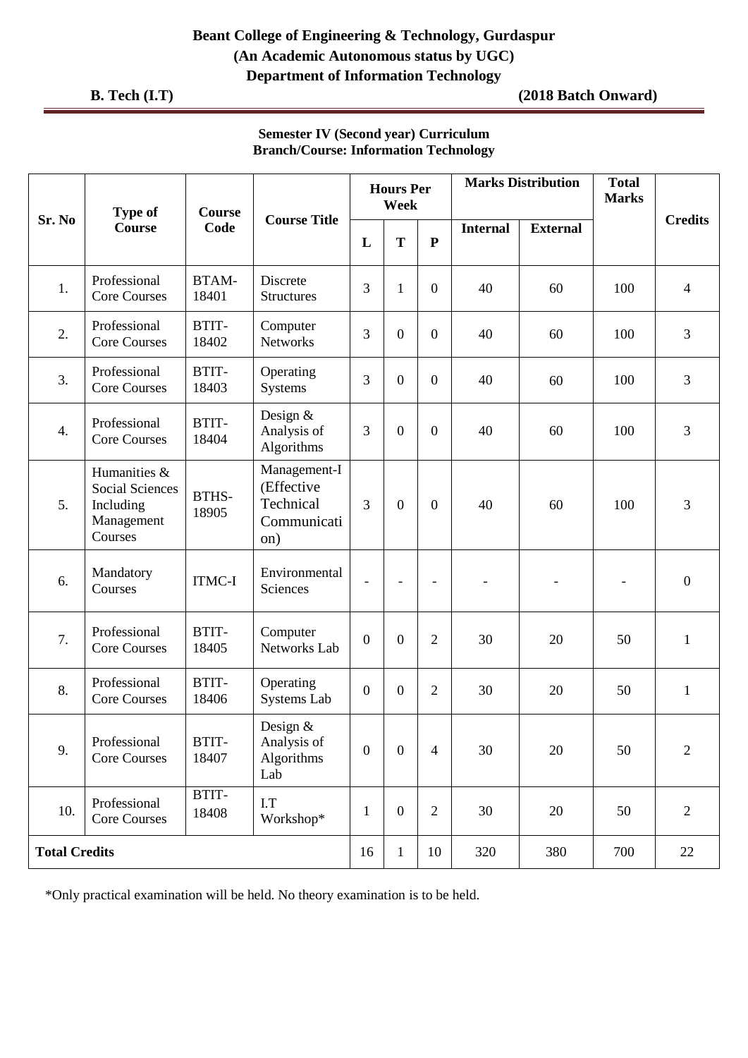**Beant College of Engineering & Technology, Gurdaspur**
**(An Academic Autonomous status by UGC)**
**Department of Information Technology**

**B. Tech (I.T)** **(2018 Batch Onward)**

**Semester IV (Second year) Curriculum**
**Branch/Course: Information Technology**

| Sr. No | Type of Course | Course Code | Course Title | Hours Per Week | | | Marks Distribution | | Total Marks | Credits |
|---|---|---|---|---|---|---|---|---|---|---|
| | | | | L | T | P | Internal | External | | |
| 1. | Professional Core Courses | BTAM-18401 | Discrete Structures | 3 | 1 | 0 | 40 | 60 | 100 | 4 |
| 2. | Professional Core Courses | BTIT-18402 | Computer Networks | 3 | 0 | 0 | 40 | 60 | 100 | 3 |
| 3. | Professional Core Courses | BTIT-18403 | Operating Systems | 3 | 0 | 0 | 40 | 60 | 100 | 3 |
| 4. | Professional Core Courses | BTIT-18404 | Design & Analysis of Algorithms | 3 | 0 | 0 | 40 | 60 | 100 | 3 |
| 5. | Humanities & Social Sciences Including Management Courses | BTHS-18905 | Management-I (Effective Technical Communication) | 3 | 0 | 0 | 40 | 60 | 100 | 3 |
| 6. | Mandatory Courses | ITMC-I | Environmental Sciences | - | - | - | - | - | - | 0 |
| 7. | Professional Core Courses | BTIT-18405 | Computer Networks Lab | 0 | 0 | 2 | 30 | 20 | 50 | 1 |
| 8. | Professional Core Courses | BTIT-18406 | Operating Systems Lab | 0 | 0 | 2 | 30 | 20 | 50 | 1 |
| 9. | Professional Core Courses | BTIT-18407 | Design & Analysis of Algorithms Lab | 0 | 0 | 4 | 30 | 20 | 50 | 2 |
| 10. | Professional Core Courses | BTIT-18408 | I.T Workshop* | 1 | 0 | 2 | 30 | 20 | 50 | 2 |
| **Total Credits** | | | | 16 | 1 | 10 | 320 | 380 | 700 | 22 |

*Only practical examination will be held. No theory examination is to be held.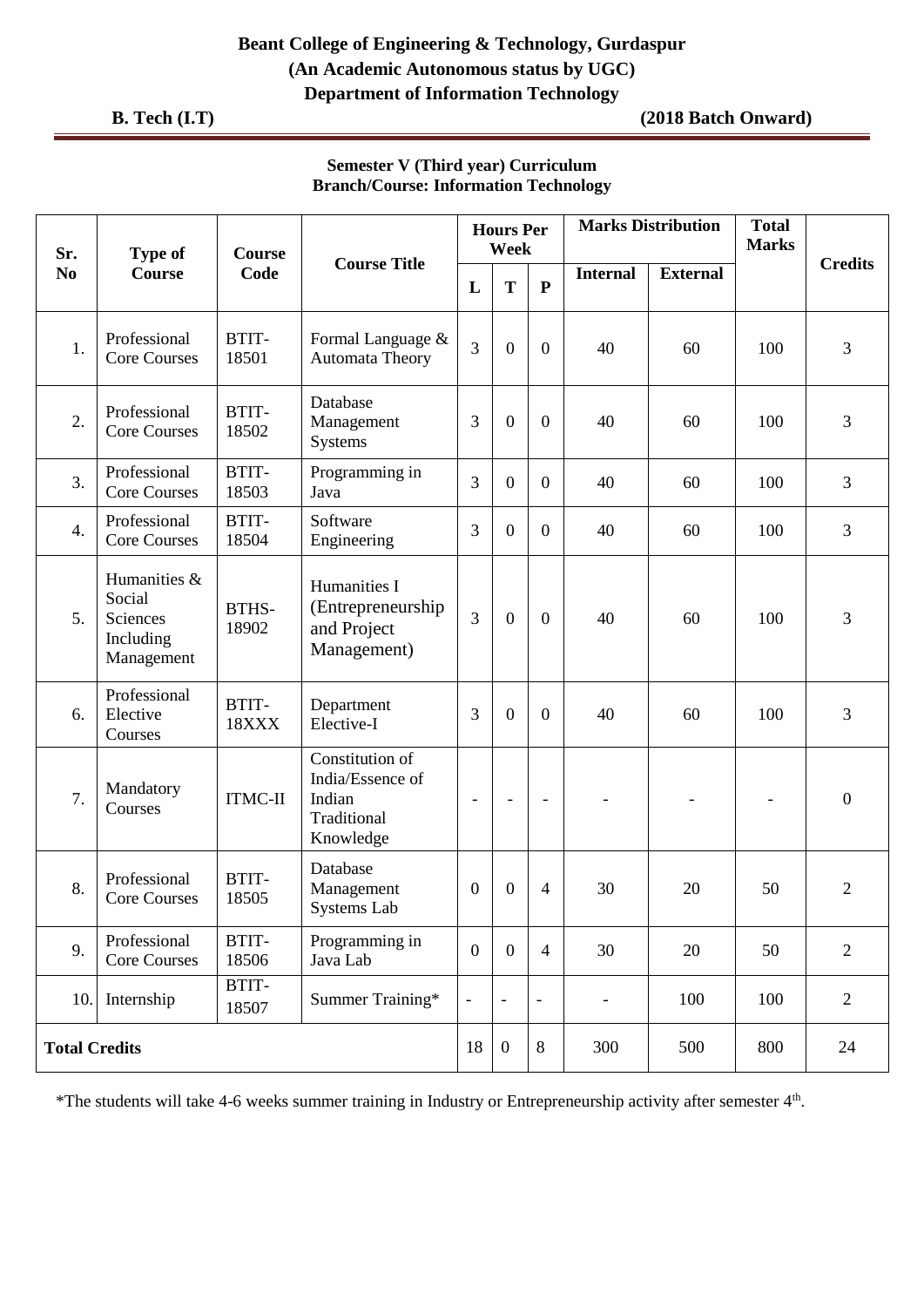**Beant College of Engineering & Technology, Gurdaspur**
**(An Academic Autonomous status by UGC)**
**Department of Information Technology**

**B. Tech (I.T)** **(2018 Batch Onward)**

**Semester V (Third year) Curriculum**
**Branch/Course: Information Technology**

| Sr. No | Type of Course | Course Code | Course Title | Hours Per Week | | | Marks Distribution | | Total Marks | Credits |
|---|---|---|---|---|---|---|---|---|---|---|
| | | | | L | T | P | Internal | External | | |
| 1. | Professional Core Courses | BTIT-18501 | Formal Language & Automata Theory | 3 | 0 | 0 | 40 | 60 | 100 | 3 |
| 2. | Professional Core Courses | BTIT-18502 | Database Management Systems | 3 | 0 | 0 | 40 | 60 | 100 | 3 |
| 3. | Professional Core Courses | BTIT-18503 | Programming in Java | 3 | 0 | 0 | 40 | 60 | 100 | 3 |
| 4. | Professional Core Courses | BTIT-18504 | Software Engineering | 3 | 0 | 0 | 40 | 60 | 100 | 3 |
| 5. | Humanities & Social Sciences Including Management | BTHS-18902 | Humanities I (Entrepreneurship and Project Management) | 3 | 0 | 0 | 40 | 60 | 100 | 3 |
| 6. | Professional Elective Courses | BTIT-18XXX | Department Elective-I | 3 | 0 | 0 | 40 | 60 | 100 | 3 |
| 7. | Mandatory Courses | ITMC-II | Constitution of India/Essence of Indian Traditional Knowledge | - | - | - | - | - | - | 0 |
| 8. | Professional Core Courses | BTIT-18505 | Database Management Systems Lab | 0 | 0 | 4 | 30 | 20 | 50 | 2 |
| 9. | Professional Core Courses | BTIT-18506 | Programming in Java Lab | 0 | 0 | 4 | 30 | 20 | 50 | 2 |
| 10. | Internship | BTIT-18507 | Summer Training* | - | - | - | - | 100 | 100 | 2 |
| **Total Credits** | | | | 18 | 0 | 8 | 300 | 500 | 800 | 24 |

*The students will take 4-6 weeks summer training in Industry or Entrepreneurship activity after semester 4th.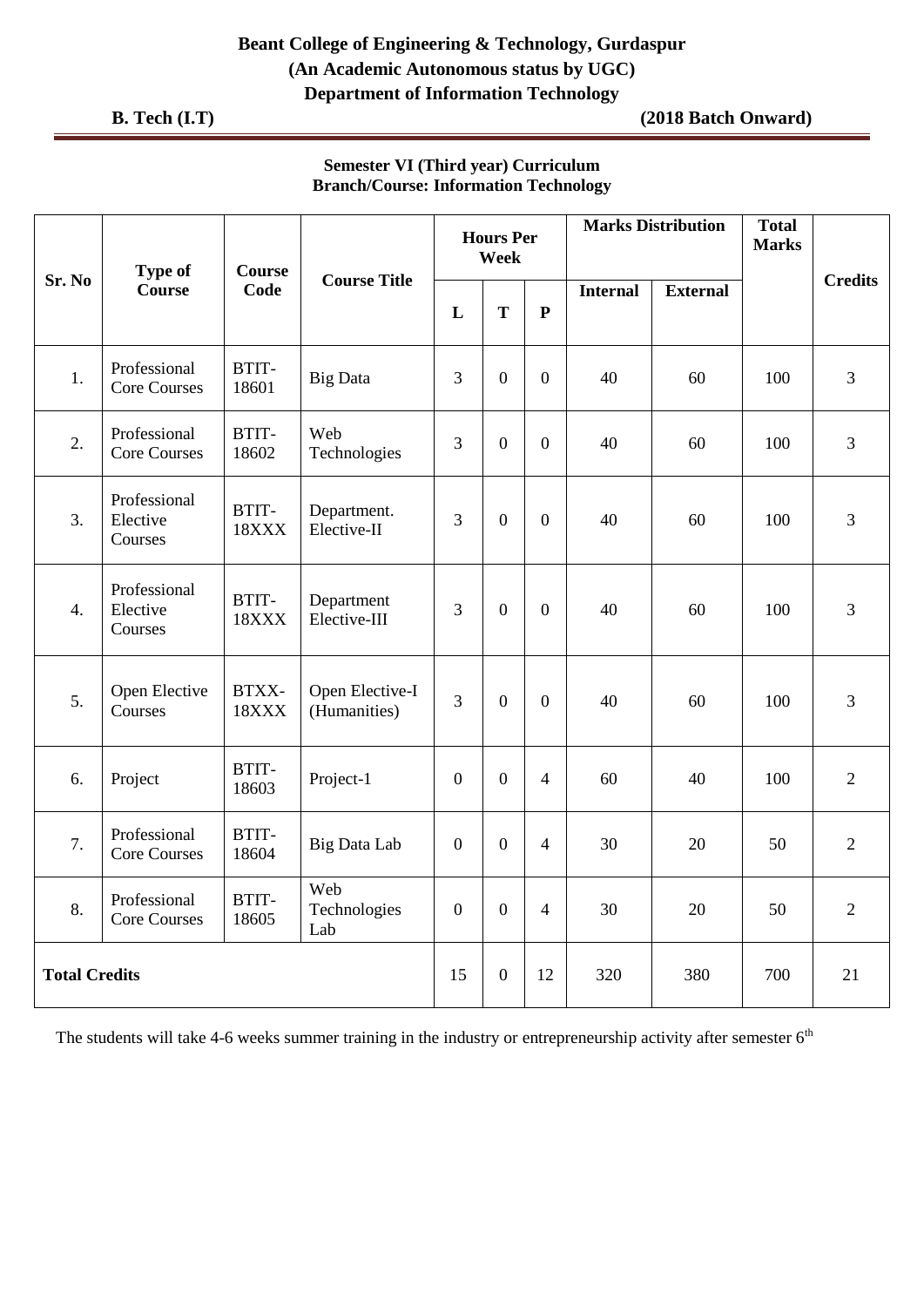**Beant College of Engineering & Technology, Gurdaspur**
**(An Academic Autonomous status by UGC)**
**Department of Information Technology**

**B. Tech (I.T)** **(2018 Batch Onward)**

**Semester VI (Third year) Curriculum**
**Branch/Course: Information Technology**

| Sr. No | Type of Course | Course Code | Course Title | Hours Per Week | | | Marks Distribution | | Total Marks | Credits |
|---|---|---|---|---|---|---|---|---|---|---|
| | | | | L | T | P | Internal | External | | |
| 1. | Professional Core Courses | BTIT-18601 | Big Data | 3 | 0 | 0 | 40 | 60 | 100 | 3 |
| 2. | Professional Core Courses | BTIT-18602 | Web Technologies | 3 | 0 | 0 | 40 | 60 | 100 | 3 |
| 3. | Professional Elective Courses | BTIT-18XXX | Department. Elective-II | 3 | 0 | 0 | 40 | 60 | 100 | 3 |
| 4. | Professional Elective Courses | BTIT-18XXX | Department Elective-III | 3 | 0 | 0 | 40 | 60 | 100 | 3 |
| 5. | Open Elective Courses | BTXX-18XXX | Open Elective-I (Humanities) | 3 | 0 | 0 | 40 | 60 | 100 | 3 |
| 6. | Project | BTIT-18603 | Project-1 | 0 | 0 | 4 | 60 | 40 | 100 | 2 |
| 7. | Professional Core Courses | BTIT-18604 | Big Data Lab | 0 | 0 | 4 | 30 | 20 | 50 | 2 |
| 8. | Professional Core Courses | BTIT-18605 | Web Technologies Lab | 0 | 0 | 4 | 30 | 20 | 50 | 2 |
| **Total Credits** | | | | 15 | 0 | 12 | 320 | 380 | 700 | 21 |

The students will take 4-6 weeks summer training in the industry or entrepreneurship activity after semester 6th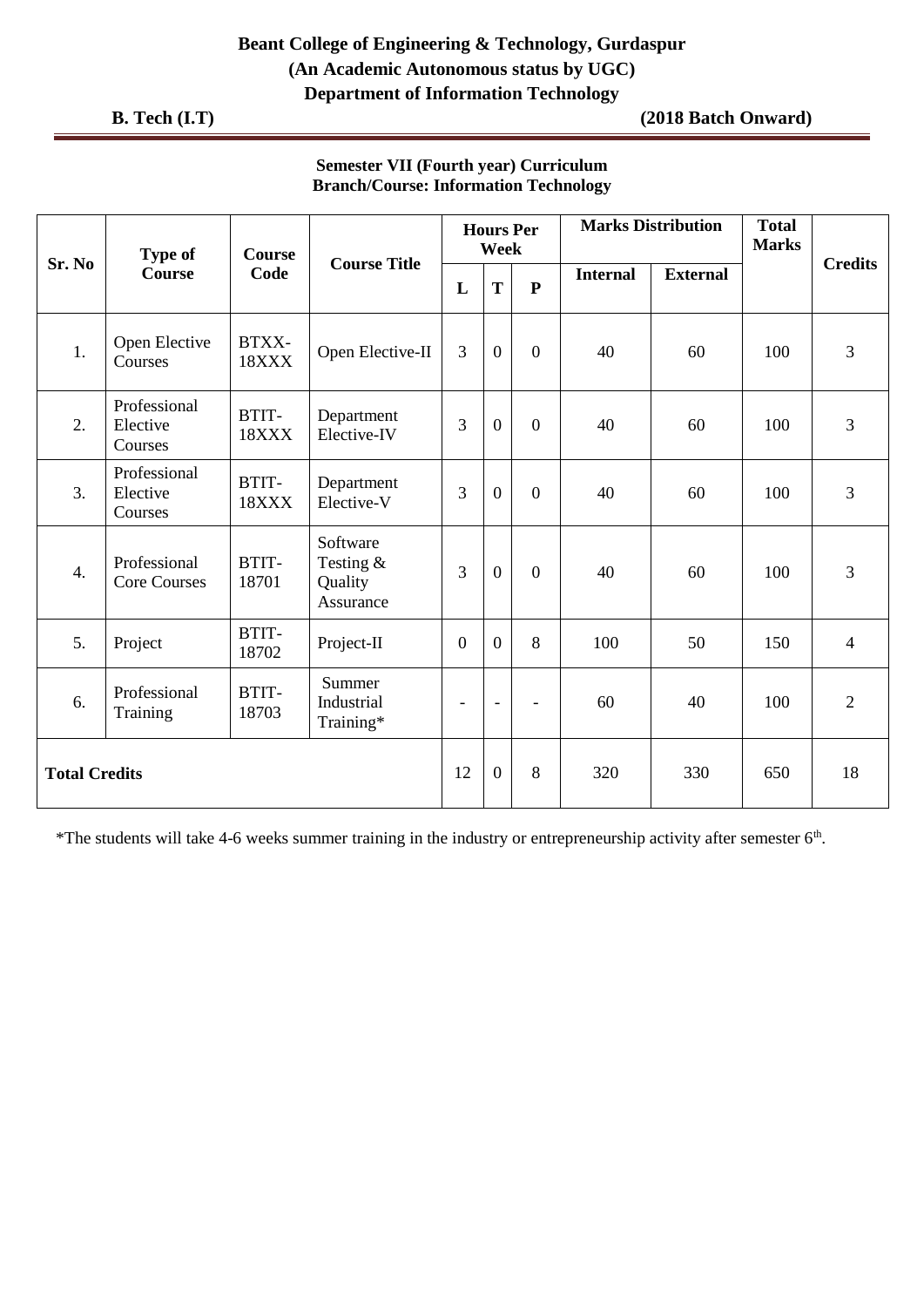**Beant College of Engineering & Technology, Gurdaspur**
**(An Academic Autonomous status by UGC)**
**Department of Information Technology**

**B. Tech (I.T)** **(2018 Batch Onward)**

**Semester VII (Fourth year) Curriculum**
**Branch/Course: Information Technology**

| Sr. No | Type of Course | Course Code | Course Title | Hours Per Week | | | Marks Distribution | | Total Marks | Credits |
|---|---|---|---|---|---|---|---|---|---|---|
| | | | | L | T | P | Internal | External | | |
| 1. | Open Elective Courses | BTXX-18XXX | Open Elective-II | 3 | 0 | 0 | 40 | 60 | 100 | 3 |
| 2. | Professional Elective Courses | BTIT-18XXX | Department Elective-IV | 3 | 0 | 0 | 40 | 60 | 100 | 3 |
| 3. | Professional Elective Courses | BTIT-18XXX | Department Elective-V | 3 | 0 | 0 | 40 | 60 | 100 | 3 |
| 4. | Professional Core Courses | BTIT-18701 | Software Testing & Quality Assurance | 3 | 0 | 0 | 40 | 60 | 100 | 3 |
| 5. | Project | BTIT-18702 | Project-II | 0 | 0 | 8 | 100 | 50 | 150 | 4 |
| 6. | Professional Training | BTIT-18703 | Summer Industrial Training* | - | - | - | 60 | 40 | 100 | 2 |
| **Total Credits** | | | | 12 | 0 | 8 | 320 | 330 | 650 | 18 |

*The students will take 4-6 weeks summer training in the industry or entrepreneurship activity after semester 6th.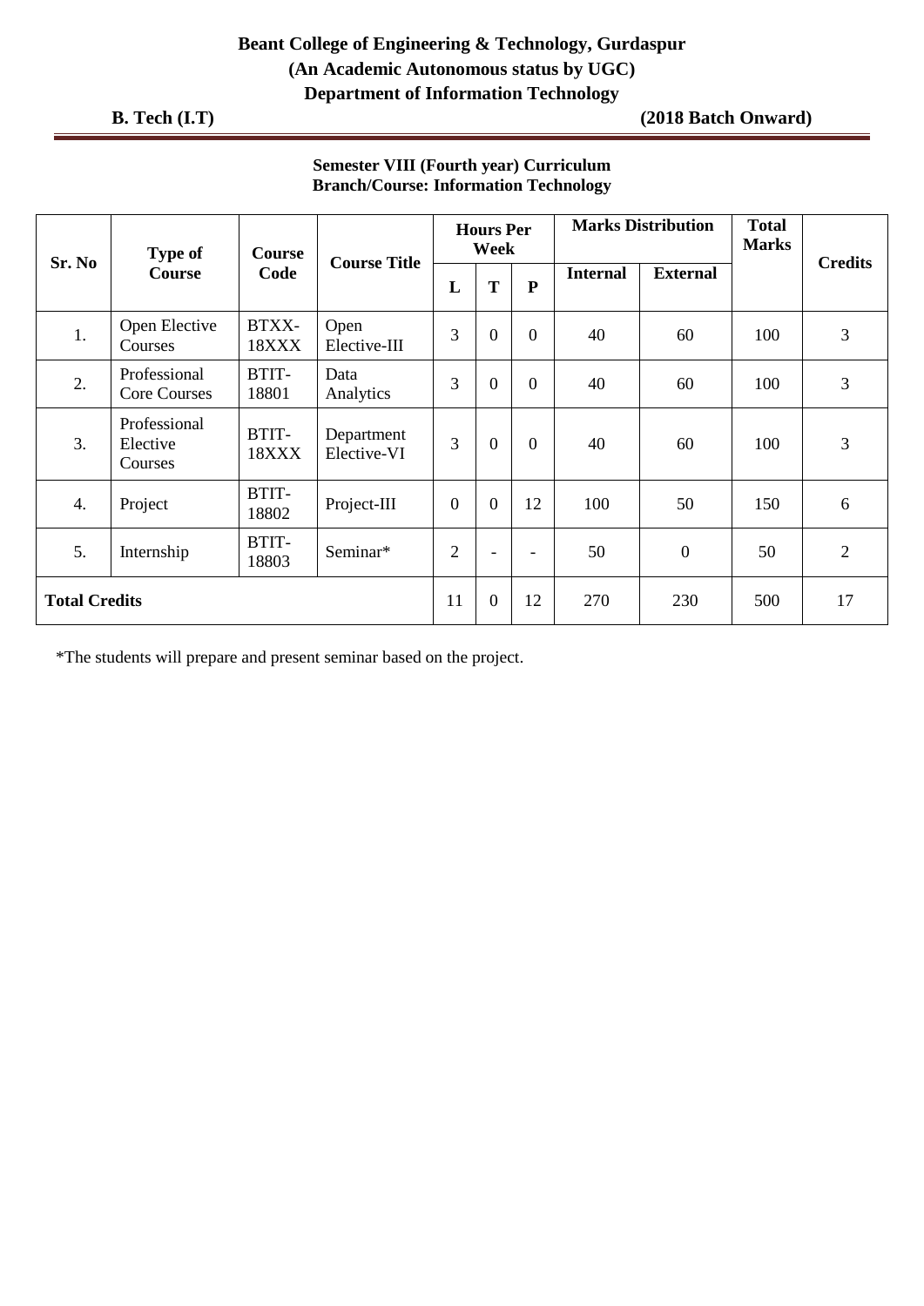**Beant College of Engineering & Technology, Gurdaspur**
**(An Academic Autonomous status by UGC)**
**Department of Information Technology**

**B. Tech (I.T)** **(2018 Batch Onward)**

**Semester VIII (Fourth year) Curriculum**
**Branch/Course: Information Technology**

| Sr. No | Type of Course | Course Code | Course Title | Hours Per Week | | | Marks Distribution | | Total Marks | Credits |
|---|---|---|---|---|---|---|---|---|---|---|
| | | | | L | T | P | Internal | External | | |
| 1. | Open Elective Courses | BTXX-18XXX | Open Elective-III | 3 | 0 | 0 | 40 | 60 | 100 | 3 |
| 2. | Professional Core Courses | BTIT-18801 | Data Analytics | 3 | 0 | 0 | 40 | 60 | 100 | 3 |
| 3. | Professional Elective Courses | BTIT-18XXX | Department Elective-VI | 3 | 0 | 0 | 40 | 60 | 100 | 3 |
| 4. | Project | BTIT-18802 | Project-III | 0 | 0 | 12 | 100 | 50 | 150 | 6 |
| 5. | Internship | BTIT-18803 | Seminar* | 2 | - | - | 50 | 0 | 50 | 2 |
| **Total Credits** | | | | 11 | 0 | 12 | 270 | 230 | 500 | 17 |

*The students will prepare and present seminar based on the project.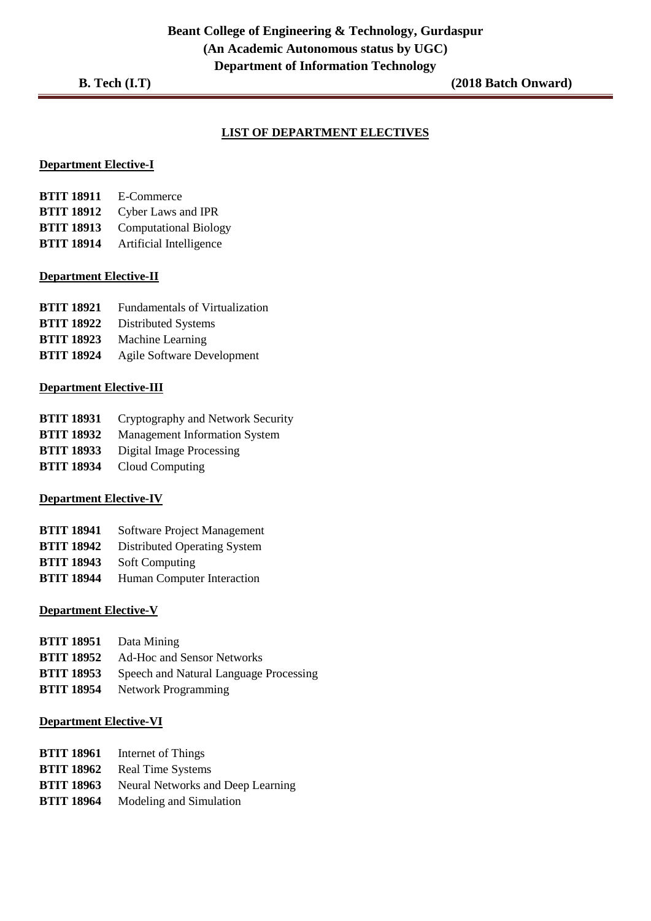**Beant College of Engineering & Technology, Gurdaspur**
**(An Academic Autonomous status by UGC)**
**Department of Information Technology**

**B. Tech (I.T)** **(2018 Batch Onward)**

## LIST OF DEPARTMENT ELECTIVES

### Department Elective-I

**BTIT 18911** E-Commerce
**BTIT 18912** Cyber Laws and IPR
**BTIT 18913** Computational Biology
**BTIT 18914** Artificial Intelligence

### Department Elective-II

**BTIT 18921** Fundamentals of Virtualization
**BTIT 18922** Distributed Systems
**BTIT 18923** Machine Learning
**BTIT 18924** Agile Software Development

### Department Elective-III

**BTIT 18931** Cryptography and Network Security
**BTIT 18932** Management Information System
**BTIT 18933** Digital Image Processing
**BTIT 18934** Cloud Computing

### Department Elective-IV

**BTIT 18941** Software Project Management
**BTIT 18942** Distributed Operating System
**BTIT 18943** Soft Computing
**BTIT 18944** Human Computer Interaction

### Department Elective-V

**BTIT 18951** Data Mining
**BTIT 18952** Ad-Hoc and Sensor Networks
**BTIT 18953** Speech and Natural Language Processing
**BTIT 18954** Network Programming

### Department Elective-VI

**BTIT 18961** Internet of Things
**BTIT 18962** Real Time Systems
**BTIT 18963** Neural Networks and Deep Learning
**BTIT 18964** Modeling and Simulation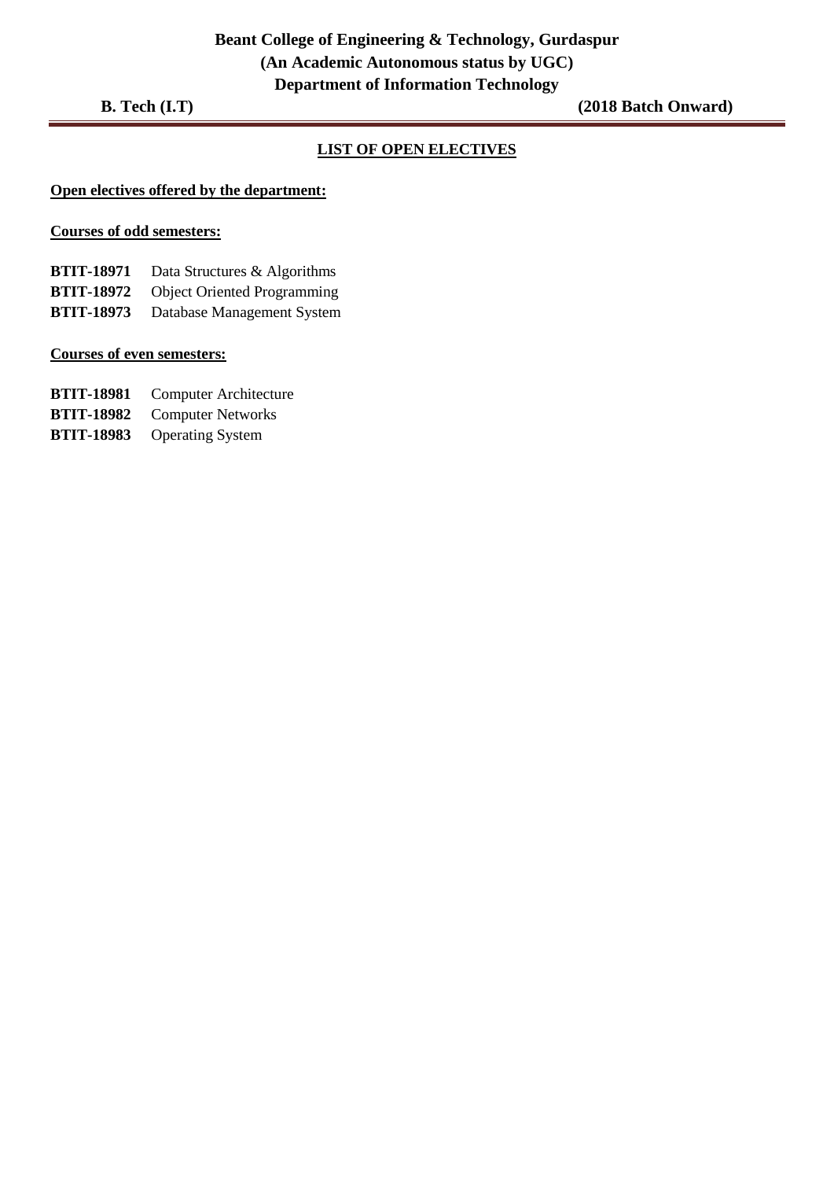**Beant College of Engineering & Technology, Gurdaspur**
**(An Academic Autonomous status by UGC)**
**Department of Information Technology**

**B. Tech (I.T)** **(2018 Batch Onward)**

## LIST OF OPEN ELECTIVES

**Open electives offered by the department:**

**Courses of odd semesters:**

**BTIT-18971** Data Structures & Algorithms
**BTIT-18972** Object Oriented Programming
**BTIT-18973** Database Management System

**Courses of even semesters:**

**BTIT-18981** Computer Architecture
**BTIT-18982** Computer Networks
**BTIT-18983** Operating System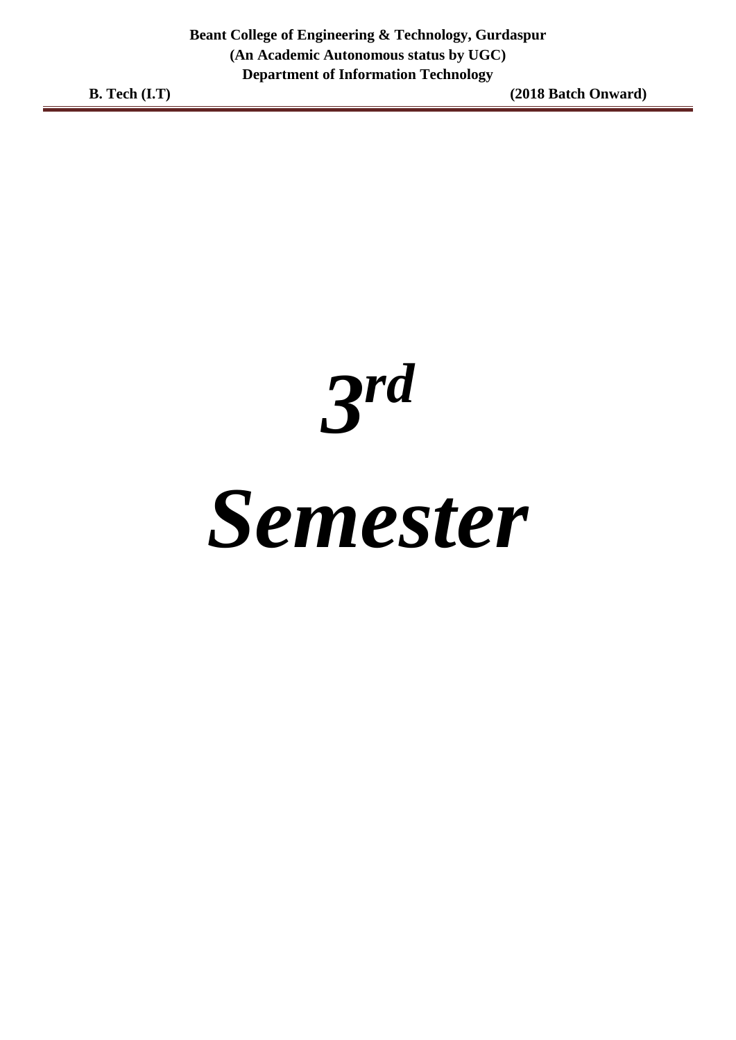# *3rd Semester*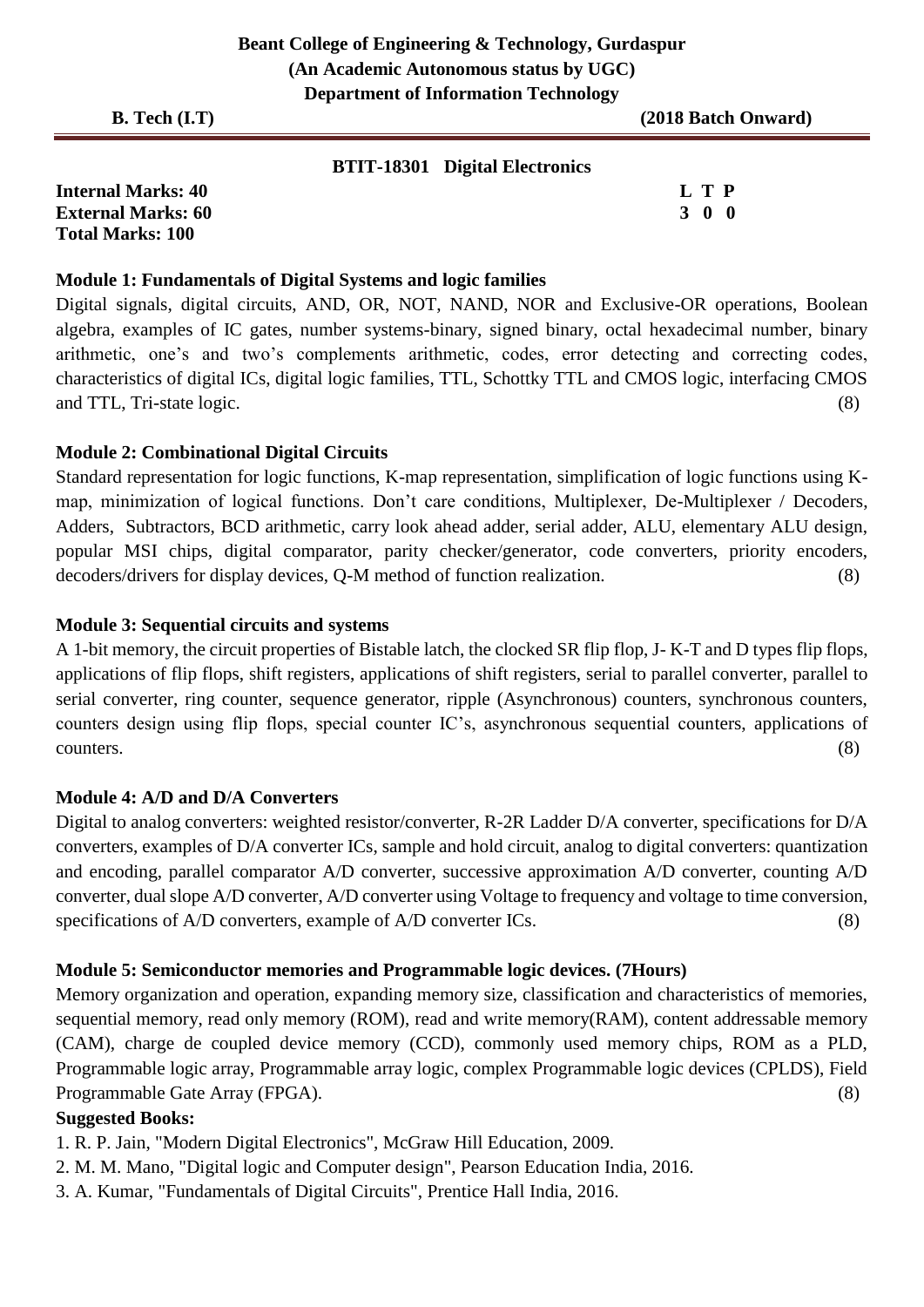# Beant College of Engineering & Technology, Gurdaspur

**(An Academic Autonomous status by UGC)**

**Department of Information Technology**

**B. Tech (I.T)** **(2018 Batch Onward)**

## BTIT-18301 Digital Electronics

**Internal Marks: 40**
**External Marks: 60**
**Total Marks: 100**

| L | T | P |
|---|---|---|
| 3 | 0 | 0 |

### Module 1: Fundamentals of Digital Systems and logic families

Digital signals, digital circuits, AND, OR, NOT, NAND, NOR and Exclusive-OR operations, Boolean algebra, examples of IC gates, number systems-binary, signed binary, octal hexadecimal number, binary arithmetic, one's and two's complements arithmetic, codes, error detecting and correcting codes, characteristics of digital ICs, digital logic families, TTL, Schottky TTL and CMOS logic, interfacing CMOS and TTL, Tri-state logic. (8)

### Module 2: Combinational Digital Circuits

Standard representation for logic functions, K-map representation, simplification of logic functions using K-map, minimization of logical functions. Don't care conditions, Multiplexer, De-Multiplexer / Decoders, Adders, Subtractors, BCD arithmetic, carry look ahead adder, serial adder, ALU, elementary ALU design, popular MSI chips, digital comparator, parity checker/generator, code converters, priority encoders, decoders/drivers for display devices, Q-M method of function realization. (8)

### Module 3: Sequential circuits and systems

A 1-bit memory, the circuit properties of Bistable latch, the clocked SR flip flop, J- K-T and D types flip flops, applications of flip flops, shift registers, applications of shift registers, serial to parallel converter, parallel to serial converter, ring counter, sequence generator, ripple (Asynchronous) counters, synchronous counters, counters design using flip flops, special counter IC's, asynchronous sequential counters, applications of counters. (8)

### Module 4: A/D and D/A Converters

Digital to analog converters: weighted resistor/converter, R-2R Ladder D/A converter, specifications for D/A converters, examples of D/A converter ICs, sample and hold circuit, analog to digital converters: quantization and encoding, parallel comparator A/D converter, successive approximation A/D converter, counting A/D converter, dual slope A/D converter, A/D converter using Voltage to frequency and voltage to time conversion, specifications of A/D converters, example of A/D converter ICs. (8)

### Module 5: Semiconductor memories and Programmable logic devices. (7Hours)

Memory organization and operation, expanding memory size, classification and characteristics of memories, sequential memory, read only memory (ROM), read and write memory(RAM), content addressable memory (CAM), charge de coupled device memory (CCD), commonly used memory chips, ROM as a PLD, Programmable logic array, Programmable array logic, complex Programmable logic devices (CPLDS), Field Programmable Gate Array (FPGA). (8)

### Suggested Books:

1. R. P. Jain, "Modern Digital Electronics", McGraw Hill Education, 2009.
2. M. M. Mano, "Digital logic and Computer design", Pearson Education India, 2016.
3. A. Kumar, "Fundamentals of Digital Circuits", Prentice Hall India, 2016.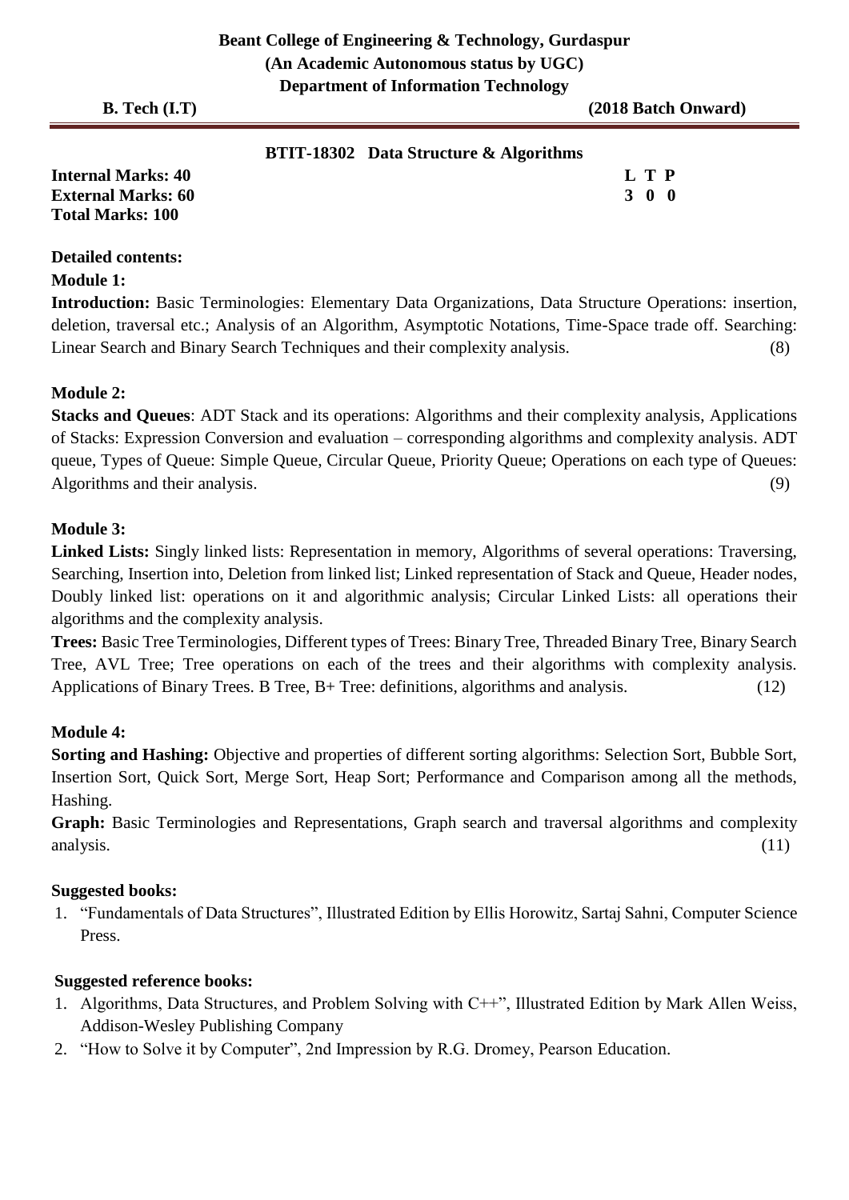**Beant College of Engineering & Technology, Gurdaspur**
**(An Academic Autonomous status by UGC)**
**Department of Information Technology**

**B. Tech (I.T)** **(2018 Batch Onward)**

## BTIT-18302 Data Structure & Algorithms

**Internal Marks: 40**
**External Marks: 60**
**Total Marks: 100**

| L | T | P |
|---|---|---|
| 3 | 0 | 0 |

**Detailed contents:**

**Module 1:**

**Introduction:** Basic Terminologies: Elementary Data Organizations, Data Structure Operations: insertion, deletion, traversal etc.; Analysis of an Algorithm, Asymptotic Notations, Time-Space trade off. Searching: Linear Search and Binary Search Techniques and their complexity analysis. (8)

**Module 2:**

**Stacks and Queues**: ADT Stack and its operations: Algorithms and their complexity analysis, Applications of Stacks: Expression Conversion and evaluation – corresponding algorithms and complexity analysis. ADT queue, Types of Queue: Simple Queue, Circular Queue, Priority Queue; Operations on each type of Queues: Algorithms and their analysis. (9)

**Module 3:**

**Linked Lists:** Singly linked lists: Representation in memory, Algorithms of several operations: Traversing, Searching, Insertion into, Deletion from linked list; Linked representation of Stack and Queue, Header nodes, Doubly linked list: operations on it and algorithmic analysis; Circular Linked Lists: all operations their algorithms and the complexity analysis.

**Trees:** Basic Tree Terminologies, Different types of Trees: Binary Tree, Threaded Binary Tree, Binary Search Tree, AVL Tree; Tree operations on each of the trees and their algorithms with complexity analysis. Applications of Binary Trees. B Tree, B+ Tree: definitions, algorithms and analysis. (12)

**Module 4:**

**Sorting and Hashing:** Objective and properties of different sorting algorithms: Selection Sort, Bubble Sort, Insertion Sort, Quick Sort, Merge Sort, Heap Sort; Performance and Comparison among all the methods, Hashing.

**Graph:** Basic Terminologies and Representations, Graph search and traversal algorithms and complexity analysis. (11)

**Suggested books:**

1. "Fundamentals of Data Structures", Illustrated Edition by Ellis Horowitz, Sartaj Sahni, Computer Science Press.

**Suggested reference books:**

1. Algorithms, Data Structures, and Problem Solving with C++", Illustrated Edition by Mark Allen Weiss, Addison-Wesley Publishing Company
2. "How to Solve it by Computer", 2nd Impression by R.G. Dromey, Pearson Education.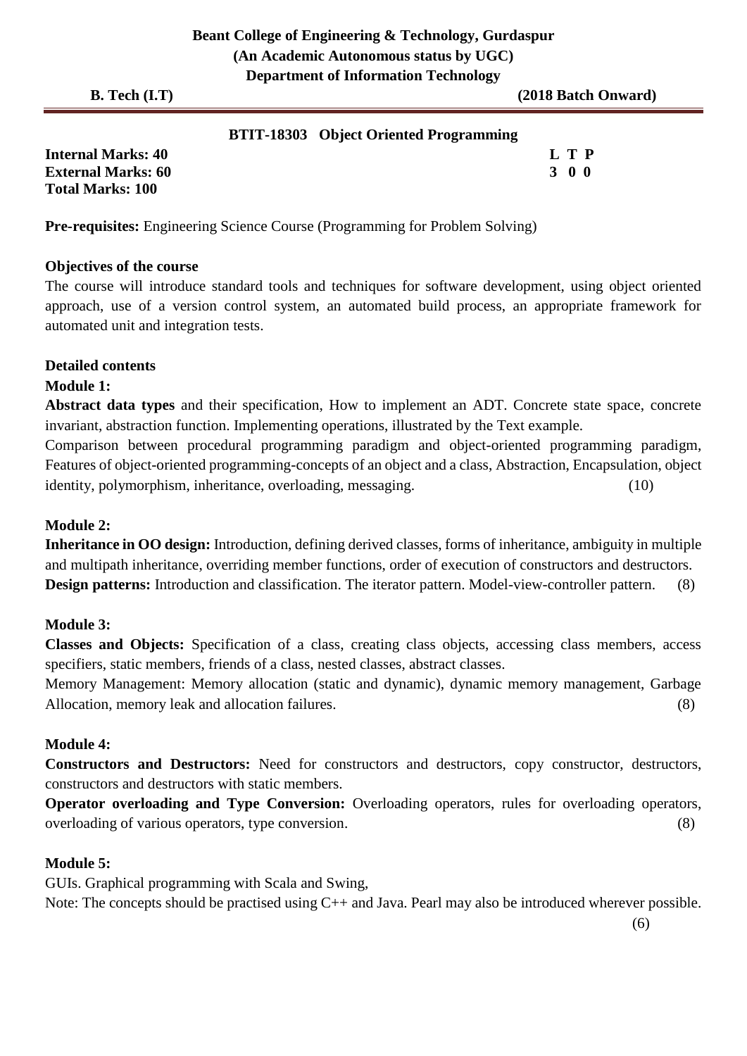**Beant College of Engineering & Technology, Gurdaspur**
**(An Academic Autonomous status by UGC)**
**Department of Information Technology**

**B. Tech (I.T)** **(2018 Batch Onward)**

## BTIT-18303 Object Oriented Programming

**Internal Marks: 40**
**External Marks: 60**
**Total Marks: 100**

| L | T | P |
|---|---|---|
| 3 | 0 | 0 |

**Pre-requisites:** Engineering Science Course (Programming for Problem Solving)

### Objectives of the course

The course will introduce standard tools and techniques for software development, using object oriented approach, use of a version control system, an automated build process, an appropriate framework for automated unit and integration tests.

### Detailed contents

**Module 1:**

**Abstract data types** and their specification, How to implement an ADT. Concrete state space, concrete invariant, abstraction function. Implementing operations, illustrated by the Text example.
Comparison between procedural programming paradigm and object-oriented programming paradigm, Features of object-oriented programming-concepts of an object and a class, Abstraction, Encapsulation, object identity, polymorphism, inheritance, overloading, messaging. (10)

**Module 2:**

**Inheritance in OO design:** Introduction, defining derived classes, forms of inheritance, ambiguity in multiple and multipath inheritance, overriding member functions, order of execution of constructors and destructors.
**Design patterns:** Introduction and classification. The iterator pattern. Model-view-controller pattern. (8)

**Module 3:**

**Classes and Objects:** Specification of a class, creating class objects, accessing class members, access specifiers, static members, friends of a class, nested classes, abstract classes.
Memory Management: Memory allocation (static and dynamic), dynamic memory management, Garbage Allocation, memory leak and allocation failures. (8)

**Module 4:**

**Constructors and Destructors:** Need for constructors and destructors, copy constructor, destructors, constructors and destructors with static members.
**Operator overloading and Type Conversion:** Overloading operators, rules for overloading operators, overloading of various operators, type conversion. (8)

**Module 5:**

GUIs. Graphical programming with Scala and Swing,
Note: The concepts should be practised using C++ and Java. Pearl may also be introduced wherever possible. (6)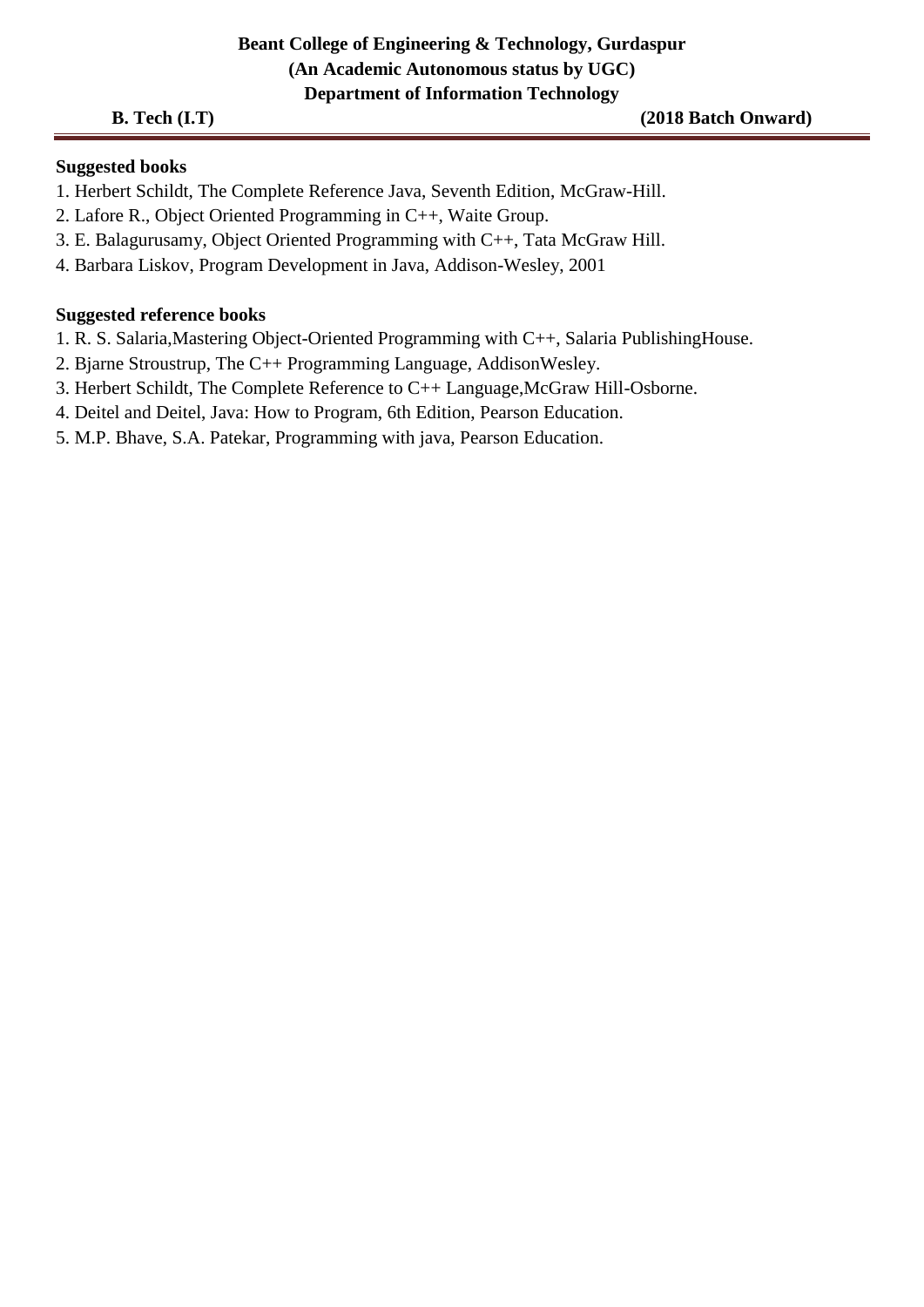**Suggested books**

1. Herbert Schildt, The Complete Reference Java, Seventh Edition, McGraw-Hill.
2. Lafore R., Object Oriented Programming in C++, Waite Group.
3. E. Balagurusamy, Object Oriented Programming with C++, Tata McGraw Hill.
4. Barbara Liskov, Program Development in Java, Addison-Wesley, 2001

**Suggested reference books**

1. R. S. Salaria,Mastering Object-Oriented Programming with C++, Salaria PublishingHouse.
2. Bjarne Stroustrup, The C++ Programming Language, AddisonWesley.
3. Herbert Schildt, The Complete Reference to C++ Language,McGraw Hill-Osborne.
4. Deitel and Deitel, Java: How to Program, 6th Edition, Pearson Education.
5. M.P. Bhave, S.A. Patekar, Programming with java, Pearson Education.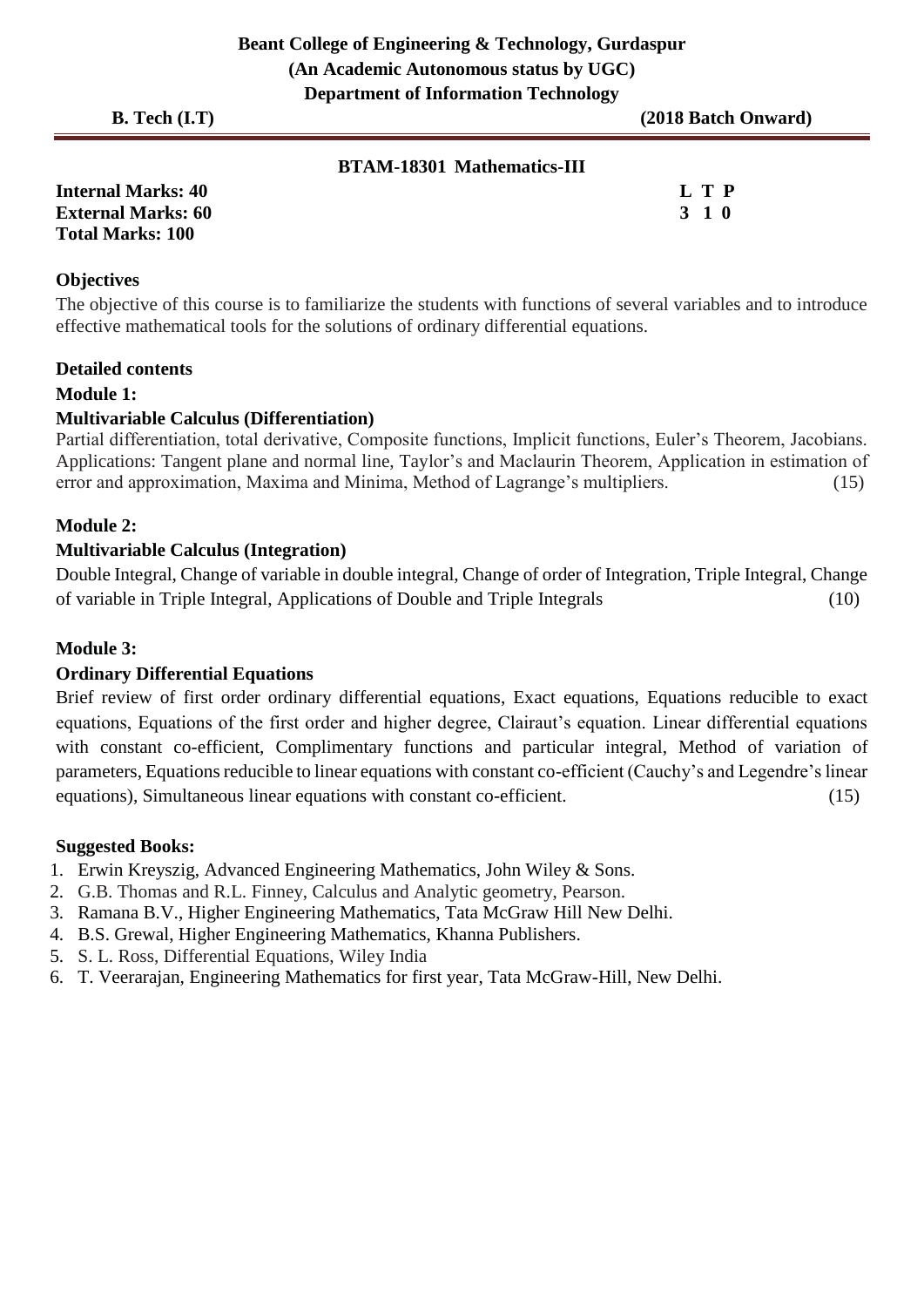**Beant College of Engineering & Technology, Gurdaspur**
**(An Academic Autonomous status by UGC)**
**Department of Information Technology**

**B. Tech (I.T)** **(2018 Batch Onward)**

## BTAM-18301 Mathematics-III

**Internal Marks: 40**
**External Marks: 60**
**Total Marks: 100**

| L | T | P |
|---|---|---|
| 3 | 1 | 0 |

### Objectives

The objective of this course is to familiarize the students with functions of several variables and to introduce effective mathematical tools for the solutions of ordinary differential equations.

### Detailed contents

**Module 1:**

**Multivariable Calculus (Differentiation)**

Partial differentiation, total derivative, Composite functions, Implicit functions, Euler's Theorem, Jacobians. Applications: Tangent plane and normal line, Taylor's and Maclaurin Theorem, Application in estimation of error and approximation, Maxima and Minima, Method of Lagrange's multipliers. (15)

**Module 2:**

**Multivariable Calculus (Integration)**

Double Integral, Change of variable in double integral, Change of order of Integration, Triple Integral, Change of variable in Triple Integral, Applications of Double and Triple Integrals (10)

**Module 3:**

**Ordinary Differential Equations**

Brief review of first order ordinary differential equations, Exact equations, Equations reducible to exact equations, Equations of the first order and higher degree, Clairaut's equation. Linear differential equations with constant co-efficient, Complimentary functions and particular integral, Method of variation of parameters, Equations reducible to linear equations with constant co-efficient (Cauchy's and Legendre's linear equations), Simultaneous linear equations with constant co-efficient. (15)

### Suggested Books:

1. Erwin Kreyszig, Advanced Engineering Mathematics, John Wiley & Sons.
2. G.B. Thomas and R.L. Finney, Calculus and Analytic geometry, Pearson.
3. Ramana B.V., Higher Engineering Mathematics, Tata McGraw Hill New Delhi.
4. B.S. Grewal, Higher Engineering Mathematics, Khanna Publishers.
5. S. L. Ross, Differential Equations, Wiley India
6. T. Veerarajan, Engineering Mathematics for first year, Tata McGraw-Hill, New Delhi.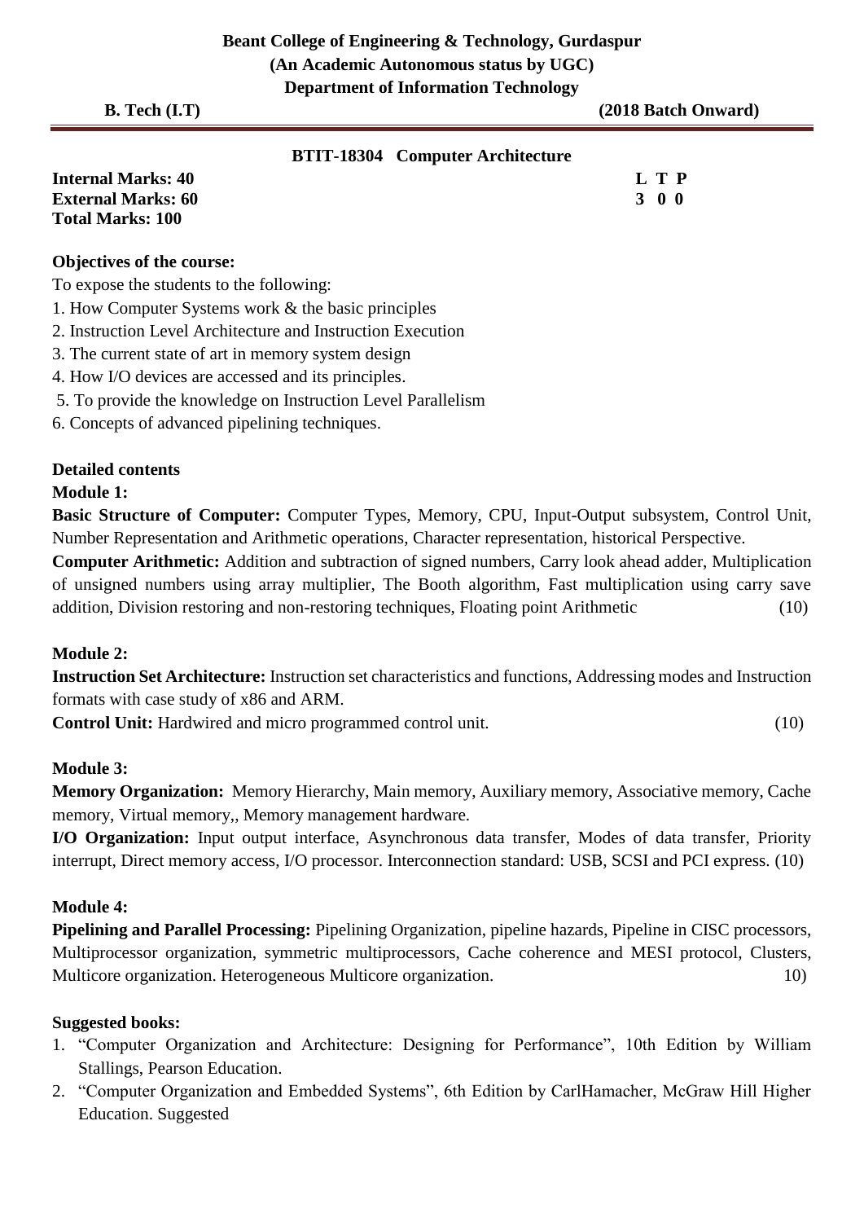**Beant College of Engineering & Technology, Gurdaspur**
**(An Academic Autonomous status by UGC)**
**Department of Information Technology**

**B. Tech (I.T)** **(2018 Batch Onward)**

---

## BTIT-18304 Computer Architecture

**Internal Marks: 40**
**External Marks: 60**
**Total Marks: 100**

| L | T | P |
|---|---|---|
| 3 | 0 | 0 |

**Objectives of the course:**

To expose the students to the following:

1. How Computer Systems work & the basic principles
2. Instruction Level Architecture and Instruction Execution
3. The current state of art in memory system design
4. How I/O devices are accessed and its principles.
5. To provide the knowledge on Instruction Level Parallelism
6. Concepts of advanced pipelining techniques.

**Detailed contents**

**Module 1:**

**Basic Structure of Computer:** Computer Types, Memory, CPU, Input-Output subsystem, Control Unit, Number Representation and Arithmetic operations, Character representation, historical Perspective.

**Computer Arithmetic:** Addition and subtraction of signed numbers, Carry look ahead adder, Multiplication of unsigned numbers using array multiplier, The Booth algorithm, Fast multiplication using carry save addition, Division restoring and non-restoring techniques, Floating point Arithmetic (10)

**Module 2:**

**Instruction Set Architecture:** Instruction set characteristics and functions, Addressing modes and Instruction formats with case study of x86 and ARM.

**Control Unit:** Hardwired and micro programmed control unit. (10)

**Module 3:**

**Memory Organization:** Memory Hierarchy, Main memory, Auxiliary memory, Associative memory, Cache memory, Virtual memory,, Memory management hardware.

**I/O Organization:** Input output interface, Asynchronous data transfer, Modes of data transfer, Priority interrupt, Direct memory access, I/O processor. Interconnection standard: USB, SCSI and PCI express. (10)

**Module 4:**

**Pipelining and Parallel Processing:** Pipelining Organization, pipeline hazards, Pipeline in CISC processors, Multiprocessor organization, symmetric multiprocessors, Cache coherence and MESI protocol, Clusters, Multicore organization. Heterogeneous Multicore organization. 10)

**Suggested books:**

1. "Computer Organization and Architecture: Designing for Performance", 10th Edition by William Stallings, Pearson Education.
2. "Computer Organization and Embedded Systems", 6th Edition by CarlHamacher, McGraw Hill Higher Education. Suggested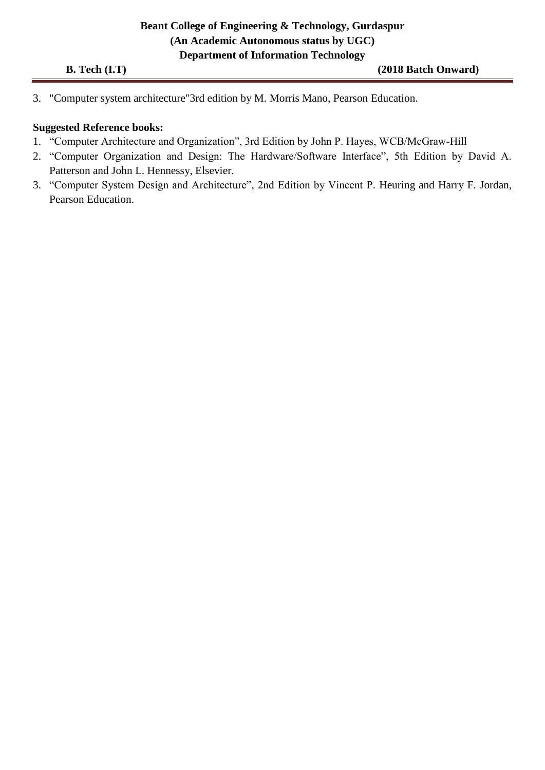3. "Computer system architecture"3rd edition by M. Morris Mano, Pearson Education.

**Suggested Reference books:**

1. “Computer Architecture and Organization”, 3rd Edition by John P. Hayes, WCB/McGraw-Hill
2. “Computer Organization and Design: The Hardware/Software Interface”, 5th Edition by David A. Patterson and John L. Hennessy, Elsevier.
3. “Computer System Design and Architecture”, 2nd Edition by Vincent P. Heuring and Harry F. Jordan, Pearson Education.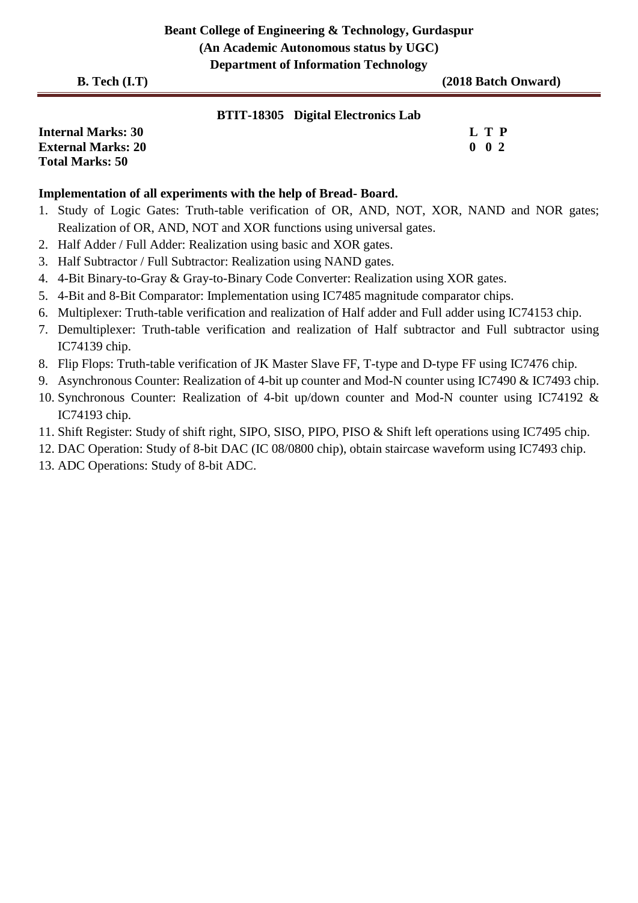**Beant College of Engineering & Technology, Gurdaspur**
**(An Academic Autonomous status by UGC)**
**Department of Information Technology**

**B. Tech (I.T)** **(2018 Batch Onward)**

## BTIT-18305 Digital Electronics Lab

**Internal Marks: 30**
**External Marks: 20**
**Total Marks: 50**

| L | T | P |
|---|---|---|
| 0 | 0 | 2 |

**Implementation of all experiments with the help of Bread- Board.**

1. Study of Logic Gates: Truth-table verification of OR, AND, NOT, XOR, NAND and NOR gates; Realization of OR, AND, NOT and XOR functions using universal gates.
2. Half Adder / Full Adder: Realization using basic and XOR gates.
3. Half Subtractor / Full Subtractor: Realization using NAND gates.
4. 4-Bit Binary-to-Gray & Gray-to-Binary Code Converter: Realization using XOR gates.
5. 4-Bit and 8-Bit Comparator: Implementation using IC7485 magnitude comparator chips.
6. Multiplexer: Truth-table verification and realization of Half adder and Full adder using IC74153 chip.
7. Demultiplexer: Truth-table verification and realization of Half subtractor and Full subtractor using IC74139 chip.
8. Flip Flops: Truth-table verification of JK Master Slave FF, T-type and D-type FF using IC7476 chip.
9. Asynchronous Counter: Realization of 4-bit up counter and Mod-N counter using IC7490 & IC7493 chip.
10. Synchronous Counter: Realization of 4-bit up/down counter and Mod-N counter using IC74192 & IC74193 chip.
11. Shift Register: Study of shift right, SIPO, SISO, PIPO, PISO & Shift left operations using IC7495 chip.
12. DAC Operation: Study of 8-bit DAC (IC 08/0800 chip), obtain staircase waveform using IC7493 chip.
13. ADC Operations: Study of 8-bit ADC.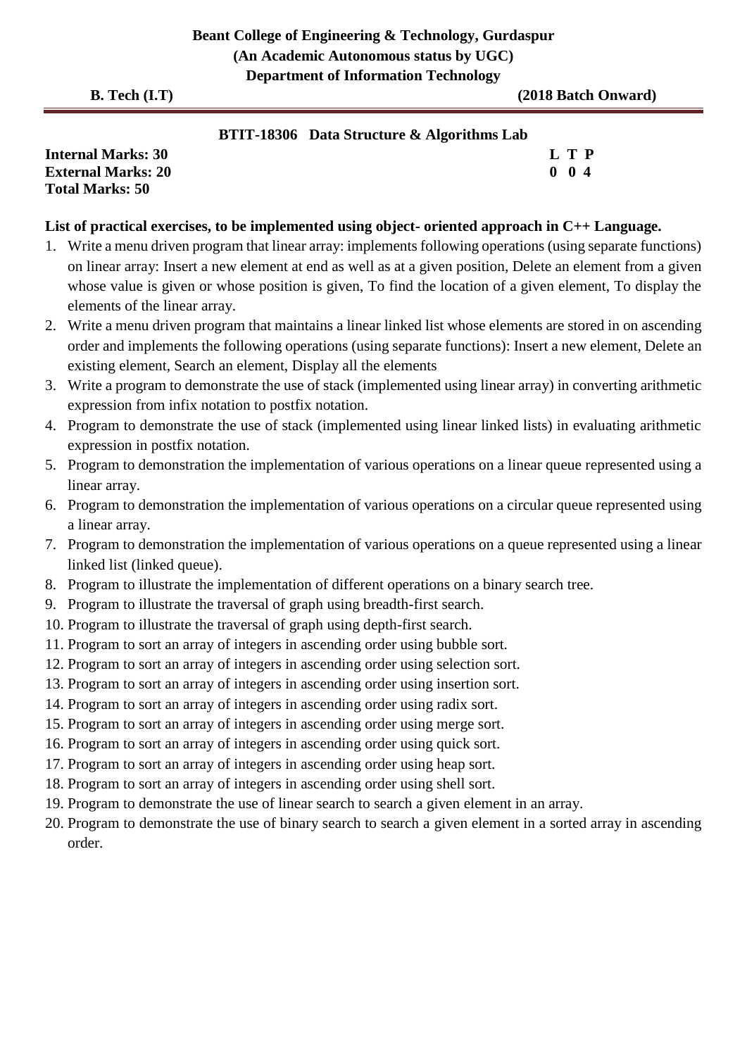**Beant College of Engineering & Technology, Gurdaspur**
**(An Academic Autonomous status by UGC)**
**Department of Information Technology**

**B. Tech (I.T)** **(2018 Batch Onward)**

---

## BTIT-18306 Data Structure & Algorithms Lab

| | |
|---|---|
| **Internal Marks: 30** | **L T P** |
| **External Marks: 20** | **0 0 4** |
| **Total Marks: 50** | |

**List of practical exercises, to be implemented using object- oriented approach in C++ Language.**

1. Write a menu driven program that linear array: implements following operations (using separate functions) on linear array: Insert a new element at end as well as at a given position, Delete an element from a given whose value is given or whose position is given, To find the location of a given element, To display the elements of the linear array.
2. Write a menu driven program that maintains a linear linked list whose elements are stored in on ascending order and implements the following operations (using separate functions): Insert a new element, Delete an existing element, Search an element, Display all the elements
3. Write a program to demonstrate the use of stack (implemented using linear array) in converting arithmetic expression from infix notation to postfix notation.
4. Program to demonstrate the use of stack (implemented using linear linked lists) in evaluating arithmetic expression in postfix notation.
5. Program to demonstration the implementation of various operations on a linear queue represented using a linear array.
6. Program to demonstration the implementation of various operations on a circular queue represented using a linear array.
7. Program to demonstration the implementation of various operations on a queue represented using a linear linked list (linked queue).
8. Program to illustrate the implementation of different operations on a binary search tree.
9. Program to illustrate the traversal of graph using breadth-first search.
10. Program to illustrate the traversal of graph using depth-first search.
11. Program to sort an array of integers in ascending order using bubble sort.
12. Program to sort an array of integers in ascending order using selection sort.
13. Program to sort an array of integers in ascending order using insertion sort.
14. Program to sort an array of integers in ascending order using radix sort.
15. Program to sort an array of integers in ascending order using merge sort.
16. Program to sort an array of integers in ascending order using quick sort.
17. Program to sort an array of integers in ascending order using heap sort.
18. Program to sort an array of integers in ascending order using shell sort.
19. Program to demonstrate the use of linear search to search a given element in an array.
20. Program to demonstrate the use of binary search to search a given element in a sorted array in ascending order.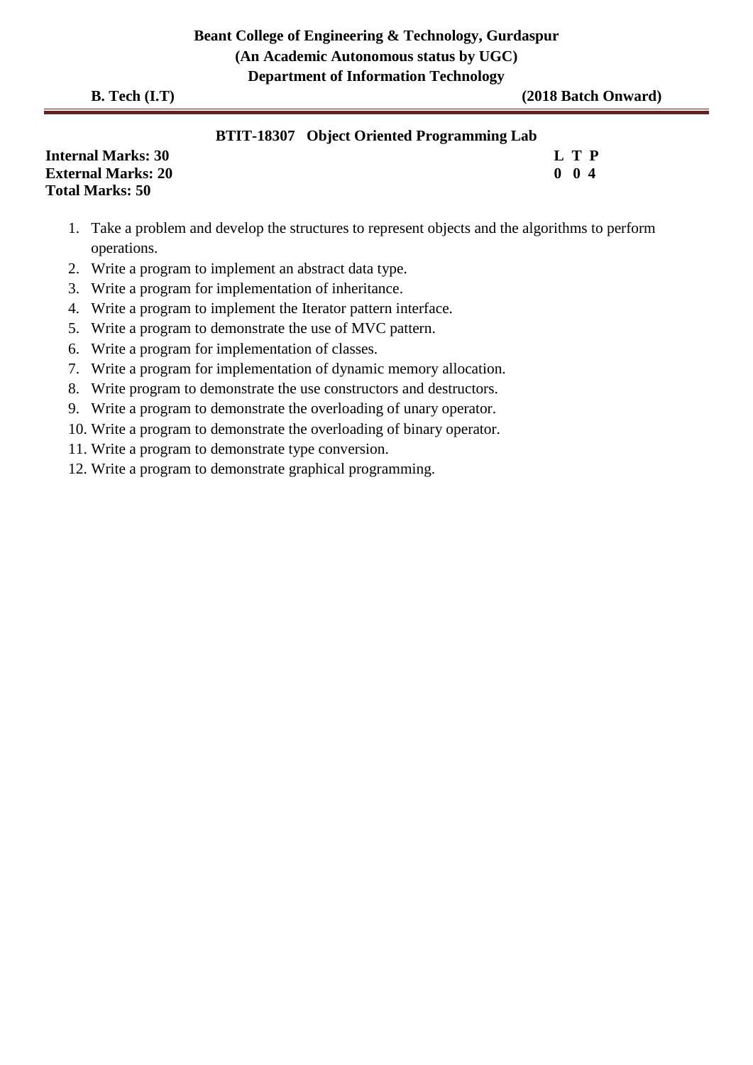**BTIT-18307 Object Oriented Programming Lab**

**Internal Marks: 30**
**External Marks: 20**
**Total Marks: 50**

| L | T | P |
|---|---|---|
| 0 | 0 | 4 |

1. Take a problem and develop the structures to represent objects and the algorithms to perform operations.
2. Write a program to implement an abstract data type.
3. Write a program for implementation of inheritance.
4. Write a program to implement the Iterator pattern interface.
5. Write a program to demonstrate the use of MVC pattern.
6. Write a program for implementation of classes.
7. Write a program for implementation of dynamic memory allocation.
8. Write program to demonstrate the use constructors and destructors.
9. Write a program to demonstrate the overloading of unary operator.
10. Write a program to demonstrate the overloading of binary operator.
11. Write a program to demonstrate type conversion.
12. Write a program to demonstrate graphical programming.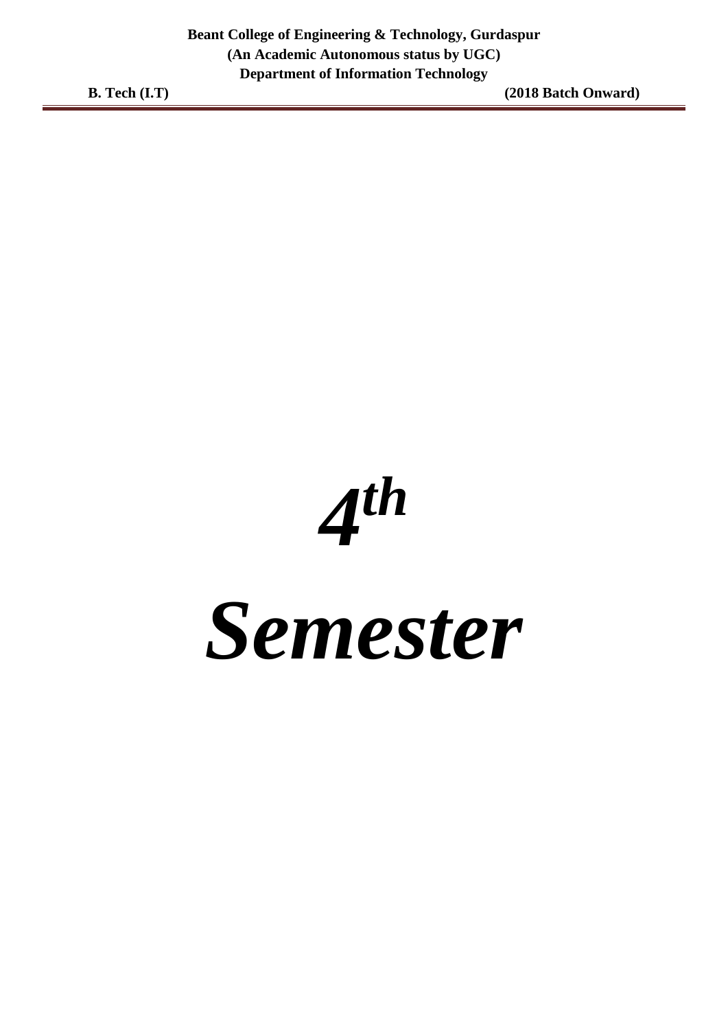# *4th Semester*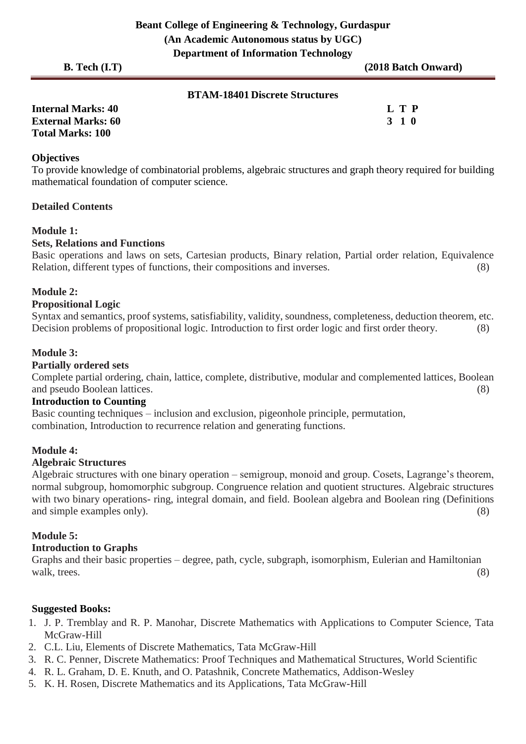**Beant College of Engineering & Technology, Gurdaspur**
**(An Academic Autonomous status by UGC)**
**Department of Information Technology**

**B. Tech (I.T)** **(2018 Batch Onward)**

## BTAM-18401 Discrete Structures

**Internal Marks: 40**
**External Marks: 60**
**Total Marks: 100**

| L | T | P |
|---|---|---|
| 3 | 1 | 0 |

### Objectives

To provide knowledge of combinatorial problems, algebraic structures and graph theory required for building mathematical foundation of computer science.

### Detailed Contents

**Module 1:**

**Sets, Relations and Functions**

Basic operations and laws on sets, Cartesian products, Binary relation, Partial order relation, Equivalence Relation, different types of functions, their compositions and inverses. (8)

**Module 2:**

**Propositional Logic**

Syntax and semantics, proof systems, satisfiability, validity, soundness, completeness, deduction theorem, etc. Decision problems of propositional logic. Introduction to first order logic and first order theory. (8)

**Module 3:**

**Partially ordered sets**

Complete partial ordering, chain, lattice, complete, distributive, modular and complemented lattices, Boolean and pseudo Boolean lattices. (8)

**Introduction to Counting**

Basic counting techniques – inclusion and exclusion, pigeonhole principle, permutation, combination, Introduction to recurrence relation and generating functions.

**Module 4:**

**Algebraic Structures**

Algebraic structures with one binary operation – semigroup, monoid and group. Cosets, Lagrange's theorem, normal subgroup, homomorphic subgroup. Congruence relation and quotient structures. Algebraic structures with two binary operations- ring, integral domain, and field. Boolean algebra and Boolean ring (Definitions and simple examples only). (8)

**Module 5:**

**Introduction to Graphs**

Graphs and their basic properties – degree, path, cycle, subgraph, isomorphism, Eulerian and Hamiltonian walk, trees. (8)

### Suggested Books:

1. J. P. Tremblay and R. P. Manohar, Discrete Mathematics with Applications to Computer Science, Tata McGraw-Hill
2. C.L. Liu, Elements of Discrete Mathematics, Tata McGraw-Hill
3. R. C. Penner, Discrete Mathematics: Proof Techniques and Mathematical Structures, World Scientific
4. R. L. Graham, D. E. Knuth, and O. Patashnik, Concrete Mathematics, Addison-Wesley
5. K. H. Rosen, Discrete Mathematics and its Applications, Tata McGraw-Hill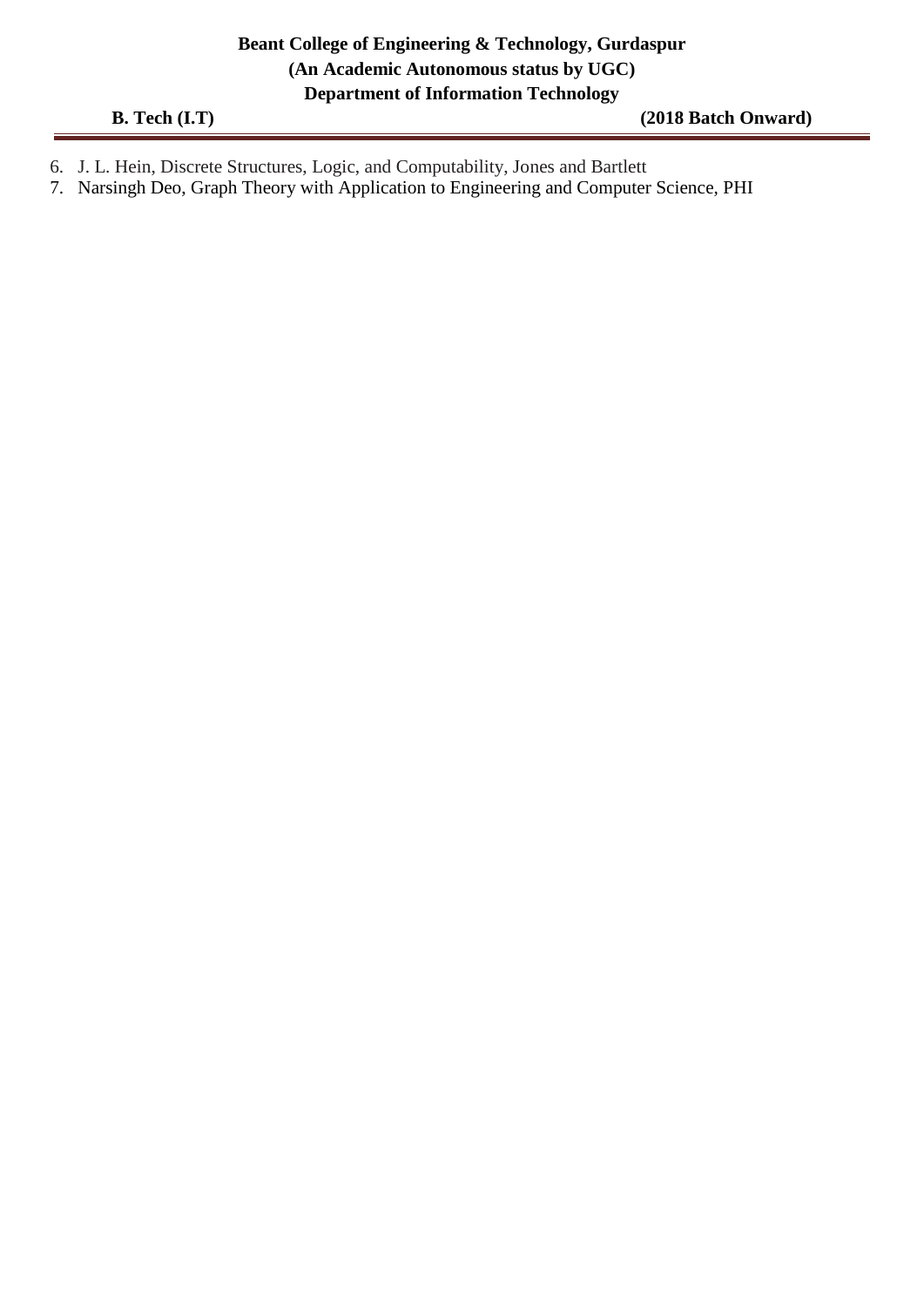6. J. L. Hein, Discrete Structures, Logic, and Computability, Jones and Bartlett
7. Narsingh Deo, Graph Theory with Application to Engineering and Computer Science, PHI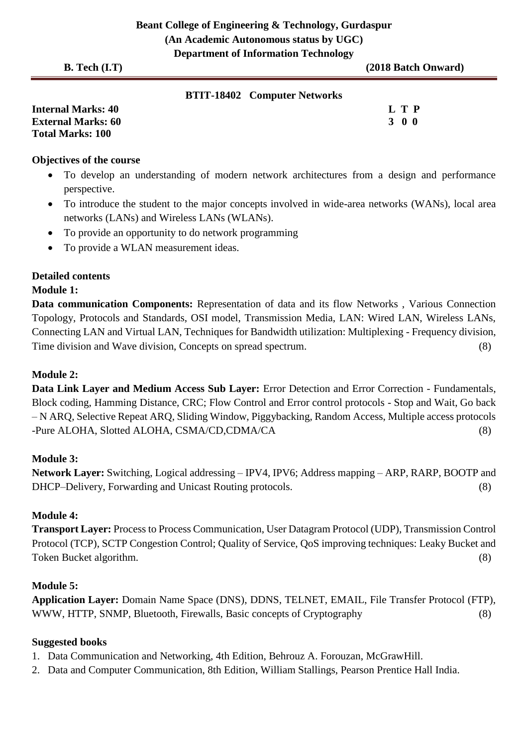**Beant College of Engineering & Technology, Gurdaspur**
**(An Academic Autonomous status by UGC)**
**Department of Information Technology**

**B. Tech (I.T)** **(2018 Batch Onward)**

## BTIT-18402 Computer Networks

| | |
|---|---|
| **Internal Marks: 40** | **L T P** |
| **External Marks: 60** | **3 0 0** |
| **Total Marks: 100** | |

### Objectives of the course

- To develop an understanding of modern network architectures from a design and performance perspective.
- To introduce the student to the major concepts involved in wide-area networks (WANs), local area networks (LANs) and Wireless LANs (WLANs).
- To provide an opportunity to do network programming
- To provide a WLAN measurement ideas.

### Detailed contents

**Module 1:**

**Data communication Components:** Representation of data and its flow Networks , Various Connection Topology, Protocols and Standards, OSI model, Transmission Media, LAN: Wired LAN, Wireless LANs, Connecting LAN and Virtual LAN, Techniques for Bandwidth utilization: Multiplexing - Frequency division, Time division and Wave division, Concepts on spread spectrum. (8)

**Module 2:**

**Data Link Layer and Medium Access Sub Layer:** Error Detection and Error Correction - Fundamentals, Block coding, Hamming Distance, CRC; Flow Control and Error control protocols - Stop and Wait, Go back – N ARQ, Selective Repeat ARQ, Sliding Window, Piggybacking, Random Access, Multiple access protocols -Pure ALOHA, Slotted ALOHA, CSMA/CD,CDMA/CA (8)

**Module 3:**

**Network Layer:** Switching, Logical addressing – IPV4, IPV6; Address mapping – ARP, RARP, BOOTP and DHCP–Delivery, Forwarding and Unicast Routing protocols. (8)

**Module 4:**

**Transport Layer:** Process to Process Communication, User Datagram Protocol (UDP), Transmission Control Protocol (TCP), SCTP Congestion Control; Quality of Service, QoS improving techniques: Leaky Bucket and Token Bucket algorithm. (8)

**Module 5:**

**Application Layer:** Domain Name Space (DNS), DDNS, TELNET, EMAIL, File Transfer Protocol (FTP), WWW, HTTP, SNMP, Bluetooth, Firewalls, Basic concepts of Cryptography (8)

### Suggested books

1. Data Communication and Networking, 4th Edition, Behrouz A. Forouzan, McGrawHill.
2. Data and Computer Communication, 8th Edition, William Stallings, Pearson Prentice Hall India.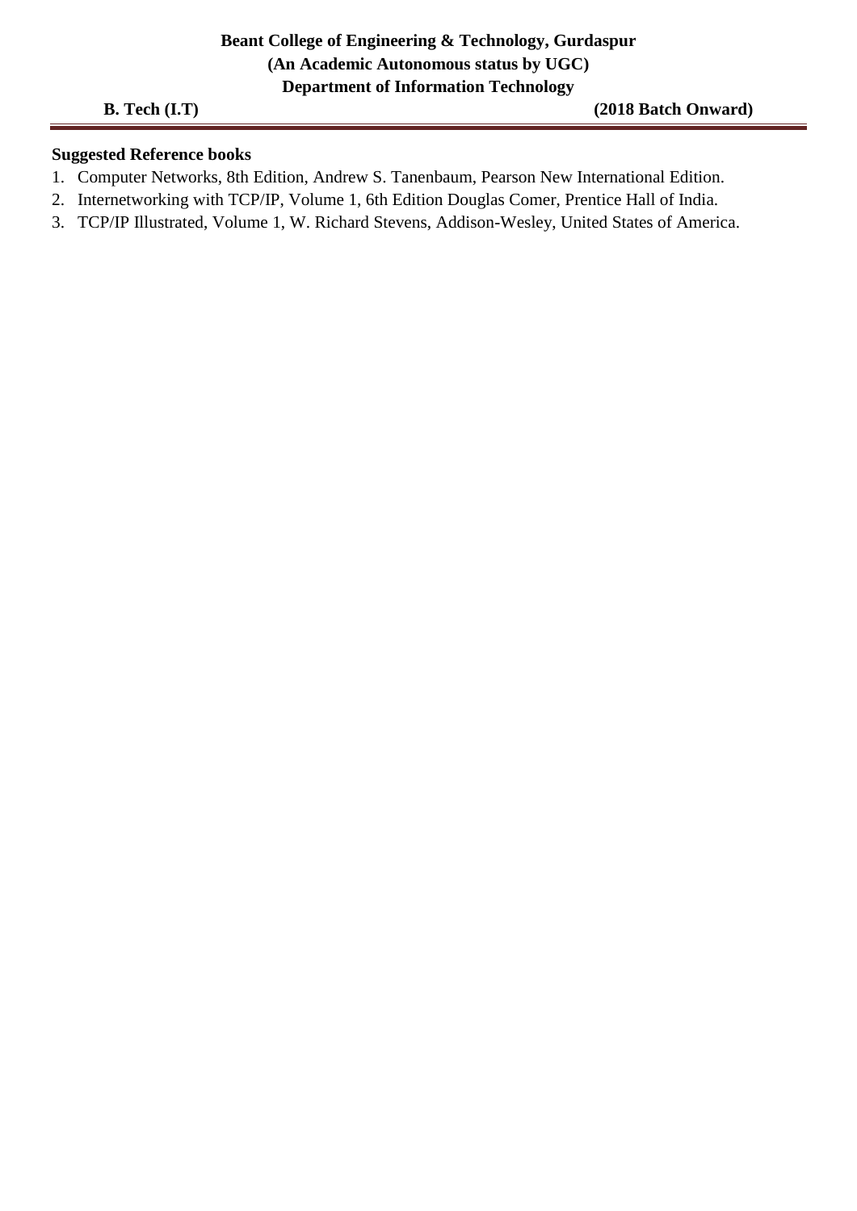**Suggested Reference books**

1. Computer Networks, 8th Edition, Andrew S. Tanenbaum, Pearson New International Edition.
2. Internetworking with TCP/IP, Volume 1, 6th Edition Douglas Comer, Prentice Hall of India.
3. TCP/IP Illustrated, Volume 1, W. Richard Stevens, Addison-Wesley, United States of America.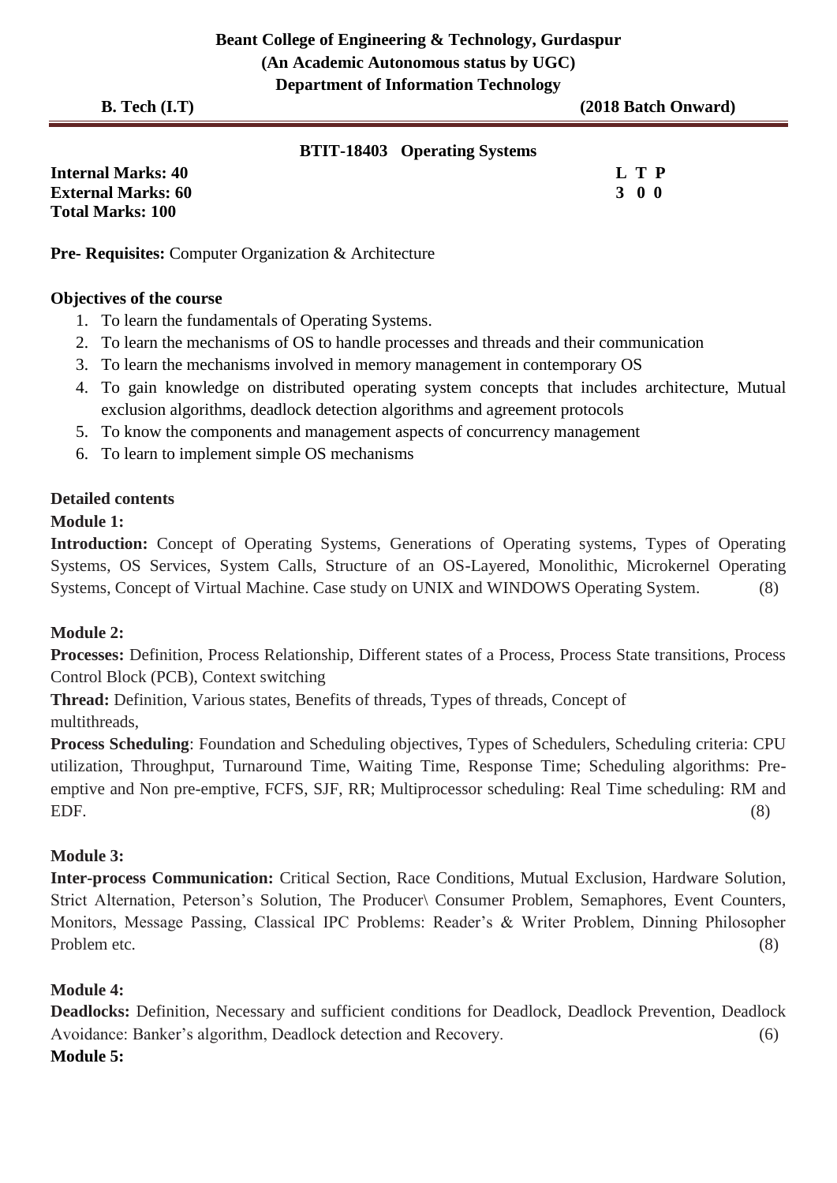**Beant College of Engineering & Technology, Gurdaspur**
**(An Academic Autonomous status by UGC)**
**Department of Information Technology**

**B. Tech (I.T)** **(2018 Batch Onward)**

## BTIT-18403 Operating Systems

**Internal Marks: 40**
**External Marks: 60**
**Total Marks: 100**

| L | T | P |
|---|---|---|
| 3 | 0 | 0 |

**Pre- Requisites:** Computer Organization & Architecture

### Objectives of the course

1. To learn the fundamentals of Operating Systems.
2. To learn the mechanisms of OS to handle processes and threads and their communication
3. To learn the mechanisms involved in memory management in contemporary OS
4. To gain knowledge on distributed operating system concepts that includes architecture, Mutual exclusion algorithms, deadlock detection algorithms and agreement protocols
5. To know the components and management aspects of concurrency management
6. To learn to implement simple OS mechanisms

### Detailed contents

**Module 1:**

**Introduction:** Concept of Operating Systems, Generations of Operating systems, Types of Operating Systems, OS Services, System Calls, Structure of an OS-Layered, Monolithic, Microkernel Operating Systems, Concept of Virtual Machine. Case study on UNIX and WINDOWS Operating System. (8)

**Module 2:**

**Processes:** Definition, Process Relationship, Different states of a Process, Process State transitions, Process Control Block (PCB), Context switching

**Thread:** Definition, Various states, Benefits of threads, Types of threads, Concept of multithreads,

**Process Scheduling**: Foundation and Scheduling objectives, Types of Schedulers, Scheduling criteria: CPU utilization, Throughput, Turnaround Time, Waiting Time, Response Time; Scheduling algorithms: Pre-emptive and Non pre-emptive, FCFS, SJF, RR; Multiprocessor scheduling: Real Time scheduling: RM and EDF. (8)

**Module 3:**

**Inter-process Communication:** Critical Section, Race Conditions, Mutual Exclusion, Hardware Solution, Strict Alternation, Peterson's Solution, The Producer\ Consumer Problem, Semaphores, Event Counters, Monitors, Message Passing, Classical IPC Problems: Reader's & Writer Problem, Dinning Philosopher Problem etc. (8)

**Module 4:**

**Deadlocks:** Definition, Necessary and sufficient conditions for Deadlock, Deadlock Prevention, Deadlock Avoidance: Banker's algorithm, Deadlock detection and Recovery. (6)

**Module 5:**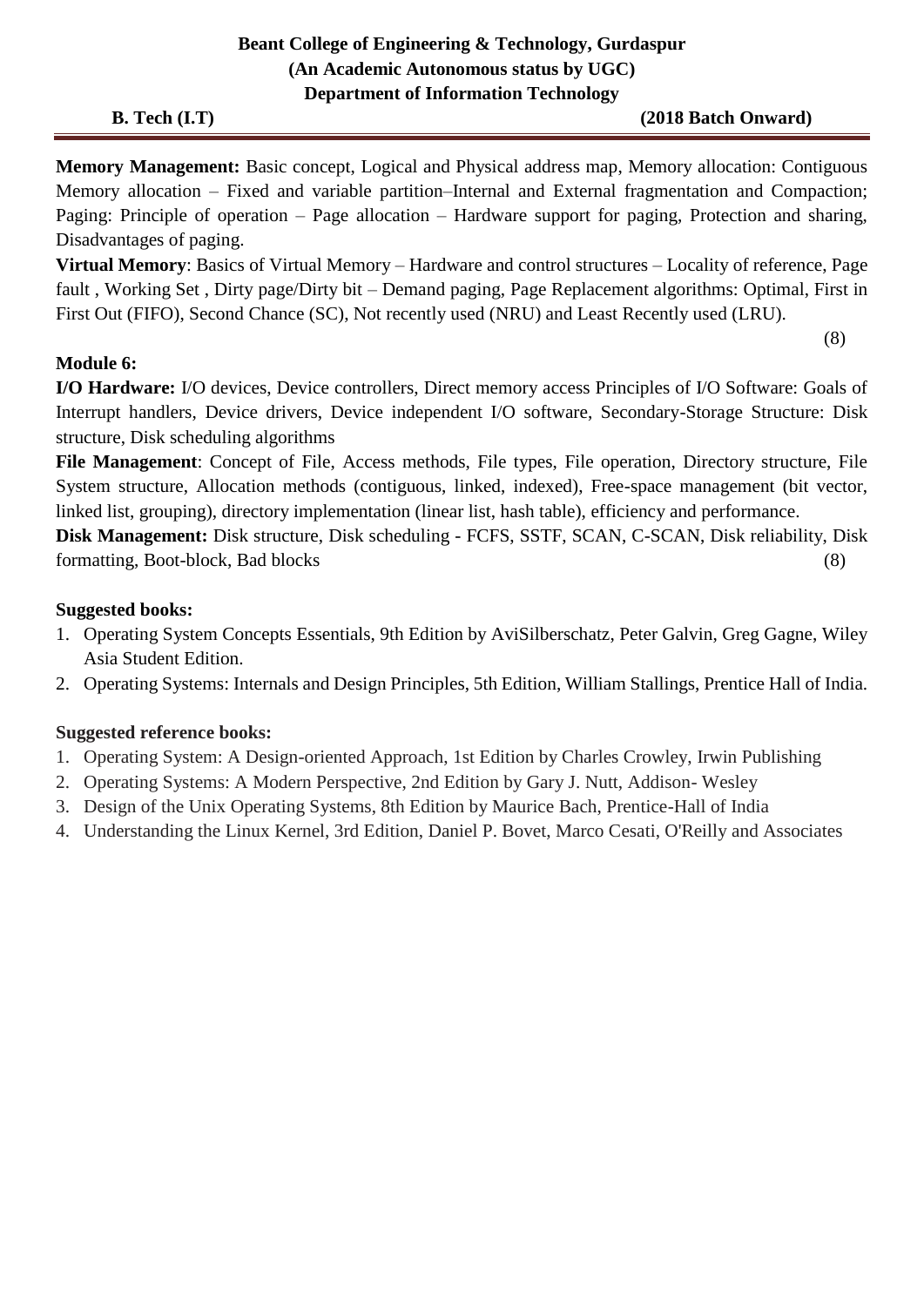**Memory Management:** Basic concept, Logical and Physical address map, Memory allocation: Contiguous Memory allocation – Fixed and variable partition–Internal and External fragmentation and Compaction; Paging: Principle of operation – Page allocation – Hardware support for paging, Protection and sharing, Disadvantages of paging.

**Virtual Memory**: Basics of Virtual Memory – Hardware and control structures – Locality of reference, Page fault , Working Set , Dirty page/Dirty bit – Demand paging, Page Replacement algorithms: Optimal, First in First Out (FIFO), Second Chance (SC), Not recently used (NRU) and Least Recently used (LRU).

(8)

**Module 6:**

**I/O Hardware:** I/O devices, Device controllers, Direct memory access Principles of I/O Software: Goals of Interrupt handlers, Device drivers, Device independent I/O software, Secondary-Storage Structure: Disk structure, Disk scheduling algorithms

**File Management**: Concept of File, Access methods, File types, File operation, Directory structure, File System structure, Allocation methods (contiguous, linked, indexed), Free-space management (bit vector, linked list, grouping), directory implementation (linear list, hash table), efficiency and performance.

**Disk Management:** Disk structure, Disk scheduling - FCFS, SSTF, SCAN, C-SCAN, Disk reliability, Disk formatting, Boot-block, Bad blocks (8)

**Suggested books:**

1. Operating System Concepts Essentials, 9th Edition by AviSilberschatz, Peter Galvin, Greg Gagne, Wiley Asia Student Edition.
2. Operating Systems: Internals and Design Principles, 5th Edition, William Stallings, Prentice Hall of India.

**Suggested reference books:**

1. Operating System: A Design-oriented Approach, 1st Edition by Charles Crowley, Irwin Publishing
2. Operating Systems: A Modern Perspective, 2nd Edition by Gary J. Nutt, Addison- Wesley
3. Design of the Unix Operating Systems, 8th Edition by Maurice Bach, Prentice-Hall of India
4. Understanding the Linux Kernel, 3rd Edition, Daniel P. Bovet, Marco Cesati, O'Reilly and Associates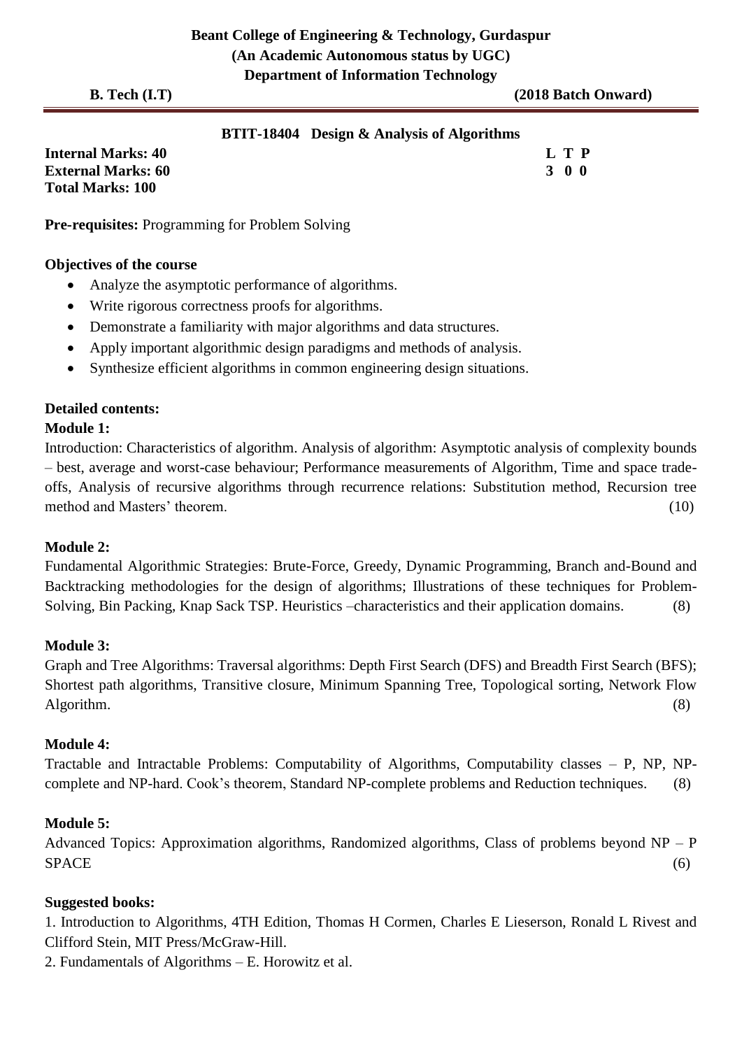**Beant College of Engineering & Technology, Gurdaspur**
**(An Academic Autonomous status by UGC)**
**Department of Information Technology**

**B. Tech (I.T)** **(2018 Batch Onward)**

## BTIT-18404 Design & Analysis of Algorithms

**Internal Marks: 40**
**External Marks: 60**
**Total Marks: 100**

| L | T | P |
|---|---|---|
| 3 | 0 | 0 |

**Pre-requisites:** Programming for Problem Solving

**Objectives of the course**

- Analyze the asymptotic performance of algorithms.
- Write rigorous correctness proofs for algorithms.
- Demonstrate a familiarity with major algorithms and data structures.
- Apply important algorithmic design paradigms and methods of analysis.
- Synthesize efficient algorithms in common engineering design situations.

**Detailed contents:**

**Module 1:**

Introduction: Characteristics of algorithm. Analysis of algorithm: Asymptotic analysis of complexity bounds – best, average and worst-case behaviour; Performance measurements of Algorithm, Time and space trade-offs, Analysis of recursive algorithms through recurrence relations: Substitution method, Recursion tree method and Masters' theorem. (10)

**Module 2:**

Fundamental Algorithmic Strategies: Brute-Force, Greedy, Dynamic Programming, Branch and-Bound and Backtracking methodologies for the design of algorithms; Illustrations of these techniques for Problem-Solving, Bin Packing, Knap Sack TSP. Heuristics –characteristics and their application domains. (8)

**Module 3:**

Graph and Tree Algorithms: Traversal algorithms: Depth First Search (DFS) and Breadth First Search (BFS); Shortest path algorithms, Transitive closure, Minimum Spanning Tree, Topological sorting, Network Flow Algorithm. (8)

**Module 4:**

Tractable and Intractable Problems: Computability of Algorithms, Computability classes – P, NP, NP-complete and NP-hard. Cook's theorem, Standard NP-complete problems and Reduction techniques. (8)

**Module 5:**

Advanced Topics: Approximation algorithms, Randomized algorithms, Class of problems beyond NP – P SPACE (6)

**Suggested books:**

1. Introduction to Algorithms, 4TH Edition, Thomas H Cormen, Charles E Lieserson, Ronald L Rivest and Clifford Stein, MIT Press/McGraw-Hill.
2. Fundamentals of Algorithms – E. Horowitz et al.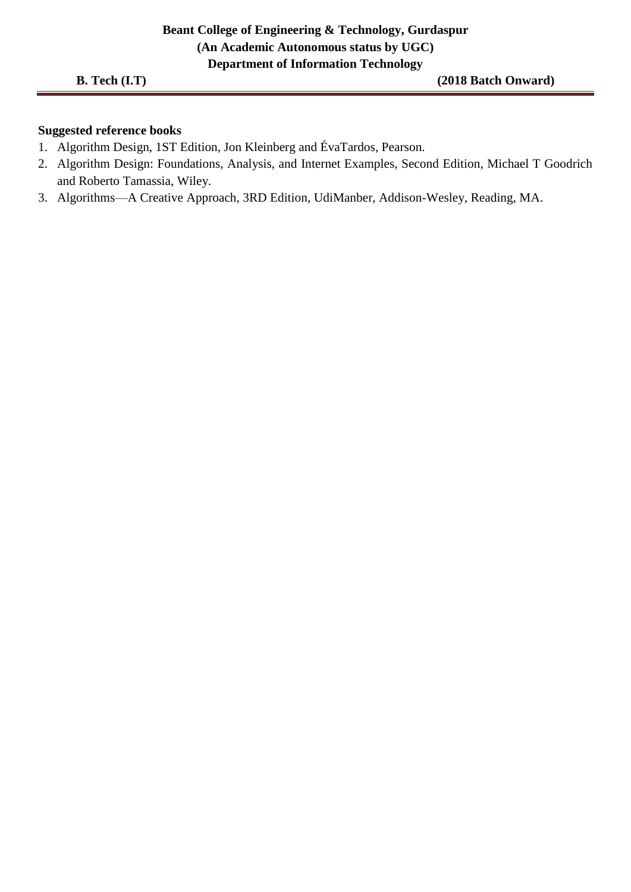**Suggested reference books**

1. Algorithm Design, 1ST Edition, Jon Kleinberg and ÉvaTardos, Pearson.
2. Algorithm Design: Foundations, Analysis, and Internet Examples, Second Edition, Michael T Goodrich and Roberto Tamassia, Wiley.
3. Algorithms—A Creative Approach, 3RD Edition, UdiManber, Addison-Wesley, Reading, MA.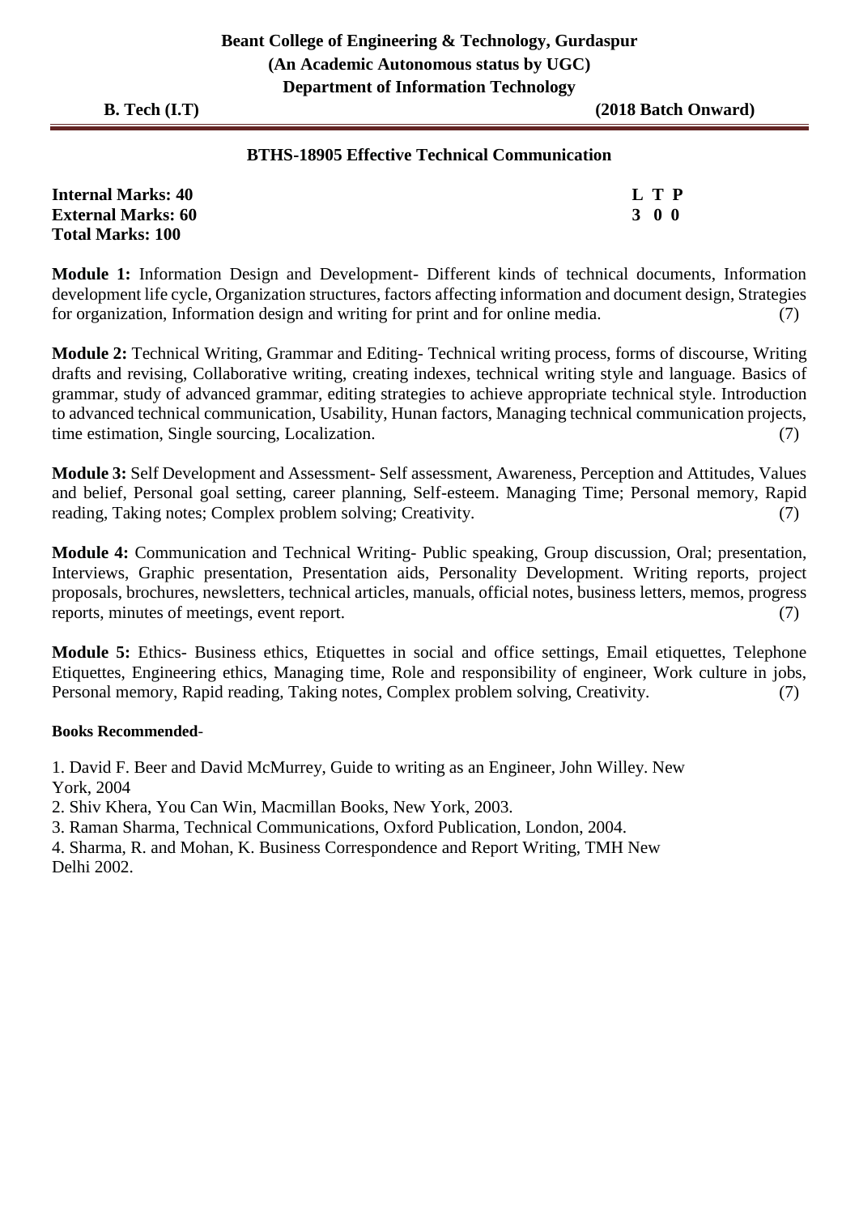## BTHS-18905 Effective Technical Communication

**Internal Marks: 40**
**External Marks: 60**
**Total Marks: 100**

| L | T | P |
|---|---|---|
| 3 | 0 | 0 |

**Module 1:** Information Design and Development- Different kinds of technical documents, Information development life cycle, Organization structures, factors affecting information and document design, Strategies for organization, Information design and writing for print and for online media. (7)

**Module 2:** Technical Writing, Grammar and Editing- Technical writing process, forms of discourse, Writing drafts and revising, Collaborative writing, creating indexes, technical writing style and language. Basics of grammar, study of advanced grammar, editing strategies to achieve appropriate technical style. Introduction to advanced technical communication, Usability, Hunan factors, Managing technical communication projects, time estimation, Single sourcing, Localization. (7)

**Module 3:** Self Development and Assessment- Self assessment, Awareness, Perception and Attitudes, Values and belief, Personal goal setting, career planning, Self-esteem. Managing Time; Personal memory, Rapid reading, Taking notes; Complex problem solving; Creativity. (7)

**Module 4:** Communication and Technical Writing- Public speaking, Group discussion, Oral; presentation, Interviews, Graphic presentation, Presentation aids, Personality Development. Writing reports, project proposals, brochures, newsletters, technical articles, manuals, official notes, business letters, memos, progress reports, minutes of meetings, event report. (7)

**Module 5:** Ethics- Business ethics, Etiquettes in social and office settings, Email etiquettes, Telephone Etiquettes, Engineering ethics, Managing time, Role and responsibility of engineer, Work culture in jobs, Personal memory, Rapid reading, Taking notes, Complex problem solving, Creativity. (7)

**Books Recommended**-

1. David F. Beer and David McMurrey, Guide to writing as an Engineer, John Willey. New York, 2004
2. Shiv Khera, You Can Win, Macmillan Books, New York, 2003.
3. Raman Sharma, Technical Communications, Oxford Publication, London, 2004.
4. Sharma, R. and Mohan, K. Business Correspondence and Report Writing, TMH New Delhi 2002.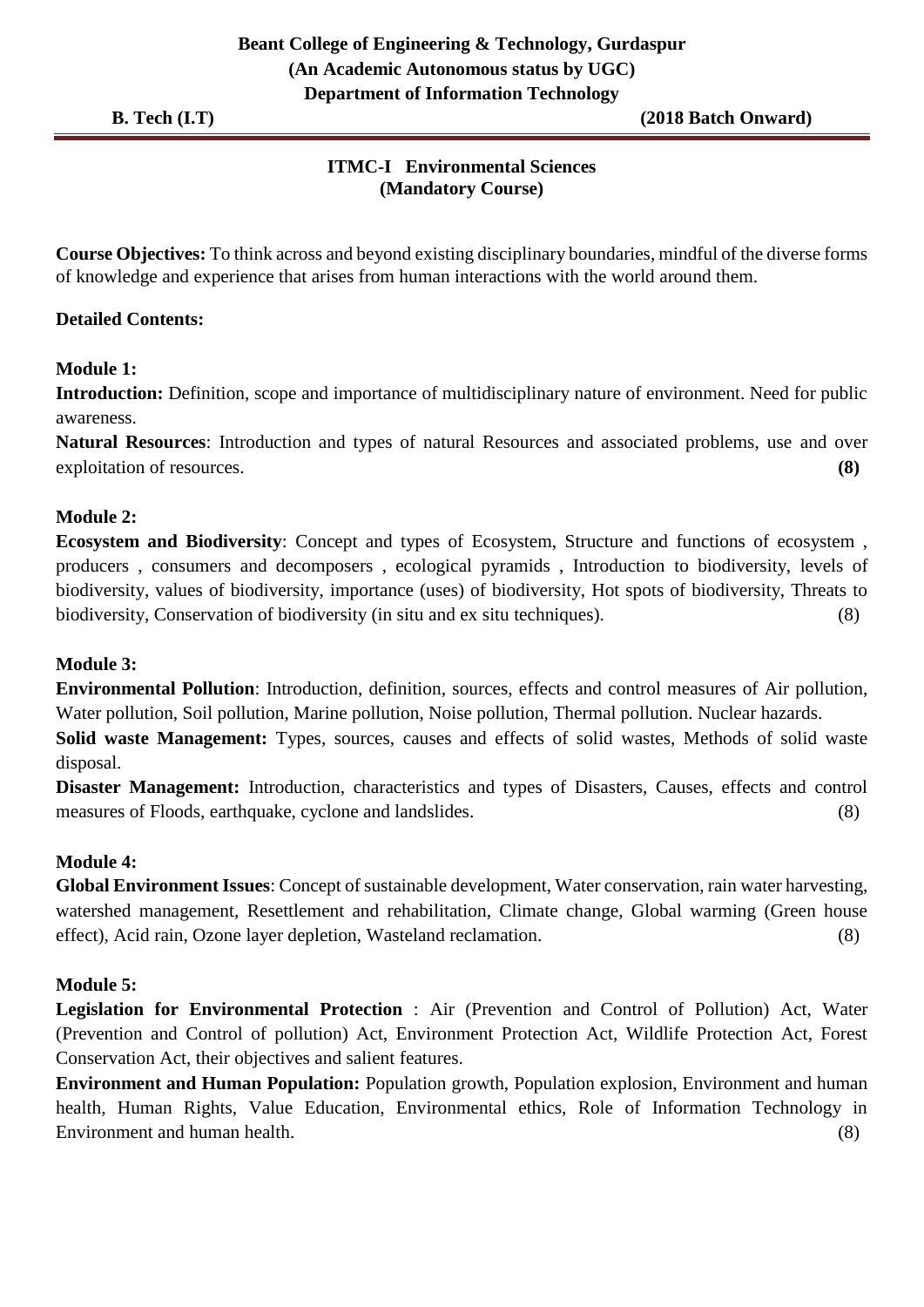**Beant College of Engineering & Technology, Gurdaspur**
**(An Academic Autonomous status by UGC)**
**Department of Information Technology**

**B. Tech (I.T)** **(2018 Batch Onward)**

## ITMC-I Environmental Sciences
## (Mandatory Course)

**Course Objectives:** To think across and beyond existing disciplinary boundaries, mindful of the diverse forms of knowledge and experience that arises from human interactions with the world around them.

**Detailed Contents:**

**Module 1:**

**Introduction:** Definition, scope and importance of multidisciplinary nature of environment. Need for public awareness.

**Natural Resources**: Introduction and types of natural Resources and associated problems, use and over exploitation of resources. **(8)**

**Module 2:**

**Ecosystem and Biodiversity**: Concept and types of Ecosystem, Structure and functions of ecosystem , producers , consumers and decomposers , ecological pyramids , Introduction to biodiversity, levels of biodiversity, values of biodiversity, importance (uses) of biodiversity, Hot spots of biodiversity, Threats to biodiversity, Conservation of biodiversity (in situ and ex situ techniques). (8)

**Module 3:**

**Environmental Pollution**: Introduction, definition, sources, effects and control measures of Air pollution, Water pollution, Soil pollution, Marine pollution, Noise pollution, Thermal pollution. Nuclear hazards.

**Solid waste Management:** Types, sources, causes and effects of solid wastes, Methods of solid waste disposal.

**Disaster Management:** Introduction, characteristics and types of Disasters, Causes, effects and control measures of Floods, earthquake, cyclone and landslides. (8)

**Module 4:**

**Global Environment Issues**: Concept of sustainable development, Water conservation, rain water harvesting, watershed management, Resettlement and rehabilitation, Climate change, Global warming (Green house effect), Acid rain, Ozone layer depletion, Wasteland reclamation. (8)

**Module 5:**

**Legislation for Environmental Protection** : Air (Prevention and Control of Pollution) Act, Water (Prevention and Control of pollution) Act, Environment Protection Act, Wildlife Protection Act, Forest Conservation Act, their objectives and salient features.

**Environment and Human Population:** Population growth, Population explosion, Environment and human health, Human Rights, Value Education, Environmental ethics, Role of Information Technology in Environment and human health. (8)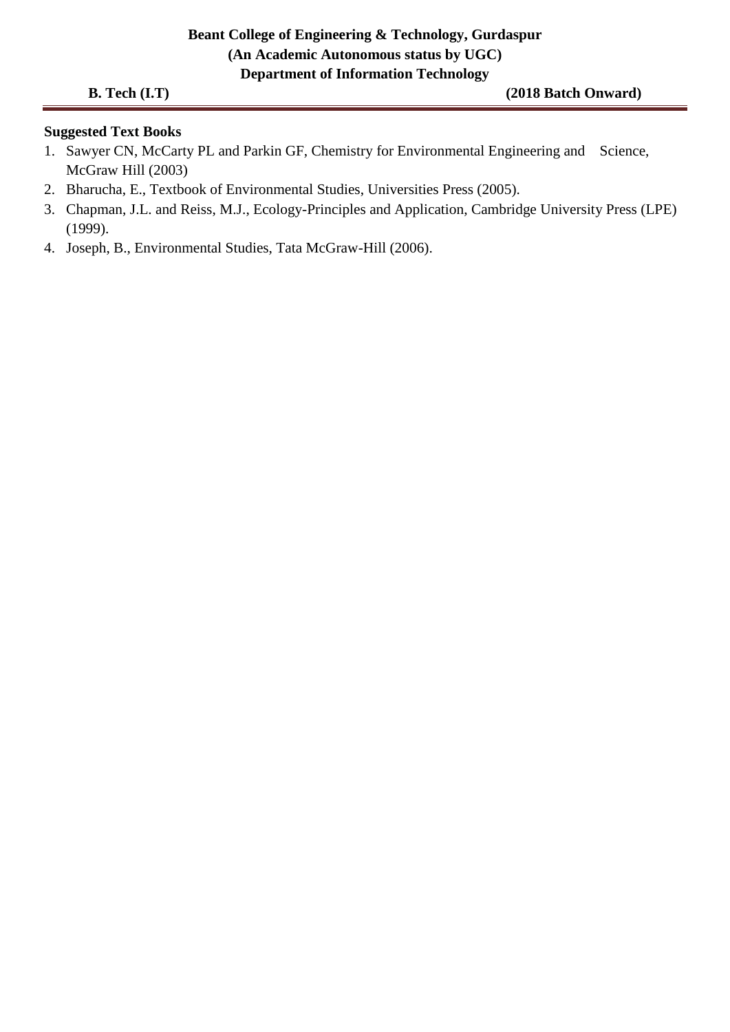**Suggested Text Books**

1. Sawyer CN, McCarty PL and Parkin GF, Chemistry for Environmental Engineering and Science, McGraw Hill (2003)
2. Bharucha, E., Textbook of Environmental Studies, Universities Press (2005).
3. Chapman, J.L. and Reiss, M.J., Ecology-Principles and Application, Cambridge University Press (LPE) (1999).
4. Joseph, B., Environmental Studies, Tata McGraw-Hill (2006).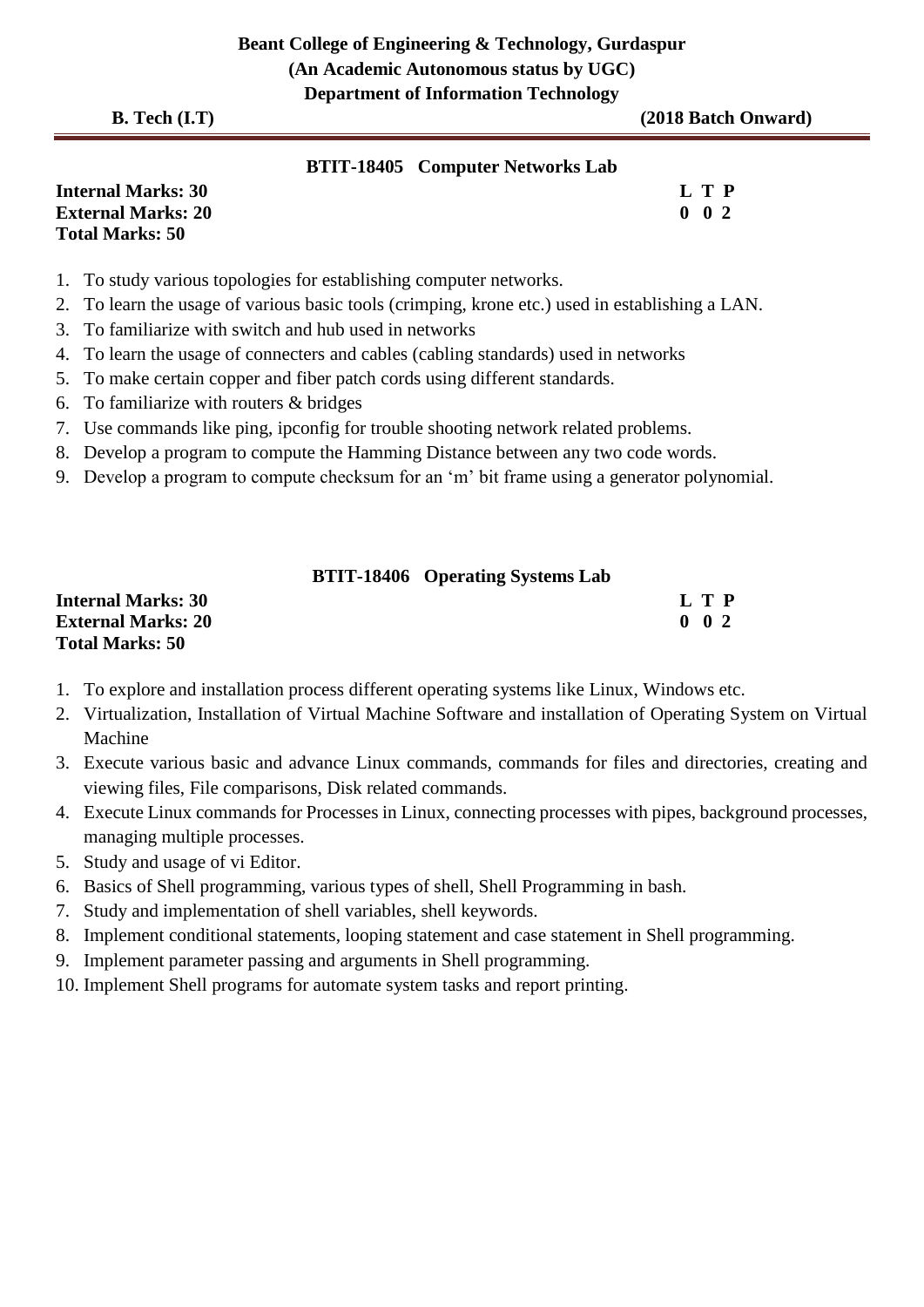# Beant College of Engineering & Technology, Gurdaspur

**(An Academic Autonomous status by UGC)**

**Department of Information Technology**

**B. Tech (I.T)** **(2018 Batch Onward)**

## BTIT-18405 Computer Networks Lab

| | L T P |
|---|---|
| **Internal Marks: 30** | **L T P** |
| **External Marks: 20** | **0 0 2** |
| **Total Marks: 50** | |

1. To study various topologies for establishing computer networks.
2. To learn the usage of various basic tools (crimping, krone etc.) used in establishing a LAN.
3. To familiarize with switch and hub used in networks
4. To learn the usage of connecters and cables (cabling standards) used in networks
5. To make certain copper and fiber patch cords using different standards.
6. To familiarize with routers & bridges
7. Use commands like ping, ipconfig for trouble shooting network related problems.
8. Develop a program to compute the Hamming Distance between any two code words.
9. Develop a program to compute checksum for an 'm' bit frame using a generator polynomial.

## BTIT-18406 Operating Systems Lab

| | L T P |
|---|---|
| **Internal Marks: 30** | **L T P** |
| **External Marks: 20** | **0 0 2** |
| **Total Marks: 50** | |

1. To explore and installation process different operating systems like Linux, Windows etc.
2. Virtualization, Installation of Virtual Machine Software and installation of Operating System on Virtual Machine
3. Execute various basic and advance Linux commands, commands for files and directories, creating and viewing files, File comparisons, Disk related commands.
4. Execute Linux commands for Processes in Linux, connecting processes with pipes, background processes, managing multiple processes.
5. Study and usage of vi Editor.
6. Basics of Shell programming, various types of shell, Shell Programming in bash.
7. Study and implementation of shell variables, shell keywords.
8. Implement conditional statements, looping statement and case statement in Shell programming.
9. Implement parameter passing and arguments in Shell programming.
10. Implement Shell programs for automate system tasks and report printing.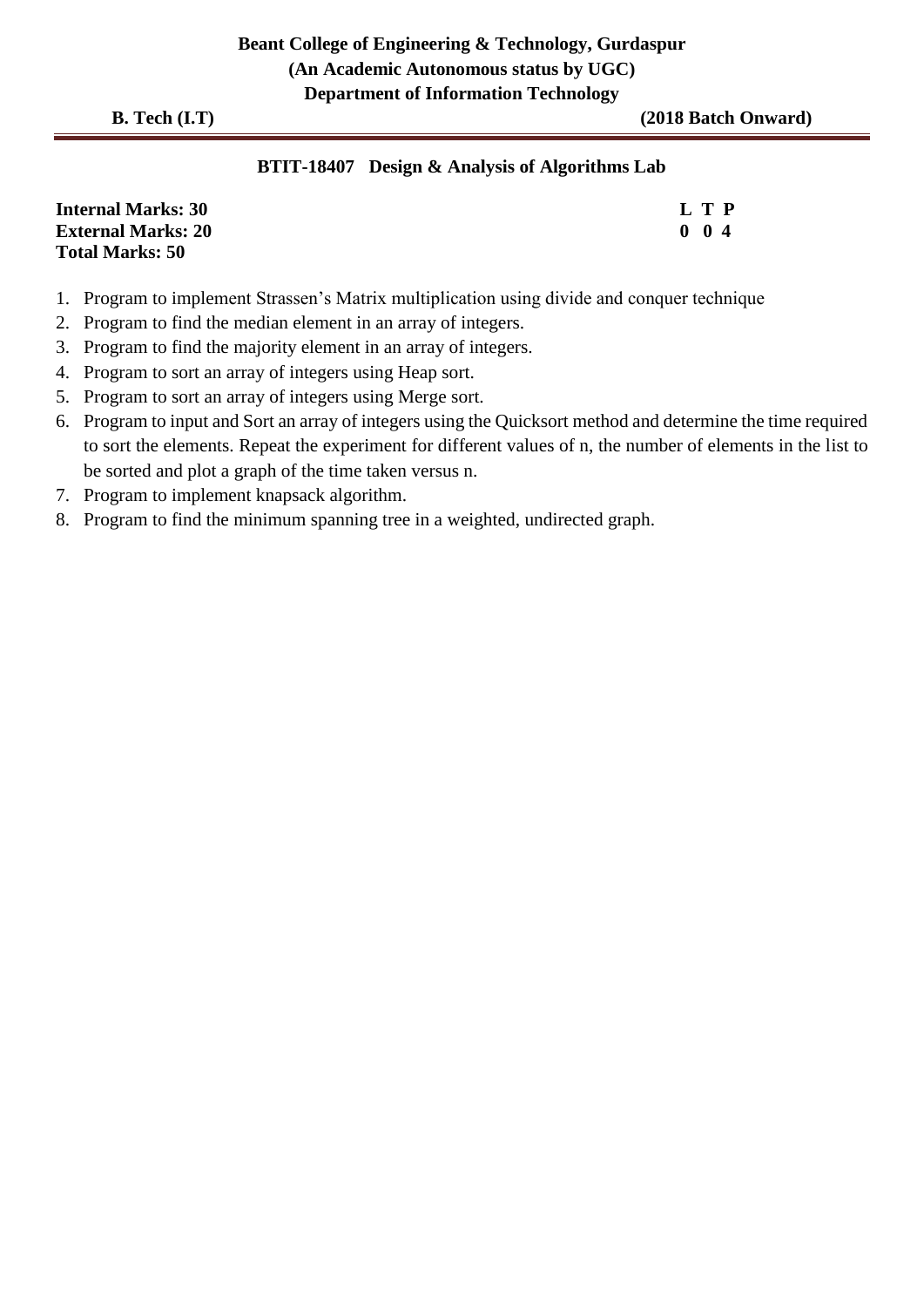**Beant College of Engineering & Technology, Gurdaspur**
**(An Academic Autonomous status by UGC)**
**Department of Information Technology**

**B. Tech (I.T)** **(2018 Batch Onward)**

## BTIT-18407 Design & Analysis of Algorithms Lab

| | L T P |
|---|---|
| **Internal Marks: 30** | **L T P** |
| **External Marks: 20** | **0 0 4** |
| **Total Marks: 50** | |

1. Program to implement Strassen's Matrix multiplication using divide and conquer technique
2. Program to find the median element in an array of integers.
3. Program to find the majority element in an array of integers.
4. Program to sort an array of integers using Heap sort.
5. Program to sort an array of integers using Merge sort.
6. Program to input and Sort an array of integers using the Quicksort method and determine the time required to sort the elements. Repeat the experiment for different values of n, the number of elements in the list to be sorted and plot a graph of the time taken versus n.
7. Program to implement knapsack algorithm.
8. Program to find the minimum spanning tree in a weighted, undirected graph.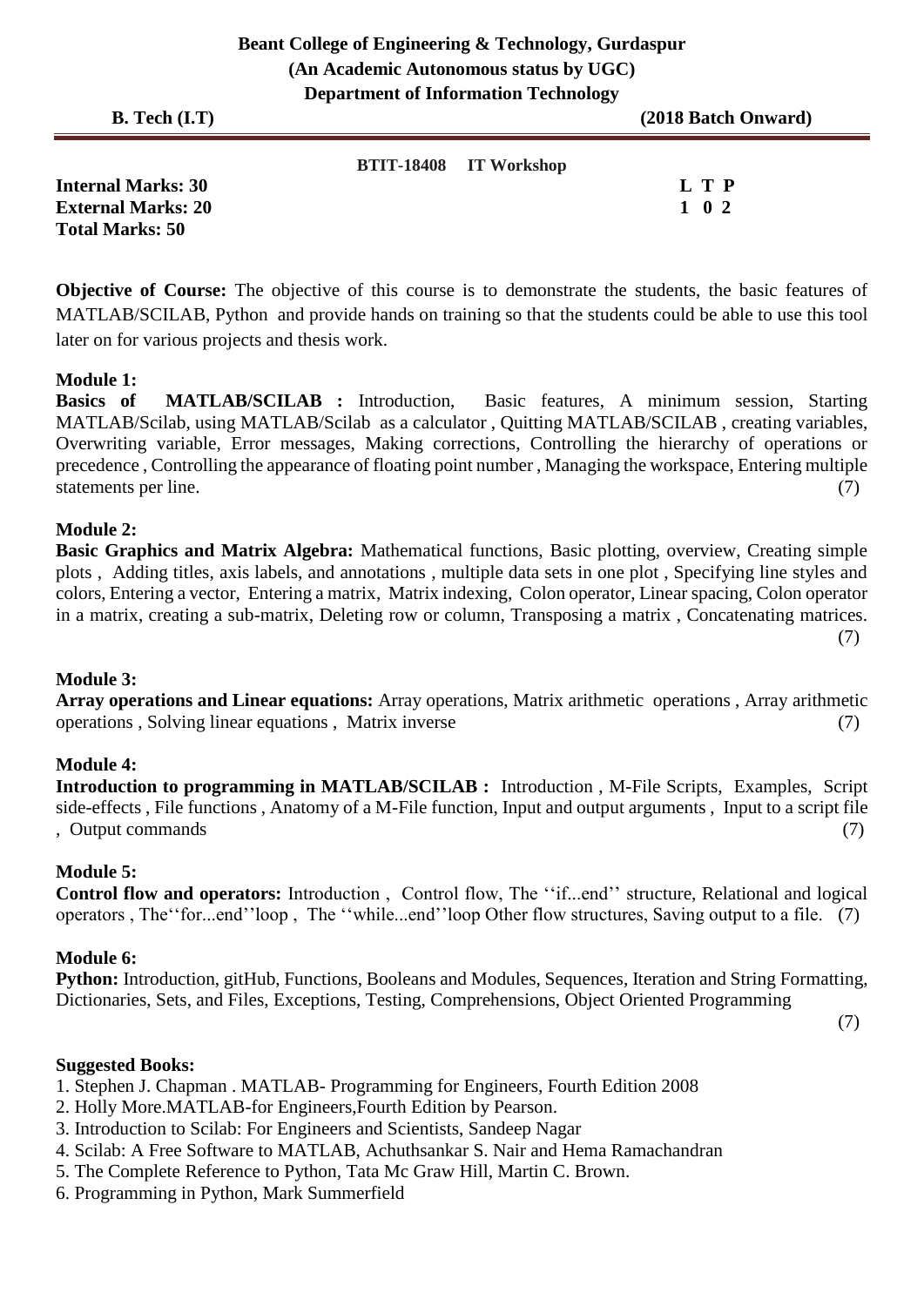**Beant College of Engineering & Technology, Gurdaspur**
**(An Academic Autonomous status by UGC)**
**Department of Information Technology**

**B. Tech (I.T)** **(2018 Batch Onward)**

**BTIT-18408 IT Workshop**

| | L | T | P |
|---|---|---|---|
| **Internal Marks: 30** | **L** | **T** | **P** |
| **External Marks: 20** | **1** | **0** | **2** |
| **Total Marks: 50** | | | |

**Objective of Course:** The objective of this course is to demonstrate the students, the basic features of MATLAB/SCILAB, Python and provide hands on training so that the students could be able to use this tool later on for various projects and thesis work.

**Module 1:**
**Basics of MATLAB/SCILAB :** Introduction, Basic features, A minimum session, Starting MATLAB/Scilab, using MATLAB/Scilab as a calculator , Quitting MATLAB/SCILAB , creating variables, Overwriting variable, Error messages, Making corrections, Controlling the hierarchy of operations or precedence , Controlling the appearance of floating point number , Managing the workspace, Entering multiple statements per line. (7)

**Module 2:**
**Basic Graphics and Matrix Algebra:** Mathematical functions, Basic plotting, overview, Creating simple plots , Adding titles, axis labels, and annotations , multiple data sets in one plot , Specifying line styles and colors, Entering a vector, Entering a matrix, Matrix indexing, Colon operator, Linear spacing, Colon operator in a matrix, creating a sub-matrix, Deleting row or column, Transposing a matrix , Concatenating matrices. (7)

**Module 3:**
**Array operations and Linear equations:** Array operations, Matrix arithmetic operations , Array arithmetic operations , Solving linear equations , Matrix inverse (7)

**Module 4:**
**Introduction to programming in MATLAB/SCILAB :** Introduction , M-File Scripts, Examples, Script side-effects , File functions , Anatomy of a M-File function, Input and output arguments , Input to a script file , Output commands (7)

**Module 5:**
**Control flow and operators:** Introduction , Control flow, The ''if...end'' structure, Relational and logical operators , The''for...end''loop , The ''while...end''loop Other flow structures, Saving output to a file. (7)

**Module 6:**
**Python:** Introduction, gitHub, Functions, Booleans and Modules, Sequences, Iteration and String Formatting, Dictionaries, Sets, and Files, Exceptions, Testing, Comprehensions, Object Oriented Programming (7)

**Suggested Books:**

1. Stephen J. Chapman . MATLAB- Programming for Engineers, Fourth Edition 2008
2. Holly More.MATLAB-for Engineers,Fourth Edition by Pearson.
3. Introduction to Scilab: For Engineers and Scientists, Sandeep Nagar
4. Scilab: A Free Software to MATLAB, Achuthsankar S. Nair and Hema Ramachandran
5. The Complete Reference to Python, Tata Mc Graw Hill, Martin C. Brown.
6. Programming in Python, Mark Summerfield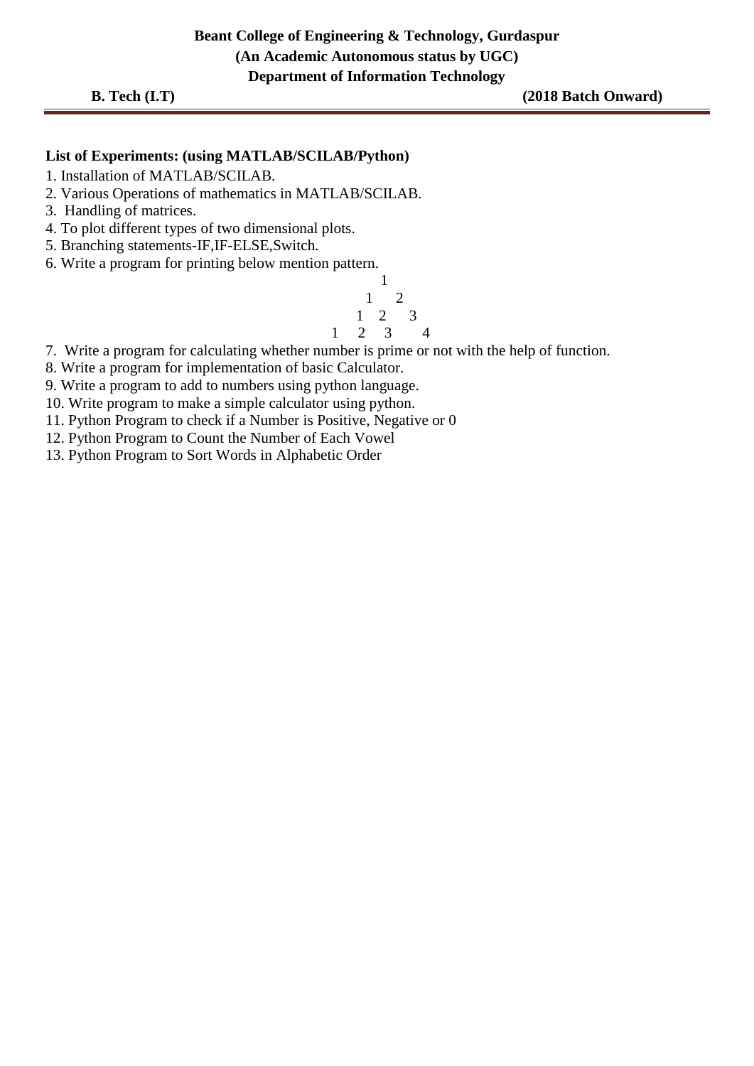**List of Experiments: (using MATLAB/SCILAB/Python)**

1. Installation of MATLAB/SCILAB.
2. Various Operations of mathematics in MATLAB/SCILAB.
3. Handling of matrices.
4. To plot different types of two dimensional plots.
5. Branching statements-IF,IF-ELSE,Switch.
6. Write a program for printing below mention pattern.

```
      1
     1  2
    1  2  3
   1  2  3  4
```

7. Write a program for calculating whether number is prime or not with the help of function.
8. Write a program for implementation of basic Calculator.
9. Write a program to add to numbers using python language.
10. Write program to make a simple calculator using python.
11. Python Program to check if a Number is Positive, Negative or 0
12. Python Program to Count the Number of Each Vowel
13. Python Program to Sort Words in Alphabetic Order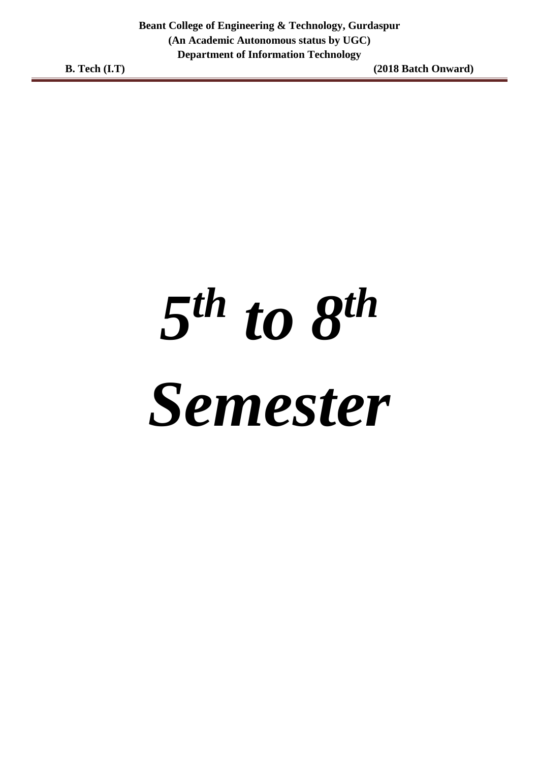# *5th to 8th Semester*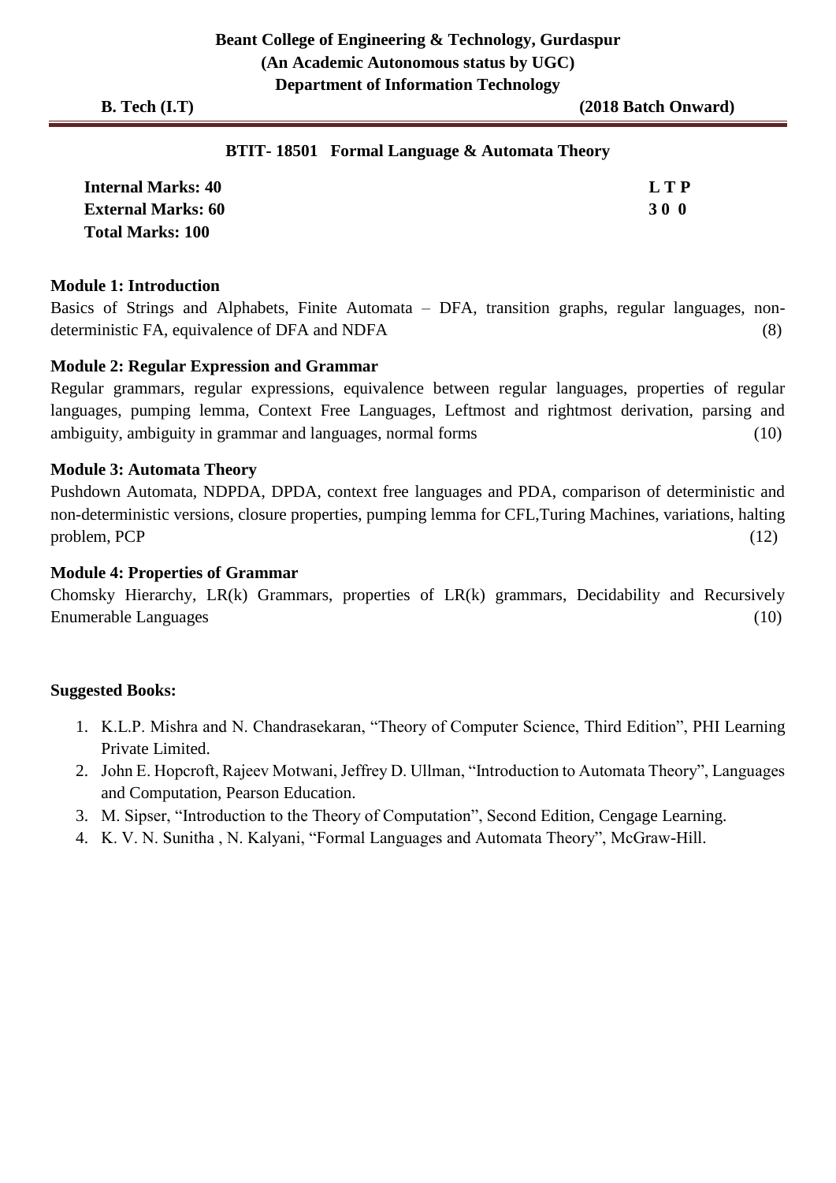**Beant College of Engineering & Technology, Gurdaspur**
**(An Academic Autonomous status by UGC)**
**Department of Information Technology**

**B. Tech (I.T)** **(2018 Batch Onward)**

## BTIT- 18501 Formal Language & Automata Theory

| | |
|---|---|
| **Internal Marks: 40** | **L T P** |
| **External Marks: 60** | **3 0 0** |
| **Total Marks: 100** | |

### Module 1: Introduction

Basics of Strings and Alphabets, Finite Automata – DFA, transition graphs, regular languages, non-deterministic FA, equivalence of DFA and NDFA (8)

### Module 2: Regular Expression and Grammar

Regular grammars, regular expressions, equivalence between regular languages, properties of regular languages, pumping lemma, Context Free Languages, Leftmost and rightmost derivation, parsing and ambiguity, ambiguity in grammar and languages, normal forms (10)

### Module 3: Automata Theory

Pushdown Automata, NDPDA, DPDA, context free languages and PDA, comparison of deterministic and non-deterministic versions, closure properties, pumping lemma for CFL,Turing Machines, variations, halting problem, PCP (12)

### Module 4: Properties of Grammar

Chomsky Hierarchy, LR(k) Grammars, properties of LR(k) grammars, Decidability and Recursively Enumerable Languages (10)

### Suggested Books:

1. K.L.P. Mishra and N. Chandrasekaran, "Theory of Computer Science, Third Edition", PHI Learning Private Limited.
2. John E. Hopcroft, Rajeev Motwani, Jeffrey D. Ullman, "Introduction to Automata Theory", Languages and Computation, Pearson Education.
3. M. Sipser, "Introduction to the Theory of Computation", Second Edition, Cengage Learning.
4. K. V. N. Sunitha , N. Kalyani, "Formal Languages and Automata Theory", McGraw-Hill.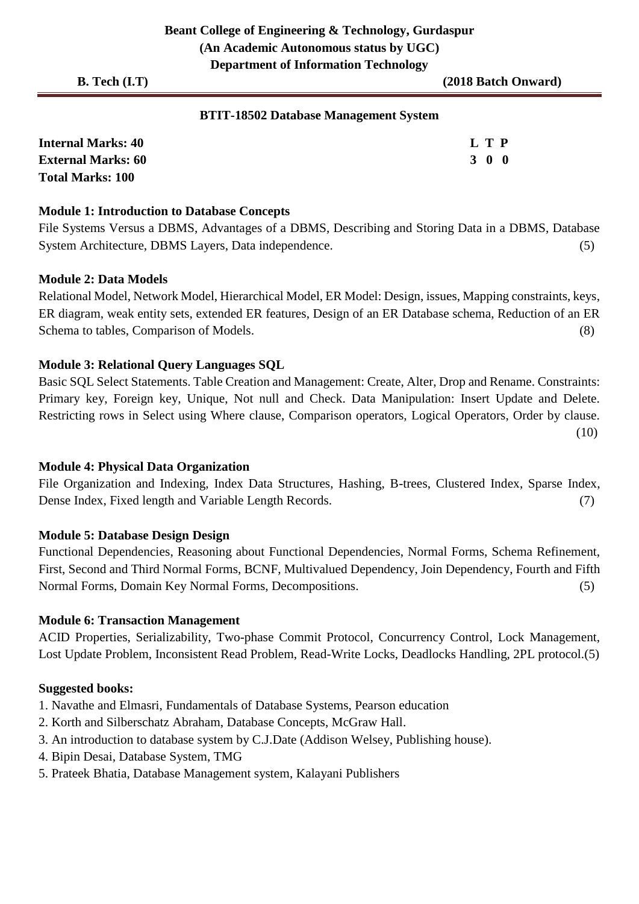**Beant College of Engineering & Technology, Gurdaspur**
**(An Academic Autonomous status by UGC)**
**Department of Information Technology**

**B. Tech (I.T)** **(2018 Batch Onward)**

## BTIT-18502 Database Management System

| **Internal Marks: 40** | **L T P** |
|---|---|
| **External Marks: 60** | **3 0 0** |
| **Total Marks: 100** | |

**Module 1: Introduction to Database Concepts**

File Systems Versus a DBMS, Advantages of a DBMS, Describing and Storing Data in a DBMS, Database System Architecture, DBMS Layers, Data independence. (5)

**Module 2: Data Models**

Relational Model, Network Model, Hierarchical Model, ER Model: Design, issues, Mapping constraints, keys, ER diagram, weak entity sets, extended ER features, Design of an ER Database schema, Reduction of an ER Schema to tables, Comparison of Models. (8)

**Module 3: Relational Query Languages SQL**

Basic SQL Select Statements. Table Creation and Management: Create, Alter, Drop and Rename. Constraints: Primary key, Foreign key, Unique, Not null and Check. Data Manipulation: Insert Update and Delete. Restricting rows in Select using Where clause, Comparison operators, Logical Operators, Order by clause. (10)

**Module 4: Physical Data Organization**

File Organization and Indexing, Index Data Structures, Hashing, B-trees, Clustered Index, Sparse Index, Dense Index, Fixed length and Variable Length Records. (7)

**Module 5: Database Design Design**

Functional Dependencies, Reasoning about Functional Dependencies, Normal Forms, Schema Refinement, First, Second and Third Normal Forms, BCNF, Multivalued Dependency, Join Dependency, Fourth and Fifth Normal Forms, Domain Key Normal Forms, Decompositions. (5)

**Module 6: Transaction Management**

ACID Properties, Serializability, Two-phase Commit Protocol, Concurrency Control, Lock Management, Lost Update Problem, Inconsistent Read Problem, Read-Write Locks, Deadlocks Handling, 2PL protocol.(5)

**Suggested books:**

1. Navathe and Elmasri, Fundamentals of Database Systems, Pearson education
2. Korth and Silberschatz Abraham, Database Concepts, McGraw Hall.
3. An introduction to database system by C.J.Date (Addison Welsey, Publishing house).
4. Bipin Desai, Database System, TMG
5. Prateek Bhatia, Database Management system, Kalayani Publishers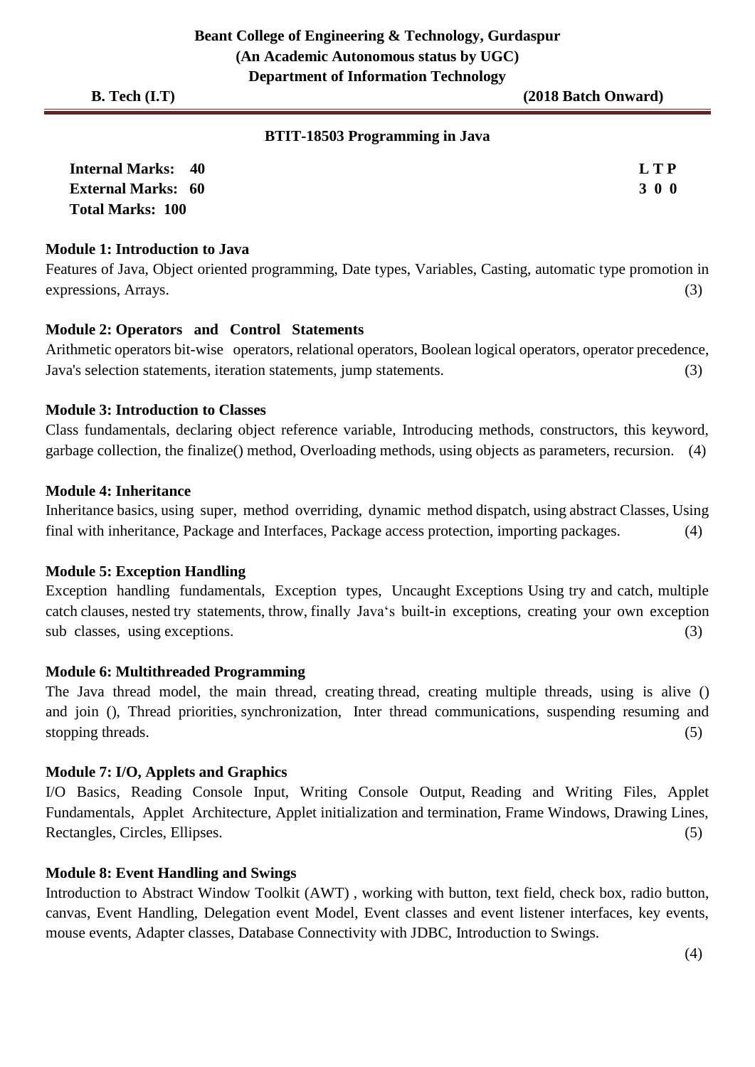**Beant College of Engineering & Technology, Gurdaspur**
**(An Academic Autonomous status by UGC)**
**Department of Information Technology**

**B. Tech (I.T)** **(2018 Batch Onward)**

## BTIT-18503 Programming in Java

| | |
|---|---|
| **Internal Marks: 40** | **L T P** |
| **External Marks: 60** | **3 0 0** |
| **Total Marks: 100** | |

### Module 1: Introduction to Java

Features of Java, Object oriented programming, Date types, Variables, Casting, automatic type promotion in expressions, Arrays. (3)

### Module 2: Operators and Control Statements

Arithmetic operators bit-wise operators, relational operators, Boolean logical operators, operator precedence, Java's selection statements, iteration statements, jump statements. (3)

### Module 3: Introduction to Classes

Class fundamentals, declaring object reference variable, Introducing methods, constructors, this keyword, garbage collection, the finalize() method, Overloading methods, using objects as parameters, recursion. (4)

### Module 4: Inheritance

Inheritance basics, using super, method overriding, dynamic method dispatch, using abstract Classes, Using final with inheritance, Package and Interfaces, Package access protection, importing packages. (4)

### Module 5: Exception Handling

Exception handling fundamentals, Exception types, Uncaught Exceptions Using try and catch, multiple catch clauses, nested try statements, throw, finally Java's built-in exceptions, creating your own exception sub classes, using exceptions. (3)

### Module 6: Multithreaded Programming

The Java thread model, the main thread, creating thread, creating multiple threads, using is alive () and join (), Thread priorities, synchronization, Inter thread communications, suspending resuming and stopping threads. (5)

### Module 7: I/O, Applets and Graphics

I/O Basics, Reading Console Input, Writing Console Output, Reading and Writing Files, Applet Fundamentals, Applet Architecture, Applet initialization and termination, Frame Windows, Drawing Lines, Rectangles, Circles, Ellipses. (5)

### Module 8: Event Handling and Swings

Introduction to Abstract Window Toolkit (AWT) , working with button, text field, check box, radio button, canvas, Event Handling, Delegation event Model, Event classes and event listener interfaces, key events, mouse events, Adapter classes, Database Connectivity with JDBC, Introduction to Swings.

(4)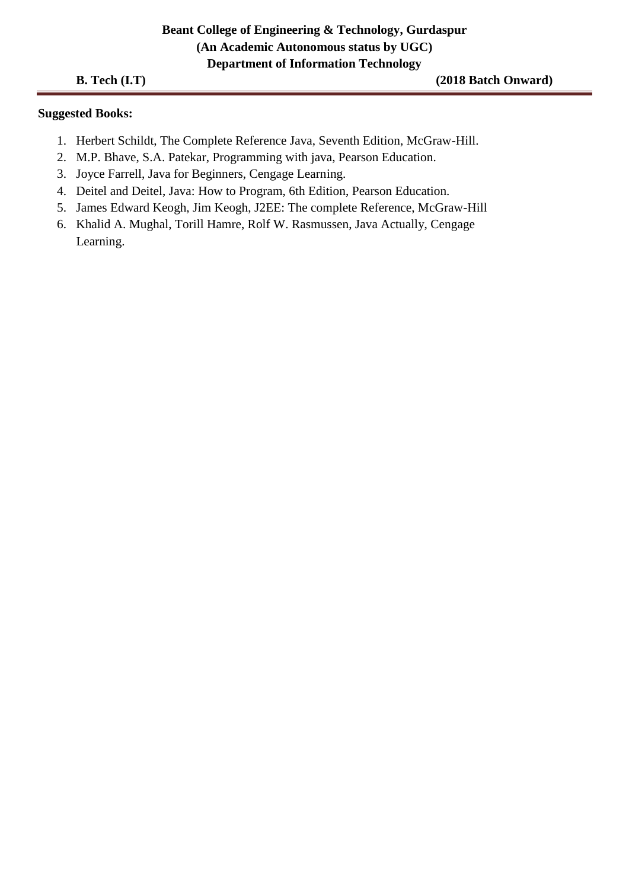**Suggested Books:**

1. Herbert Schildt, The Complete Reference Java, Seventh Edition, McGraw-Hill.
2. M.P. Bhave, S.A. Patekar, Programming with java, Pearson Education.
3. Joyce Farrell, Java for Beginners, Cengage Learning.
4. Deitel and Deitel, Java: How to Program, 6th Edition, Pearson Education.
5. James Edward Keogh, Jim Keogh, J2EE: The complete Reference, McGraw-Hill
6. Khalid A. Mughal, Torill Hamre, Rolf W. Rasmussen, Java Actually, Cengage Learning.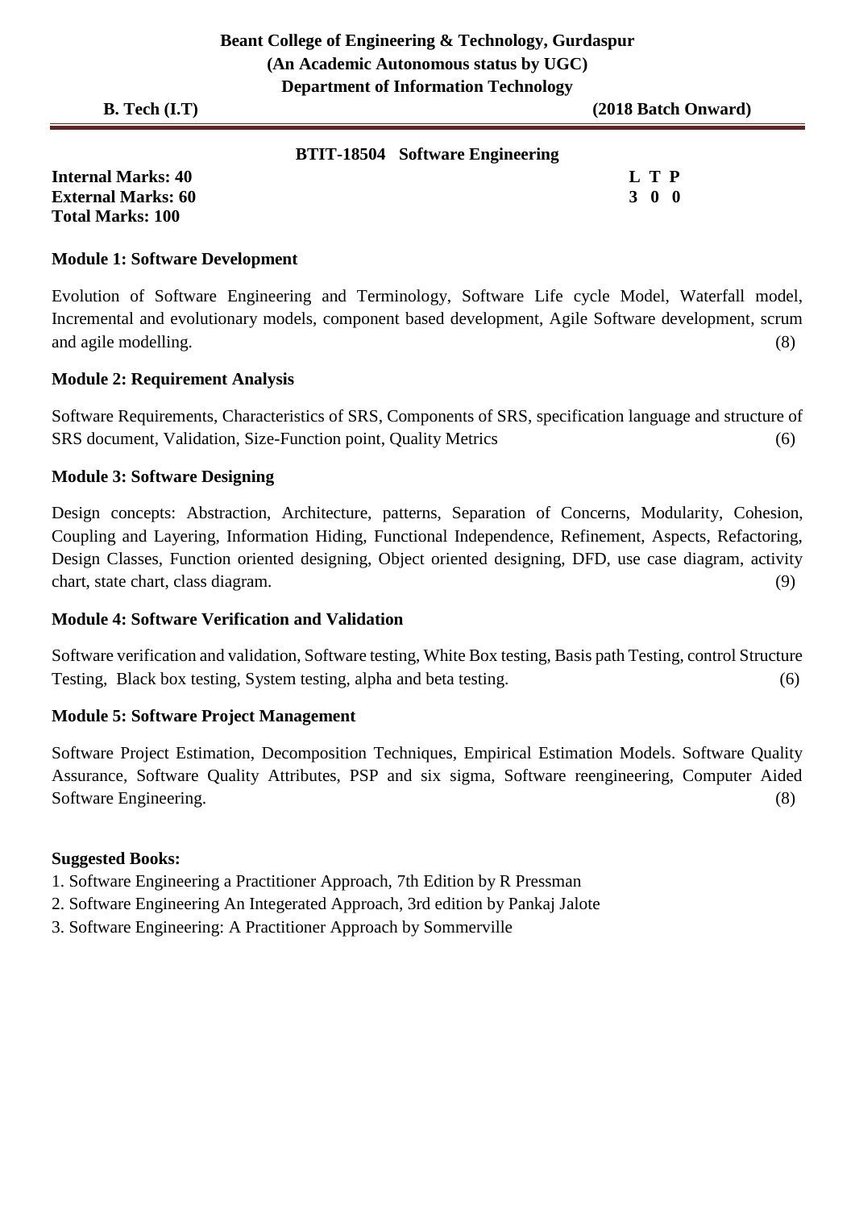**Beant College of Engineering & Technology, Gurdaspur**
**(An Academic Autonomous status by UGC)**
**Department of Information Technology**

**B. Tech (I.T)** **(2018 Batch Onward)**

---

## BTIT-18504 Software Engineering

**Internal Marks: 40** **L T P**
**External Marks: 60** **3 0 0**
**Total Marks: 100**

### Module 1: Software Development

Evolution of Software Engineering and Terminology, Software Life cycle Model, Waterfall model, Incremental and evolutionary models, component based development, Agile Software development, scrum and agile modelling. (8)

### Module 2: Requirement Analysis

Software Requirements, Characteristics of SRS, Components of SRS, specification language and structure of SRS document, Validation, Size-Function point, Quality Metrics (6)

### Module 3: Software Designing

Design concepts: Abstraction, Architecture, patterns, Separation of Concerns, Modularity, Cohesion, Coupling and Layering, Information Hiding, Functional Independence, Refinement, Aspects, Refactoring, Design Classes, Function oriented designing, Object oriented designing, DFD, use case diagram, activity chart, state chart, class diagram. (9)

### Module 4: Software Verification and Validation

Software verification and validation, Software testing, White Box testing, Basis path Testing, control Structure Testing, Black box testing, System testing, alpha and beta testing. (6)

### Module 5: Software Project Management

Software Project Estimation, Decomposition Techniques, Empirical Estimation Models. Software Quality Assurance, Software Quality Attributes, PSP and six sigma, Software reengineering, Computer Aided Software Engineering. (8)

### Suggested Books:

1. Software Engineering a Practitioner Approach, 7th Edition by R Pressman
2. Software Engineering An Integerated Approach, 3rd edition by Pankaj Jalote
3. Software Engineering: A Practitioner Approach by Sommerville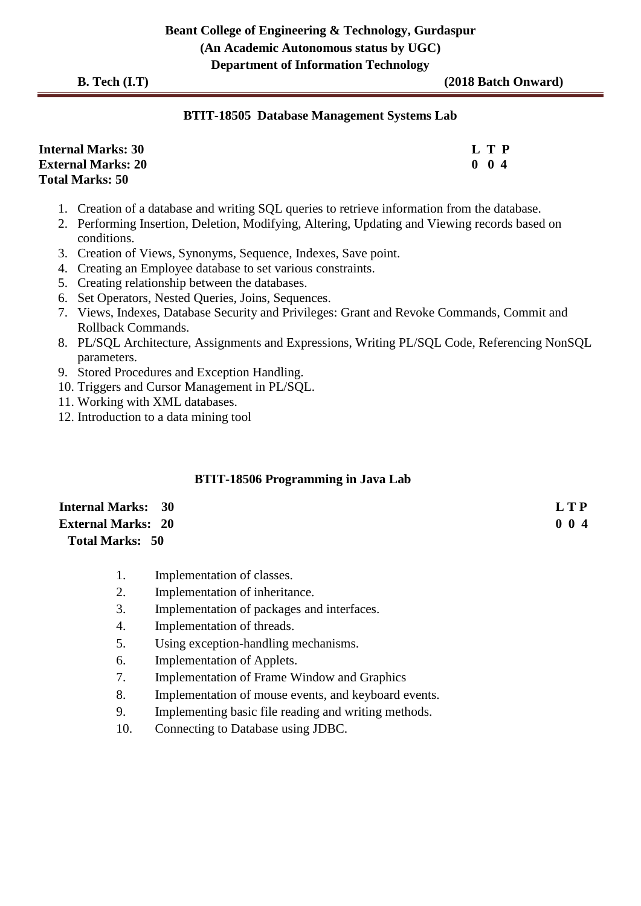**Beant College of Engineering & Technology, Gurdaspur**
**(An Academic Autonomous status by UGC)**
**Department of Information Technology**

**B. Tech (I.T)** **(2018 Batch Onward)**

## BTIT-18505 Database Management Systems Lab

| | |
|---|---|
| **Internal Marks: 30** | **L T P** |
| **External Marks: 20** | **0 0 4** |
| **Total Marks: 50** | |

1. Creation of a database and writing SQL queries to retrieve information from the database.
2. Performing Insertion, Deletion, Modifying, Altering, Updating and Viewing records based on conditions.
3. Creation of Views, Synonyms, Sequence, Indexes, Save point.
4. Creating an Employee database to set various constraints.
5. Creating relationship between the databases.
6. Set Operators, Nested Queries, Joins, Sequences.
7. Views, Indexes, Database Security and Privileges: Grant and Revoke Commands, Commit and Rollback Commands.
8. PL/SQL Architecture, Assignments and Expressions, Writing PL/SQL Code, Referencing NonSQL parameters.
9. Stored Procedures and Exception Handling.
10. Triggers and Cursor Management in PL/SQL.
11. Working with XML databases.
12. Introduction to a data mining tool

## BTIT-18506 Programming in Java Lab

| | |
|---|---|
| **Internal Marks: 30** | **L T P** |
| **External Marks: 20** | **0 0 4** |
| **Total Marks: 50** | |

1. Implementation of classes.
2. Implementation of inheritance.
3. Implementation of packages and interfaces.
4. Implementation of threads.
5. Using exception-handling mechanisms.
6. Implementation of Applets.
7. Implementation of Frame Window and Graphics
8. Implementation of mouse events, and keyboard events.
9. Implementing basic file reading and writing methods.
10. Connecting to Database using JDBC.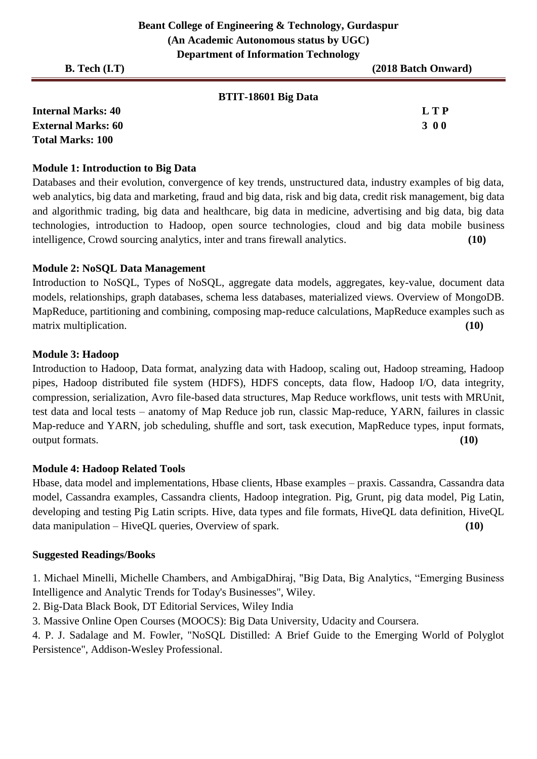**Beant College of Engineering & Technology, Gurdaspur**
**(An Academic Autonomous status by UGC)**
**Department of Information Technology**

**B. Tech (I.T)** **(2018 Batch Onward)**

## BTIT-18601 Big Data

| | |
|---|---|
| **Internal Marks: 40** | **L T P** |
| **External Marks: 60** | **3 0 0** |
| **Total Marks: 100** | |

### Module 1: Introduction to Big Data

Databases and their evolution, convergence of key trends, unstructured data, industry examples of big data, web analytics, big data and marketing, fraud and big data, risk and big data, credit risk management, big data and algorithmic trading, big data and healthcare, big data in medicine, advertising and big data, big data technologies, introduction to Hadoop, open source technologies, cloud and big data mobile business intelligence, Crowd sourcing analytics, inter and trans firewall analytics. **(10)**

### Module 2: NoSQL Data Management

Introduction to NoSQL, Types of NoSQL, aggregate data models, aggregates, key-value, document data models, relationships, graph databases, schema less databases, materialized views. Overview of MongoDB. MapReduce, partitioning and combining, composing map-reduce calculations, MapReduce examples such as matrix multiplication. **(10)**

### Module 3: Hadoop

Introduction to Hadoop, Data format, analyzing data with Hadoop, scaling out, Hadoop streaming, Hadoop pipes, Hadoop distributed file system (HDFS), HDFS concepts, data flow, Hadoop I/O, data integrity, compression, serialization, Avro file-based data structures, Map Reduce workflows, unit tests with MRUnit, test data and local tests – anatomy of Map Reduce job run, classic Map-reduce, YARN, failures in classic Map-reduce and YARN, job scheduling, shuffle and sort, task execution, MapReduce types, input formats, output formats. **(10)**

### Module 4: Hadoop Related Tools

Hbase, data model and implementations, Hbase clients, Hbase examples – praxis. Cassandra, Cassandra data model, Cassandra examples, Cassandra clients, Hadoop integration. Pig, Grunt, pig data model, Pig Latin, developing and testing Pig Latin scripts. Hive, data types and file formats, HiveQL data definition, HiveQL data manipulation – HiveQL queries, Overview of spark. **(10)**

### Suggested Readings/Books

1. Michael Minelli, Michelle Chambers, and AmbigaDhiraj, "Big Data, Big Analytics, “Emerging Business Intelligence and Analytic Trends for Today's Businesses", Wiley.
2. Big-Data Black Book, DT Editorial Services, Wiley India
3. Massive Online Open Courses (MOOCS): Big Data University, Udacity and Coursera.
4. P. J. Sadalage and M. Fowler, "NoSQL Distilled: A Brief Guide to the Emerging World of Polyglot Persistence", Addison-Wesley Professional.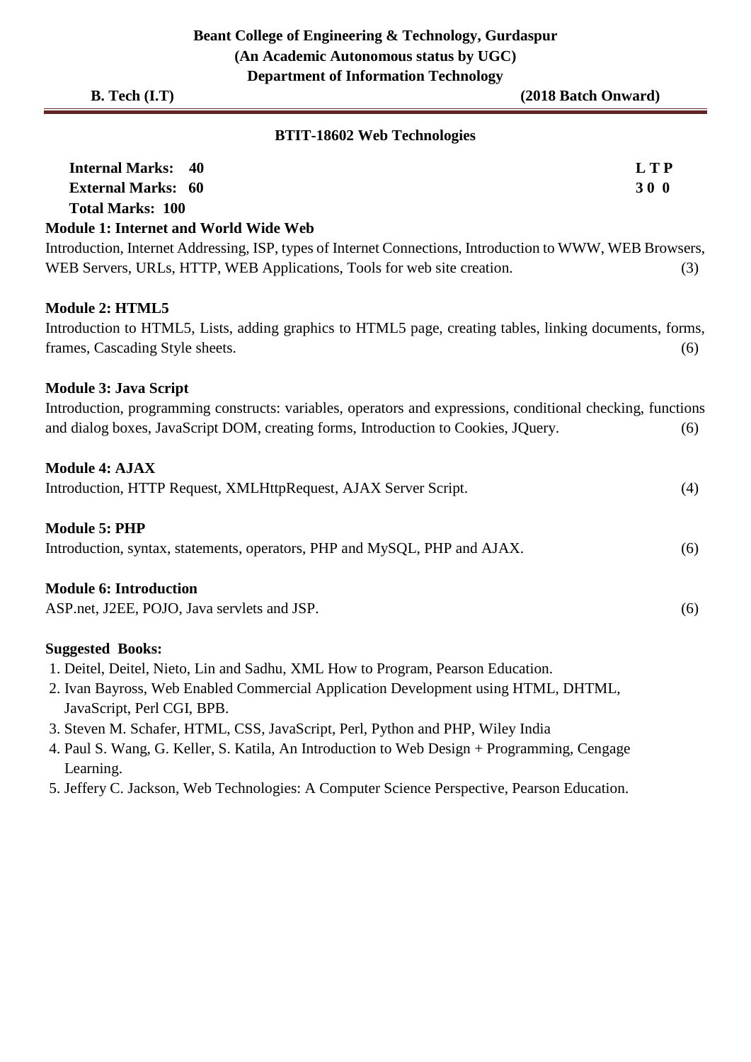**Beant College of Engineering & Technology, Gurdaspur**
**(An Academic Autonomous status by UGC)**
**Department of Information Technology**

**B. Tech (I.T)** **(2018 Batch Onward)**

## BTIT-18602 Web Technologies

**Internal Marks: 40** **L T P**
**External Marks: 60** **3 0 0**
**Total Marks: 100**

### Module 1: Internet and World Wide Web

Introduction, Internet Addressing, ISP, types of Internet Connections, Introduction to WWW, WEB Browsers, WEB Servers, URLs, HTTP, WEB Applications, Tools for web site creation. (3)

### Module 2: HTML5

Introduction to HTML5, Lists, adding graphics to HTML5 page, creating tables, linking documents, forms, frames, Cascading Style sheets. (6)

### Module 3: Java Script

Introduction, programming constructs: variables, operators and expressions, conditional checking, functions and dialog boxes, JavaScript DOM, creating forms, Introduction to Cookies, JQuery. (6)

### Module 4: AJAX

Introduction, HTTP Request, XMLHttpRequest, AJAX Server Script. (4)

### Module 5: PHP

Introduction, syntax, statements, operators, PHP and MySQL, PHP and AJAX. (6)

### Module 6: Introduction

ASP.net, J2EE, POJO, Java servlets and JSP. (6)

### Suggested Books:

1. Deitel, Deitel, Nieto, Lin and Sadhu, XML How to Program, Pearson Education.
2. Ivan Bayross, Web Enabled Commercial Application Development using HTML, DHTML, JavaScript, Perl CGI, BPB.
3. Steven M. Schafer, HTML, CSS, JavaScript, Perl, Python and PHP, Wiley India
4. Paul S. Wang, G. Keller, S. Katila, An Introduction to Web Design + Programming, Cengage Learning.
5. Jeffery C. Jackson, Web Technologies: A Computer Science Perspective, Pearson Education.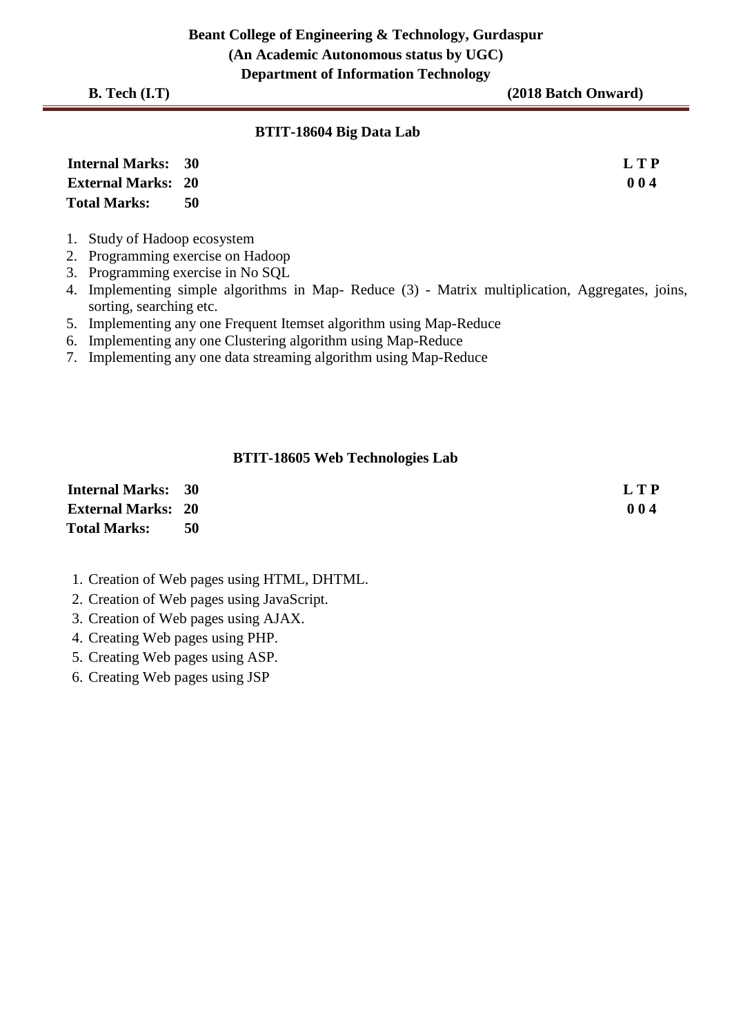## BTIT-18604 Big Data Lab

| | | |
|---|---|---|
| **Internal Marks:** | **30** | **L T P** |
| **External Marks:** | **20** | **0 0 4** |
| **Total Marks:** | **50** | |

1. Study of Hadoop ecosystem
2. Programming exercise on Hadoop
3. Programming exercise in No SQL
4. Implementing simple algorithms in Map- Reduce (3) - Matrix multiplication, Aggregates, joins, sorting, searching etc.
5. Implementing any one Frequent Itemset algorithm using Map-Reduce
6. Implementing any one Clustering algorithm using Map-Reduce
7. Implementing any one data streaming algorithm using Map-Reduce

## BTIT-18605 Web Technologies Lab

| | | |
|---|---|---|
| **Internal Marks:** | **30** | **L T P** |
| **External Marks:** | **20** | **0 0 4** |
| **Total Marks:** | **50** | |

1. Creation of Web pages using HTML, DHTML.
2. Creation of Web pages using JavaScript.
3. Creation of Web pages using AJAX.
4. Creating Web pages using PHP.
5. Creating Web pages using ASP.
6. Creating Web pages using JSP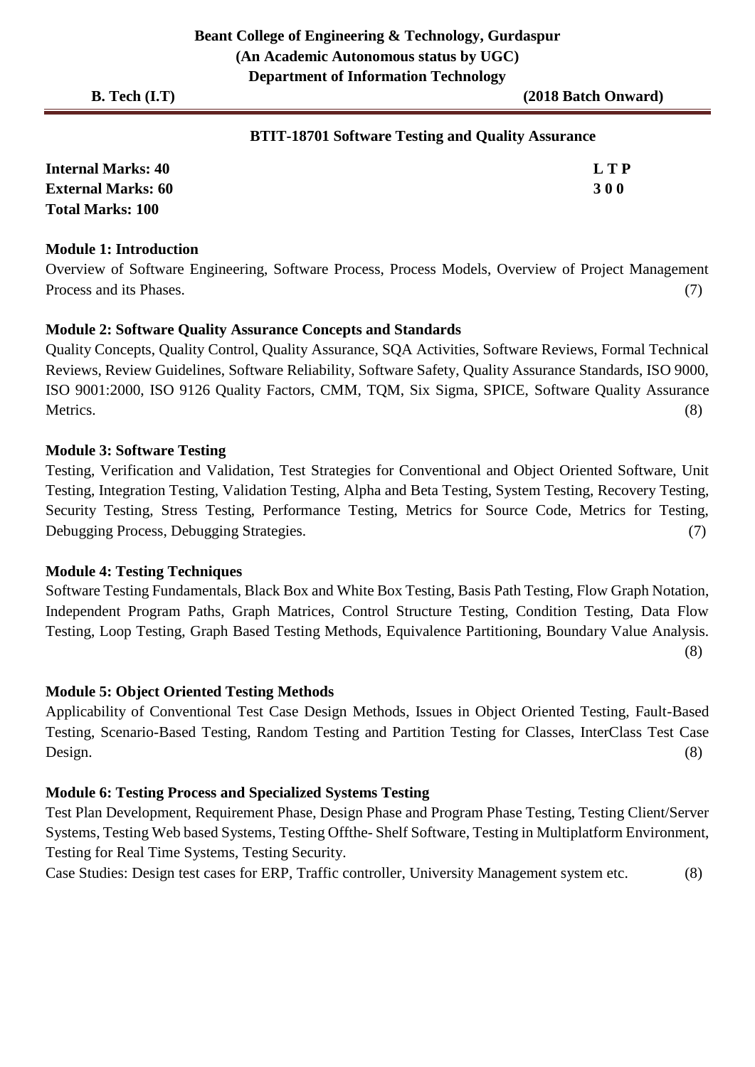**Beant College of Engineering & Technology, Gurdaspur**
**(An Academic Autonomous status by UGC)**
**Department of Information Technology**

**B. Tech (I.T)** **(2018 Batch Onward)**

## BTIT-18701 Software Testing and Quality Assurance

**Internal Marks: 40** **L T P**
**External Marks: 60** **3 0 0**
**Total Marks: 100**

### Module 1: Introduction

Overview of Software Engineering, Software Process, Process Models, Overview of Project Management Process and its Phases. (7)

### Module 2: Software Quality Assurance Concepts and Standards

Quality Concepts, Quality Control, Quality Assurance, SQA Activities, Software Reviews, Formal Technical Reviews, Review Guidelines, Software Reliability, Software Safety, Quality Assurance Standards, ISO 9000, ISO 9001:2000, ISO 9126 Quality Factors, CMM, TQM, Six Sigma, SPICE, Software Quality Assurance Metrics. (8)

### Module 3: Software Testing

Testing, Verification and Validation, Test Strategies for Conventional and Object Oriented Software, Unit Testing, Integration Testing, Validation Testing, Alpha and Beta Testing, System Testing, Recovery Testing, Security Testing, Stress Testing, Performance Testing, Metrics for Source Code, Metrics for Testing, Debugging Process, Debugging Strategies. (7)

### Module 4: Testing Techniques

Software Testing Fundamentals, Black Box and White Box Testing, Basis Path Testing, Flow Graph Notation, Independent Program Paths, Graph Matrices, Control Structure Testing, Condition Testing, Data Flow Testing, Loop Testing, Graph Based Testing Methods, Equivalence Partitioning, Boundary Value Analysis. (8)

### Module 5: Object Oriented Testing Methods

Applicability of Conventional Test Case Design Methods, Issues in Object Oriented Testing, Fault-Based Testing, Scenario-Based Testing, Random Testing and Partition Testing for Classes, InterClass Test Case Design. (8)

### Module 6: Testing Process and Specialized Systems Testing

Test Plan Development, Requirement Phase, Design Phase and Program Phase Testing, Testing Client/Server Systems, Testing Web based Systems, Testing Offthe- Shelf Software, Testing in Multiplatform Environment, Testing for Real Time Systems, Testing Security.

Case Studies: Design test cases for ERP, Traffic controller, University Management system etc. (8)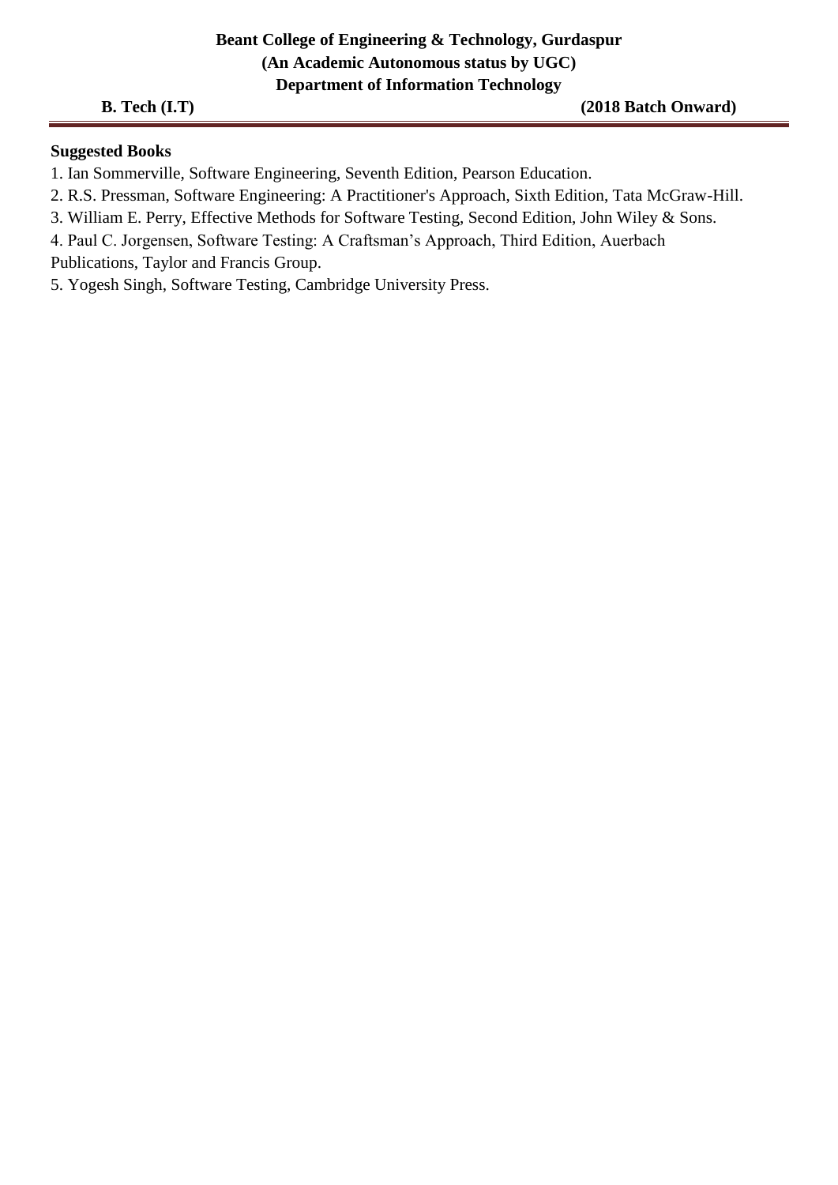**Suggested Books**

1. Ian Sommerville, Software Engineering, Seventh Edition, Pearson Education.
2. R.S. Pressman, Software Engineering: A Practitioner's Approach, Sixth Edition, Tata McGraw-Hill.
3. William E. Perry, Effective Methods for Software Testing, Second Edition, John Wiley & Sons.
4. Paul C. Jorgensen, Software Testing: A Craftsman's Approach, Third Edition, Auerbach Publications, Taylor and Francis Group.
5. Yogesh Singh, Software Testing, Cambridge University Press.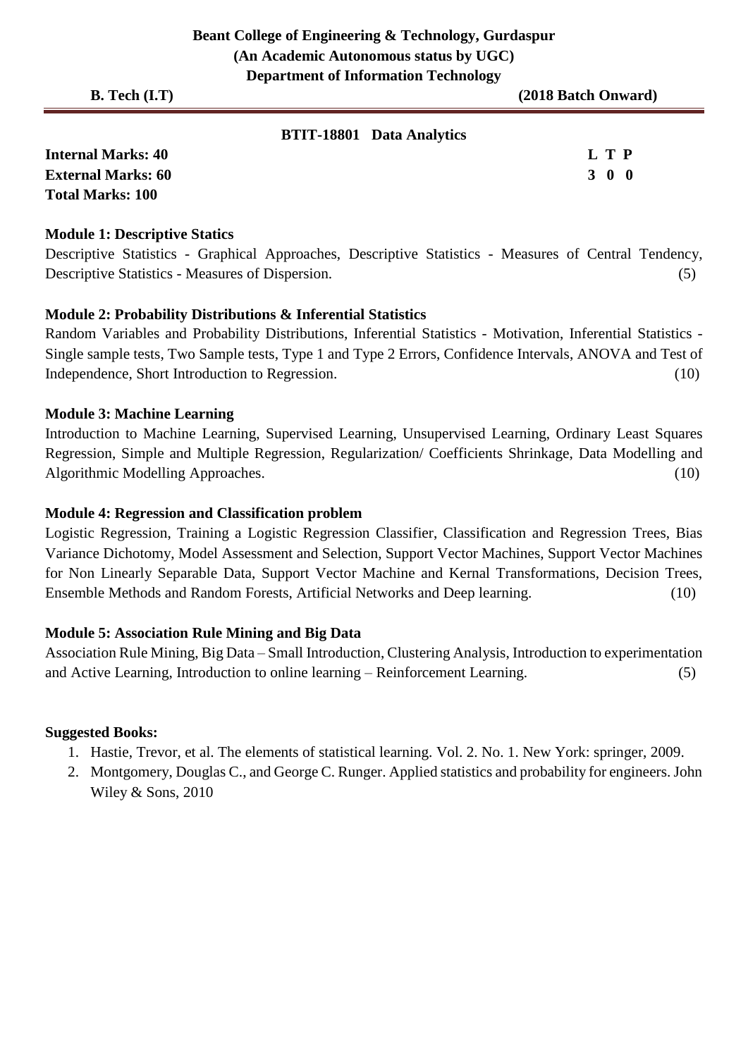**Beant College of Engineering & Technology, Gurdaspur**
**(An Academic Autonomous status by UGC)**
**Department of Information Technology**

**B. Tech (I.T)** **(2018 Batch Onward)**

## BTIT-18801 Data Analytics

| **Internal Marks: 40** | **L T P** |
|---|---|
| **External Marks: 60** | **3 0 0** |
| **Total Marks: 100** | |

**Module 1: Descriptive Statics**

Descriptive Statistics - Graphical Approaches, Descriptive Statistics - Measures of Central Tendency, Descriptive Statistics - Measures of Dispersion. (5)

**Module 2: Probability Distributions & Inferential Statistics**

Random Variables and Probability Distributions, Inferential Statistics - Motivation, Inferential Statistics - Single sample tests, Two Sample tests, Type 1 and Type 2 Errors, Confidence Intervals, ANOVA and Test of Independence, Short Introduction to Regression. (10)

**Module 3: Machine Learning**

Introduction to Machine Learning, Supervised Learning, Unsupervised Learning, Ordinary Least Squares Regression, Simple and Multiple Regression, Regularization/ Coefficients Shrinkage, Data Modelling and Algorithmic Modelling Approaches. (10)

**Module 4: Regression and Classification problem**

Logistic Regression, Training a Logistic Regression Classifier, Classification and Regression Trees, Bias Variance Dichotomy, Model Assessment and Selection, Support Vector Machines, Support Vector Machines for Non Linearly Separable Data, Support Vector Machine and Kernal Transformations, Decision Trees, Ensemble Methods and Random Forests, Artificial Networks and Deep learning. (10)

**Module 5: Association Rule Mining and Big Data**

Association Rule Mining, Big Data – Small Introduction, Clustering Analysis, Introduction to experimentation and Active Learning, Introduction to online learning – Reinforcement Learning. (5)

**Suggested Books:**

1. Hastie, Trevor, et al. The elements of statistical learning. Vol. 2. No. 1. New York: springer, 2009.
2. Montgomery, Douglas C., and George C. Runger. Applied statistics and probability for engineers. John Wiley & Sons, 2010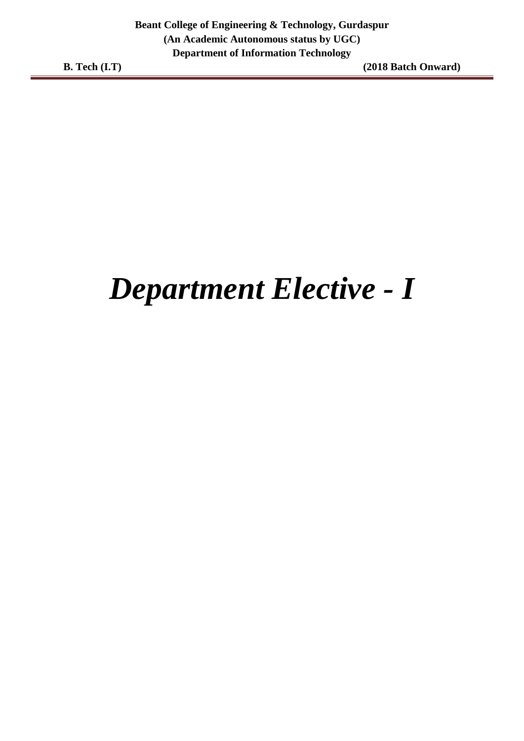# *Department Elective - I*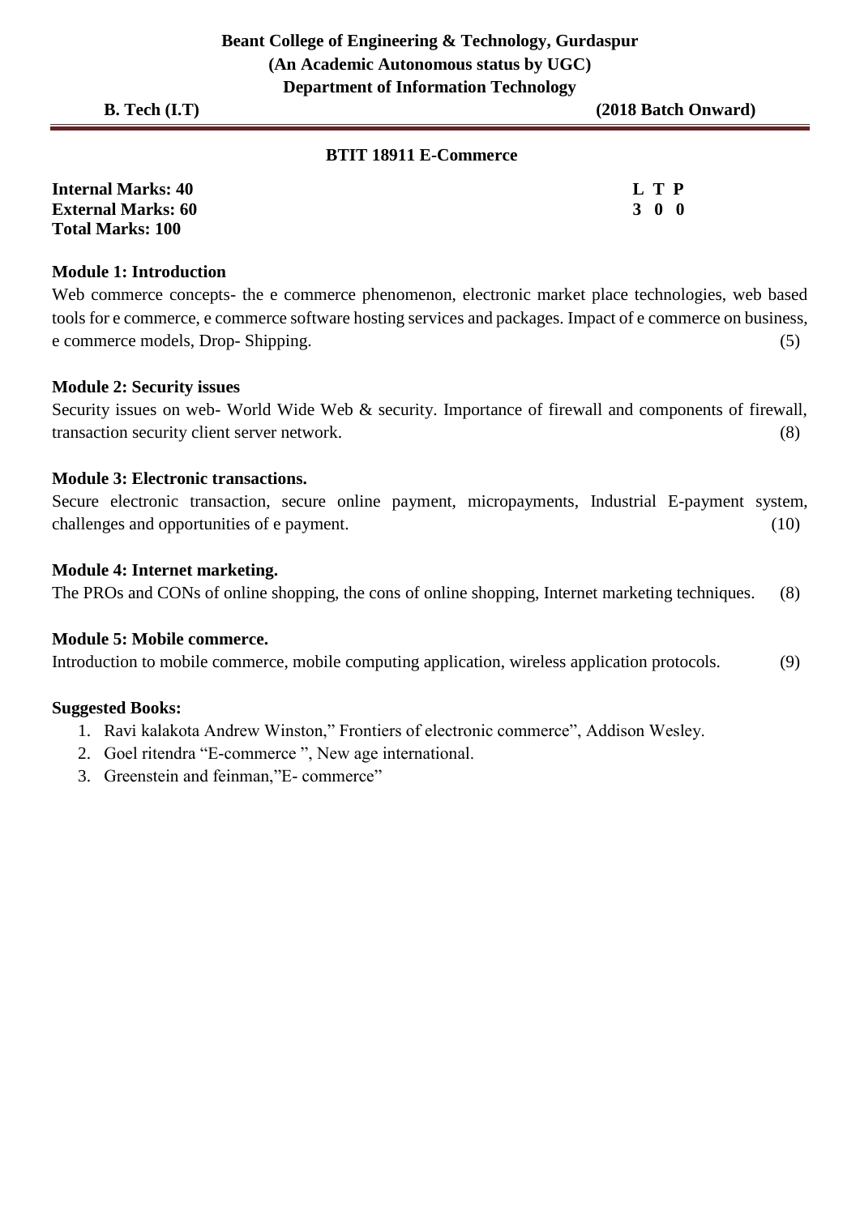**Beant College of Engineering & Technology, Gurdaspur**
**(An Academic Autonomous status by UGC)**
**Department of Information Technology**

**B. Tech (I.T)** **(2018 Batch Onward)**

## BTIT 18911 E-Commerce

**Internal Marks: 40**
**External Marks: 60**
**Total Marks: 100**

| L | T | P |
|---|---|---|
| 3 | 0 | 0 |

### Module 1: Introduction

Web commerce concepts- the e commerce phenomenon, electronic market place technologies, web based tools for e commerce, e commerce software hosting services and packages. Impact of e commerce on business, e commerce models, Drop- Shipping. (5)

### Module 2: Security issues

Security issues on web- World Wide Web & security. Importance of firewall and components of firewall, transaction security client server network. (8)

### Module 3: Electronic transactions.

Secure electronic transaction, secure online payment, micropayments, Industrial E-payment system, challenges and opportunities of e payment. (10)

### Module 4: Internet marketing.

The PROs and CONs of online shopping, the cons of online shopping, Internet marketing techniques. (8)

### Module 5: Mobile commerce.

Introduction to mobile commerce, mobile computing application, wireless application protocols. (9)

### Suggested Books:

1. Ravi kalakota Andrew Winston," Frontiers of electronic commerce", Addison Wesley.
2. Goel ritendra "E-commerce ", New age international.
3. Greenstein and feinman,"E- commerce"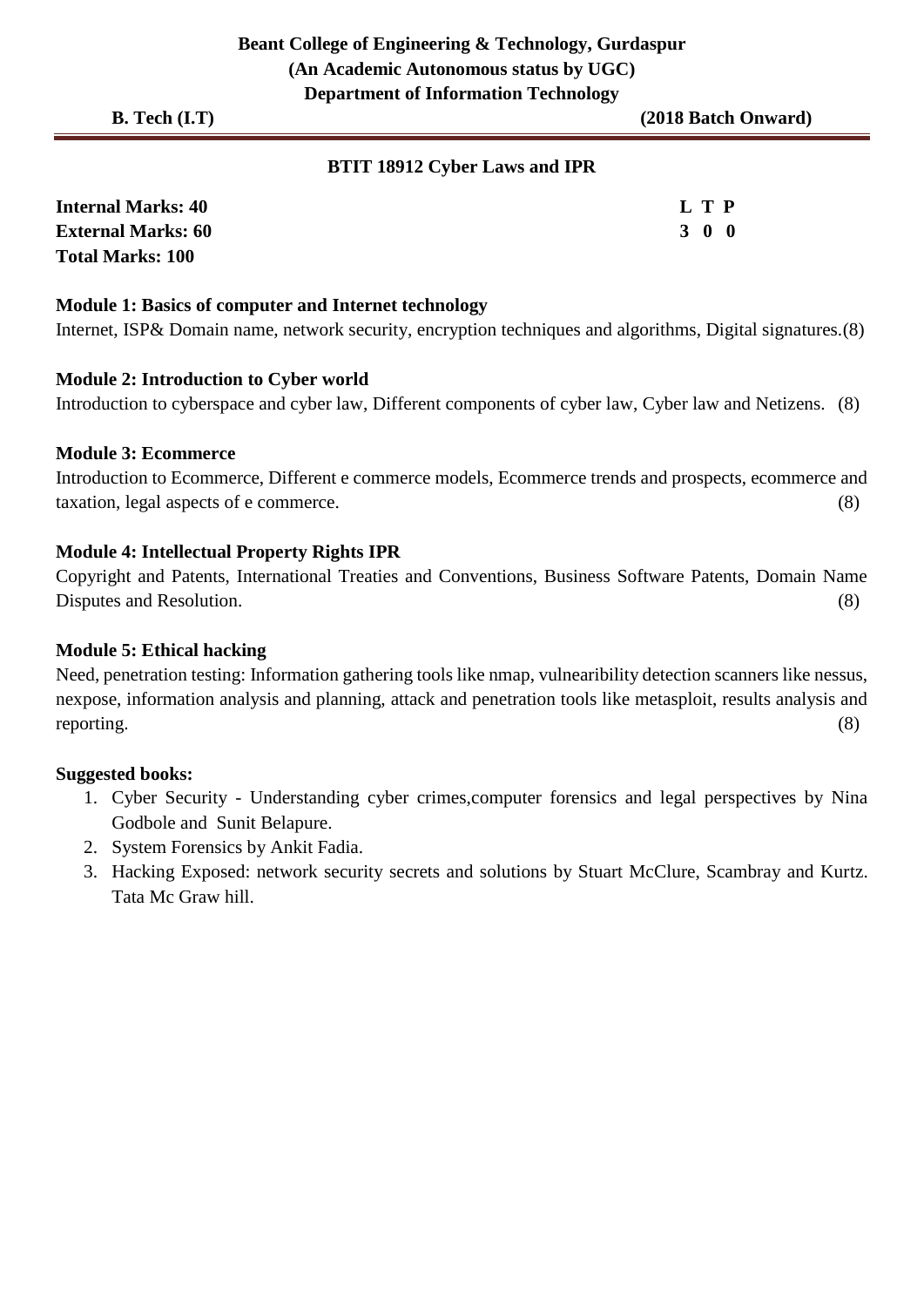**Beant College of Engineering & Technology, Gurdaspur**
**(An Academic Autonomous status by UGC)**
**Department of Information Technology**

**B. Tech (I.T)** **(2018 Batch Onward)**

## BTIT 18912 Cyber Laws and IPR

**Internal Marks: 40**
**External Marks: 60**
**Total Marks: 100**

| L | T | P |
|---|---|---|
| 3 | 0 | 0 |

### Module 1: Basics of computer and Internet technology

Internet, ISP& Domain name, network security, encryption techniques and algorithms, Digital signatures.(8)

### Module 2: Introduction to Cyber world

Introduction to cyberspace and cyber law, Different components of cyber law, Cyber law and Netizens. (8)

### Module 3: Ecommerce

Introduction to Ecommerce, Different e commerce models, Ecommerce trends and prospects, ecommerce and taxation, legal aspects of e commerce. (8)

### Module 4: Intellectual Property Rights IPR

Copyright and Patents, International Treaties and Conventions, Business Software Patents, Domain Name Disputes and Resolution. (8)

### Module 5: Ethical hacking

Need, penetration testing: Information gathering tools like nmap, vulnearibility detection scanners like nessus, nexpose, information analysis and planning, attack and penetration tools like metasploit, results analysis and reporting. (8)

**Suggested books:**

1. Cyber Security - Understanding cyber crimes,computer forensics and legal perspectives by Nina Godbole and Sunit Belapure.
2. System Forensics by Ankit Fadia.
3. Hacking Exposed: network security secrets and solutions by Stuart McClure, Scambray and Kurtz. Tata Mc Graw hill.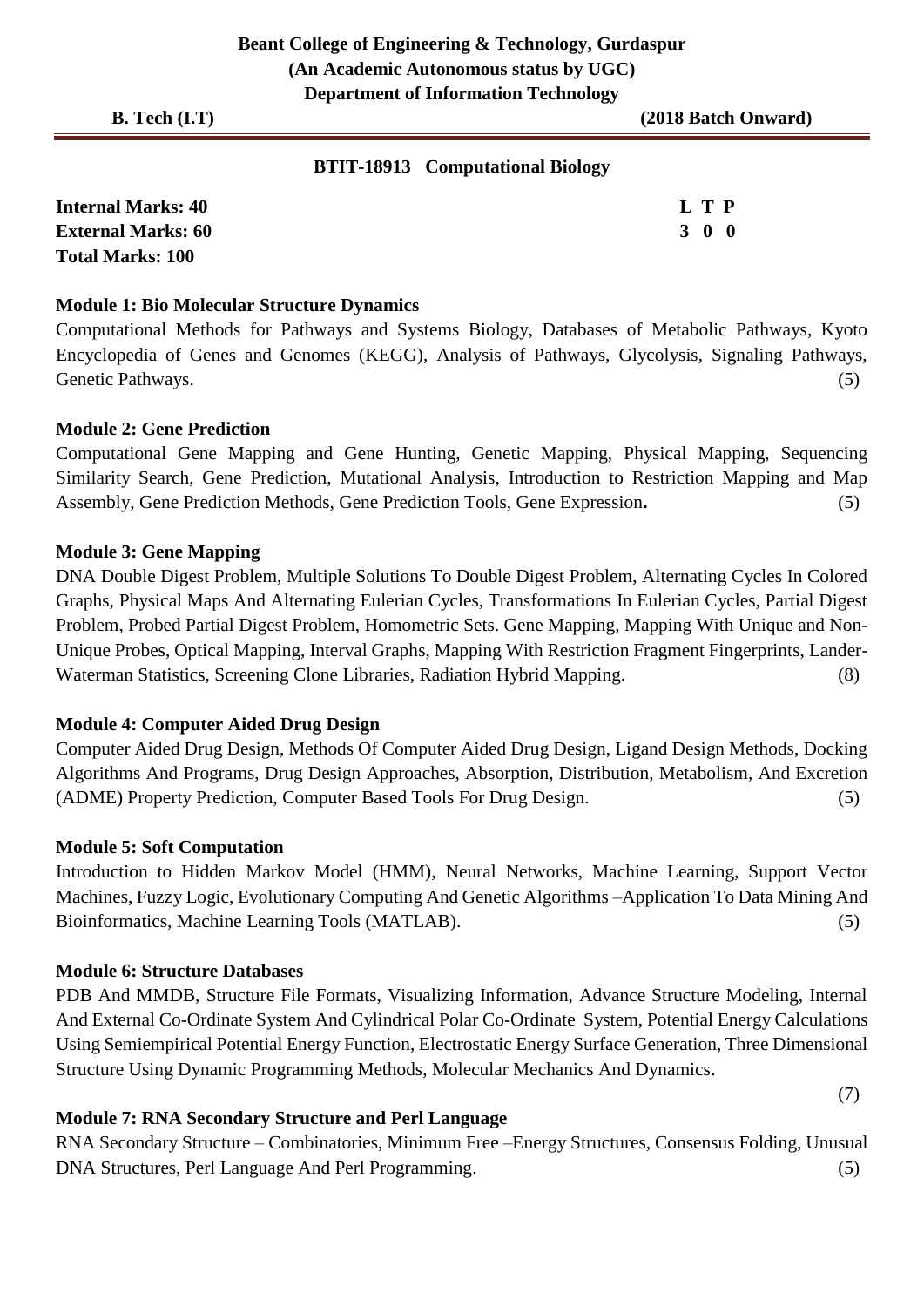**Beant College of Engineering & Technology, Gurdaspur**
**(An Academic Autonomous status by UGC)**
**Department of Information Technology**

**B. Tech (I.T)** **(2018 Batch Onward)**

## BTIT-18913 Computational Biology

**Internal Marks: 40**
**External Marks: 60**
**Total Marks: 100**

**L T P**
**3 0 0**

### Module 1: Bio Molecular Structure Dynamics

Computational Methods for Pathways and Systems Biology, Databases of Metabolic Pathways, Kyoto Encyclopedia of Genes and Genomes (KEGG), Analysis of Pathways, Glycolysis, Signaling Pathways, Genetic Pathways. (5)

### Module 2: Gene Prediction

Computational Gene Mapping and Gene Hunting, Genetic Mapping, Physical Mapping, Sequencing Similarity Search, Gene Prediction, Mutational Analysis, Introduction to Restriction Mapping and Map Assembly, Gene Prediction Methods, Gene Prediction Tools, Gene Expression**.** (5)

### Module 3: Gene Mapping

DNA Double Digest Problem, Multiple Solutions To Double Digest Problem, Alternating Cycles In Colored Graphs, Physical Maps And Alternating Eulerian Cycles, Transformations In Eulerian Cycles, Partial Digest Problem, Probed Partial Digest Problem, Homometric Sets. Gene Mapping, Mapping With Unique and Non-Unique Probes, Optical Mapping, Interval Graphs, Mapping With Restriction Fragment Fingerprints, Lander-Waterman Statistics, Screening Clone Libraries, Radiation Hybrid Mapping. (8)

### Module 4: Computer Aided Drug Design

Computer Aided Drug Design, Methods Of Computer Aided Drug Design, Ligand Design Methods, Docking Algorithms And Programs, Drug Design Approaches, Absorption, Distribution, Metabolism, And Excretion (ADME) Property Prediction, Computer Based Tools For Drug Design. (5)

### Module 5: Soft Computation

Introduction to Hidden Markov Model (HMM), Neural Networks, Machine Learning, Support Vector Machines, Fuzzy Logic, Evolutionary Computing And Genetic Algorithms –Application To Data Mining And Bioinformatics, Machine Learning Tools (MATLAB). (5)

### Module 6: Structure Databases

PDB And MMDB, Structure File Formats, Visualizing Information, Advance Structure Modeling, Internal And External Co-Ordinate System And Cylindrical Polar Co-Ordinate System, Potential Energy Calculations Using Semiempirical Potential Energy Function, Electrostatic Energy Surface Generation, Three Dimensional Structure Using Dynamic Programming Methods, Molecular Mechanics And Dynamics.

(7)

### Module 7: RNA Secondary Structure and Perl Language

RNA Secondary Structure – Combinatories, Minimum Free –Energy Structures, Consensus Folding, Unusual DNA Structures, Perl Language And Perl Programming. (5)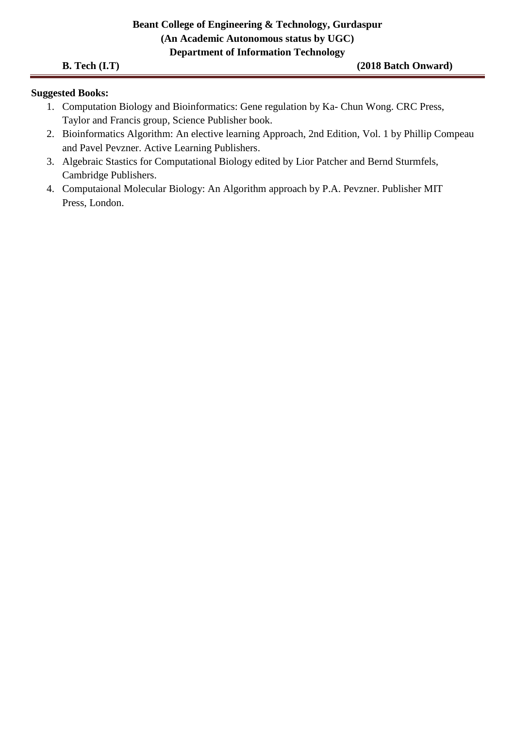**Suggested Books:**

1. Computation Biology and Bioinformatics: Gene regulation by Ka- Chun Wong. CRC Press, Taylor and Francis group, Science Publisher book.
2. Bioinformatics Algorithm: An elective learning Approach, 2nd Edition, Vol. 1 by Phillip Compeau and Pavel Pevzner. Active Learning Publishers.
3. Algebraic Stastics for Computational Biology edited by Lior Patcher and Bernd Sturmfels, Cambridge Publishers.
4. Computaional Molecular Biology: An Algorithm approach by P.A. Pevzner. Publisher MIT Press, London.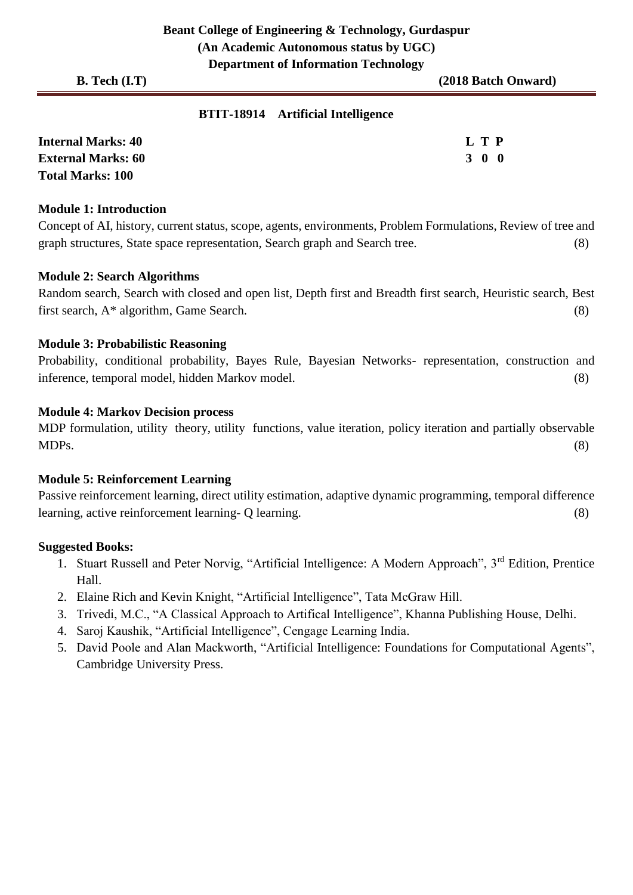**Beant College of Engineering & Technology, Gurdaspur**
**(An Academic Autonomous status by UGC)**
**Department of Information Technology**

**B. Tech (I.T)** **(2018 Batch Onward)**

## BTIT-18914 Artificial Intelligence

| | L | T | P |
|---|---|---|---|
| **Internal Marks: 40** | **3** | **0** | **0** |
| **External Marks: 60** | | | |
| **Total Marks: 100** | | | |

**Module 1: Introduction**

Concept of AI, history, current status, scope, agents, environments, Problem Formulations, Review of tree and graph structures, State space representation, Search graph and Search tree. (8)

**Module 2: Search Algorithms**

Random search, Search with closed and open list, Depth first and Breadth first search, Heuristic search, Best first search, A* algorithm, Game Search. (8)

**Module 3: Probabilistic Reasoning**

Probability, conditional probability, Bayes Rule, Bayesian Networks- representation, construction and inference, temporal model, hidden Markov model. (8)

**Module 4: Markov Decision process**

MDP formulation, utility theory, utility functions, value iteration, policy iteration and partially observable MDPs. (8)

**Module 5: Reinforcement Learning**

Passive reinforcement learning, direct utility estimation, adaptive dynamic programming, temporal difference learning, active reinforcement learning- Q learning. (8)

**Suggested Books:**

1. Stuart Russell and Peter Norvig, "Artificial Intelligence: A Modern Approach", 3rd Edition, Prentice Hall.
2. Elaine Rich and Kevin Knight, "Artificial Intelligence", Tata McGraw Hill.
3. Trivedi, M.C., "A Classical Approach to Artifical Intelligence", Khanna Publishing House, Delhi.
4. Saroj Kaushik, "Artificial Intelligence", Cengage Learning India.
5. David Poole and Alan Mackworth, "Artificial Intelligence: Foundations for Computational Agents", Cambridge University Press.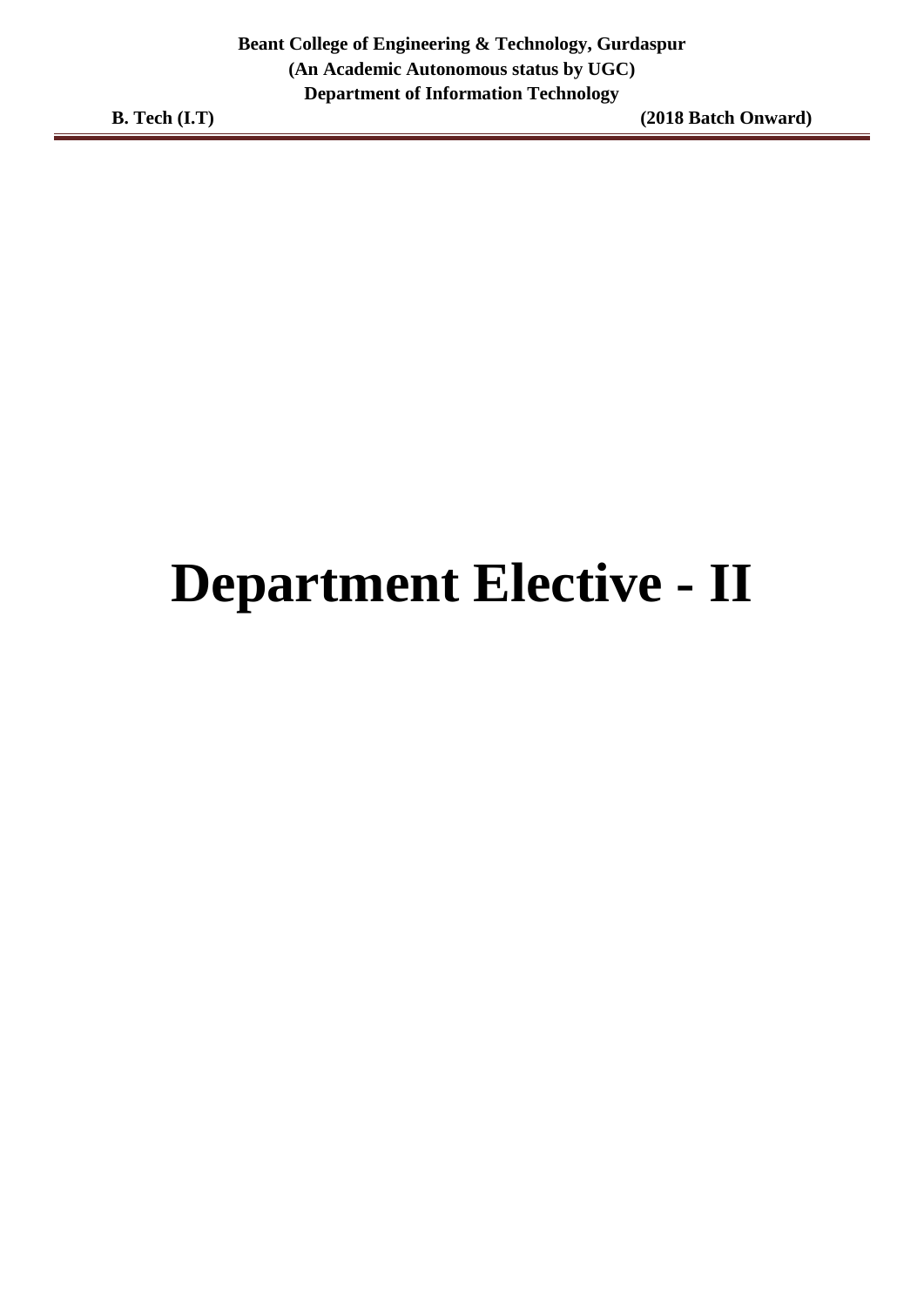# Department Elective - II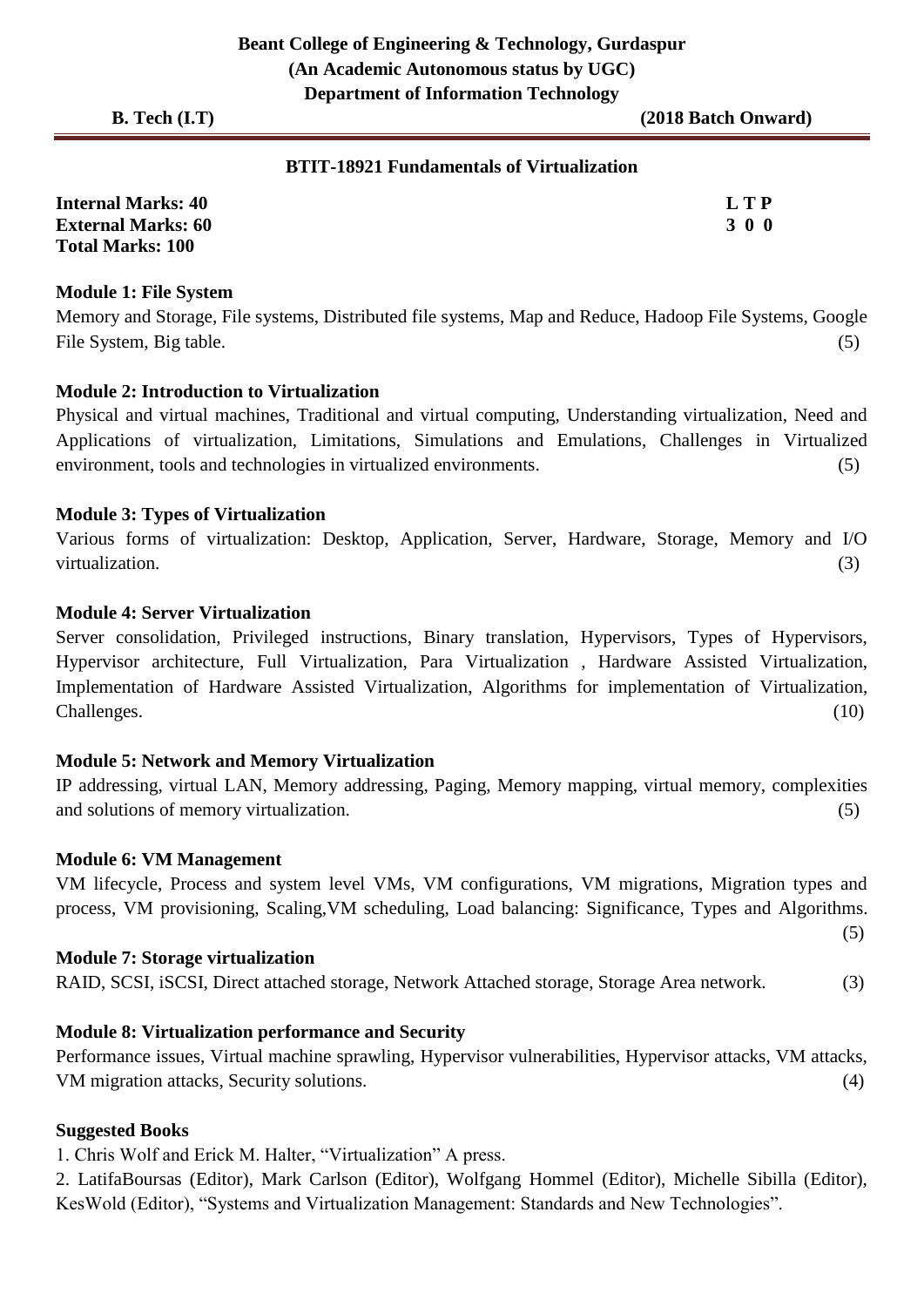**Beant College of Engineering & Technology, Gurdaspur**
**(An Academic Autonomous status by UGC)**
**Department of Information Technology**

**B. Tech (I.T)** **(2018 Batch Onward)**

## BTIT-18921 Fundamentals of Virtualization

**Internal Marks: 40**
**External Marks: 60**
**Total Marks: 100**

**L T P**
**3 0 0**

### Module 1: File System

Memory and Storage, File systems, Distributed file systems, Map and Reduce, Hadoop File Systems, Google File System, Big table. (5)

### Module 2: Introduction to Virtualization

Physical and virtual machines, Traditional and virtual computing, Understanding virtualization, Need and Applications of virtualization, Limitations, Simulations and Emulations, Challenges in Virtualized environment, tools and technologies in virtualized environments. (5)

### Module 3: Types of Virtualization

Various forms of virtualization: Desktop, Application, Server, Hardware, Storage, Memory and I/O virtualization. (3)

### Module 4: Server Virtualization

Server consolidation, Privileged instructions, Binary translation, Hypervisors, Types of Hypervisors, Hypervisor architecture, Full Virtualization, Para Virtualization , Hardware Assisted Virtualization, Implementation of Hardware Assisted Virtualization, Algorithms for implementation of Virtualization, Challenges. (10)

### Module 5: Network and Memory Virtualization

IP addressing, virtual LAN, Memory addressing, Paging, Memory mapping, virtual memory, complexities and solutions of memory virtualization. (5)

### Module 6: VM Management

VM lifecycle, Process and system level VMs, VM configurations, VM migrations, Migration types and process, VM provisioning, Scaling,VM scheduling, Load balancing: Significance, Types and Algorithms. (5)

### Module 7: Storage virtualization

RAID, SCSI, iSCSI, Direct attached storage, Network Attached storage, Storage Area network. (3)

### Module 8: Virtualization performance and Security

Performance issues, Virtual machine sprawling, Hypervisor vulnerabilities, Hypervisor attacks, VM attacks, VM migration attacks, Security solutions. (4)

### Suggested Books

1. Chris Wolf and Erick M. Halter, "Virtualization" A press.
2. LatifaBoursas (Editor), Mark Carlson (Editor), Wolfgang Hommel (Editor), Michelle Sibilla (Editor), KesWold (Editor), "Systems and Virtualization Management: Standards and New Technologies".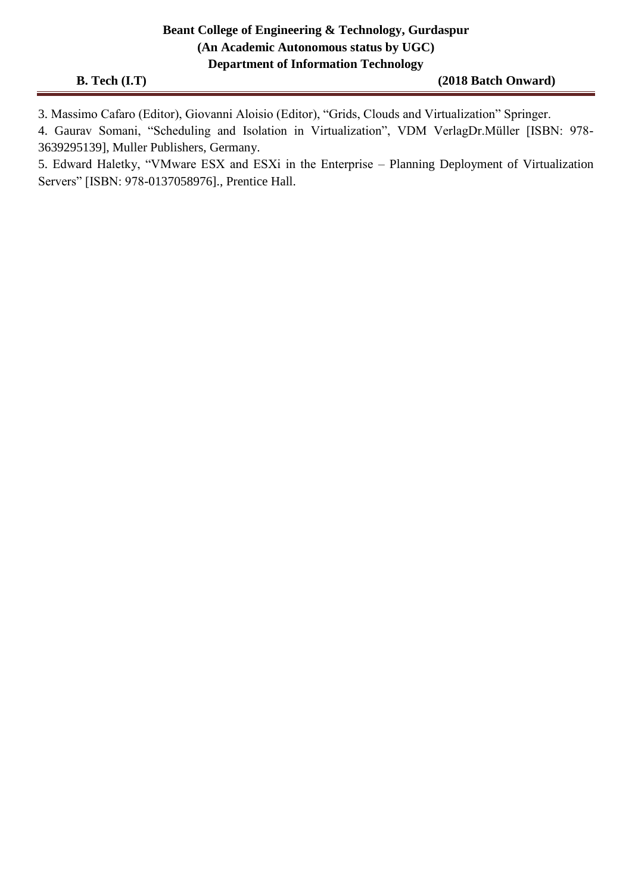3. Massimo Cafaro (Editor), Giovanni Aloisio (Editor), “Grids, Clouds and Virtualization” Springer.

4. Gaurav Somani, “Scheduling and Isolation in Virtualization”, VDM VerlagDr.Müller [ISBN: 978-3639295139], Muller Publishers, Germany.

5. Edward Haletky, “VMware ESX and ESXi in the Enterprise – Planning Deployment of Virtualization Servers” [ISBN: 978-0137058976]., Prentice Hall.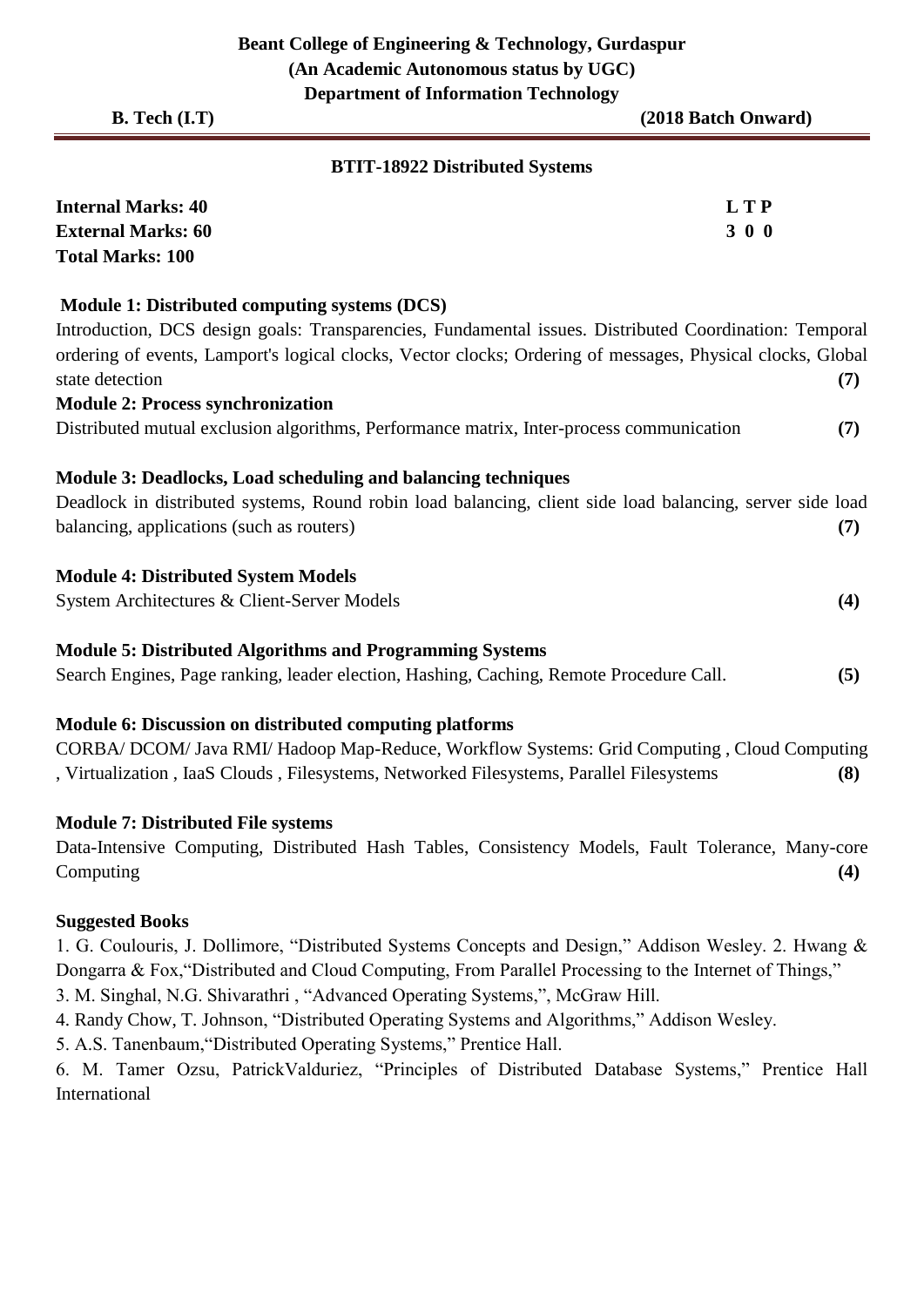**Beant College of Engineering & Technology, Gurdaspur**
**(An Academic Autonomous status by UGC)**
**Department of Information Technology**

**B. Tech (I.T)** **(2018 Batch Onward)**

## BTIT-18922 Distributed Systems

| | |
|---|---|
| **Internal Marks: 40** | **L T P** |
| **External Marks: 60** | **3 0 0** |
| **Total Marks: 100** | |

### Module 1: Distributed computing systems (DCS)

Introduction, DCS design goals: Transparencies, Fundamental issues. Distributed Coordination: Temporal ordering of events, Lamport's logical clocks, Vector clocks; Ordering of messages, Physical clocks, Global state detection **(7)**

### Module 2: Process synchronization

Distributed mutual exclusion algorithms, Performance matrix, Inter-process communication **(7)**

### Module 3: Deadlocks, Load scheduling and balancing techniques

Deadlock in distributed systems, Round robin load balancing, client side load balancing, server side load balancing, applications (such as routers) **(7)**

### Module 4: Distributed System Models

System Architectures & Client-Server Models **(4)**

### Module 5: Distributed Algorithms and Programming Systems

Search Engines, Page ranking, leader election, Hashing, Caching, Remote Procedure Call. **(5)**

### Module 6: Discussion on distributed computing platforms

CORBA/ DCOM/ Java RMI/ Hadoop Map-Reduce, Workflow Systems: Grid Computing , Cloud Computing , Virtualization , IaaS Clouds , Filesystems, Networked Filesystems, Parallel Filesystems **(8)**

### Module 7: Distributed File systems

Data-Intensive Computing, Distributed Hash Tables, Consistency Models, Fault Tolerance, Many-core Computing **(4)**

### Suggested Books

1. G. Coulouris, J. Dollimore, "Distributed Systems Concepts and Design," Addison Wesley. 2. Hwang & Dongarra & Fox,"Distributed and Cloud Computing, From Parallel Processing to the Internet of Things,"
3. M. Singhal, N.G. Shivarathri , "Advanced Operating Systems,", McGraw Hill.
4. Randy Chow, T. Johnson, "Distributed Operating Systems and Algorithms," Addison Wesley.
5. A.S. Tanenbaum,"Distributed Operating Systems," Prentice Hall.
6. M. Tamer Ozsu, PatrickValduriez, "Principles of Distributed Database Systems," Prentice Hall International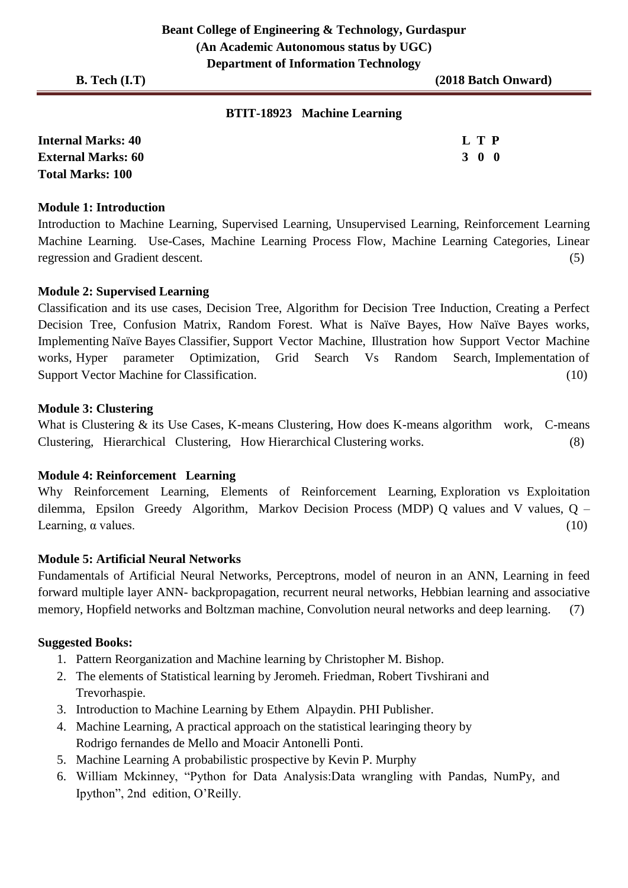**Beant College of Engineering & Technology, Gurdaspur**
**(An Academic Autonomous status by UGC)**
**Department of Information Technology**

**B. Tech (I.T)** **(2018 Batch Onward)**

## BTIT-18923 Machine Learning

| **Internal Marks: 40** | **L T P** |
|---|---|
| **External Marks: 60** | **3 0 0** |
| **Total Marks: 100** | |

### Module 1: Introduction

Introduction to Machine Learning, Supervised Learning, Unsupervised Learning, Reinforcement Learning Machine Learning. Use-Cases, Machine Learning Process Flow, Machine Learning Categories, Linear regression and Gradient descent. (5)

### Module 2: Supervised Learning

Classification and its use cases, Decision Tree, Algorithm for Decision Tree Induction, Creating a Perfect Decision Tree, Confusion Matrix, Random Forest. What is Naïve Bayes, How Naïve Bayes works, Implementing Naïve Bayes Classifier, Support Vector Machine, Illustration how Support Vector Machine works, Hyper parameter Optimization, Grid Search Vs Random Search, Implementation of Support Vector Machine for Classification. (10)

### Module 3: Clustering

What is Clustering & its Use Cases, K-means Clustering, How does K-means algorithm work, C-means Clustering, Hierarchical Clustering, How Hierarchical Clustering works. (8)

### Module 4: Reinforcement Learning

Why Reinforcement Learning, Elements of Reinforcement Learning, Exploration vs Exploitation dilemma, Epsilon Greedy Algorithm, Markov Decision Process (MDP) Q values and V values, Q – Learning, α values. (10)

### Module 5: Artificial Neural Networks

Fundamentals of Artificial Neural Networks, Perceptrons, model of neuron in an ANN, Learning in feed forward multiple layer ANN- backpropagation, recurrent neural networks, Hebbian learning and associative memory, Hopfield networks and Boltzman machine, Convolution neural networks and deep learning. (7)

### Suggested Books:

1. Pattern Reorganization and Machine learning by Christopher M. Bishop.
2. The elements of Statistical learning by Jeromeh. Friedman, Robert Tivshirani and Trevorhaspie.
3. Introduction to Machine Learning by Ethem Alpaydin. PHI Publisher.
4. Machine Learning, A practical approach on the statistical learinging theory by Rodrigo fernandes de Mello and Moacir Antonelli Ponti.
5. Machine Learning A probabilistic prospective by Kevin P. Murphy
6. William Mckinney, "Python for Data Analysis:Data wrangling with Pandas, NumPy, and Ipython", 2nd edition, O'Reilly.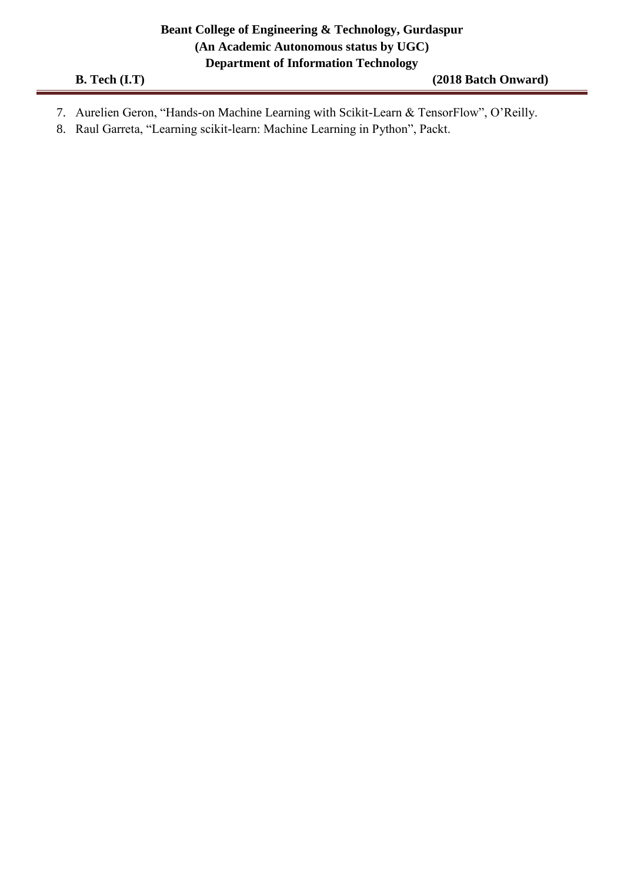7. Aurelien Geron, “Hands-on Machine Learning with Scikit-Learn & TensorFlow”, O’Reilly.
8. Raul Garreta, “Learning scikit-learn: Machine Learning in Python”, Packt.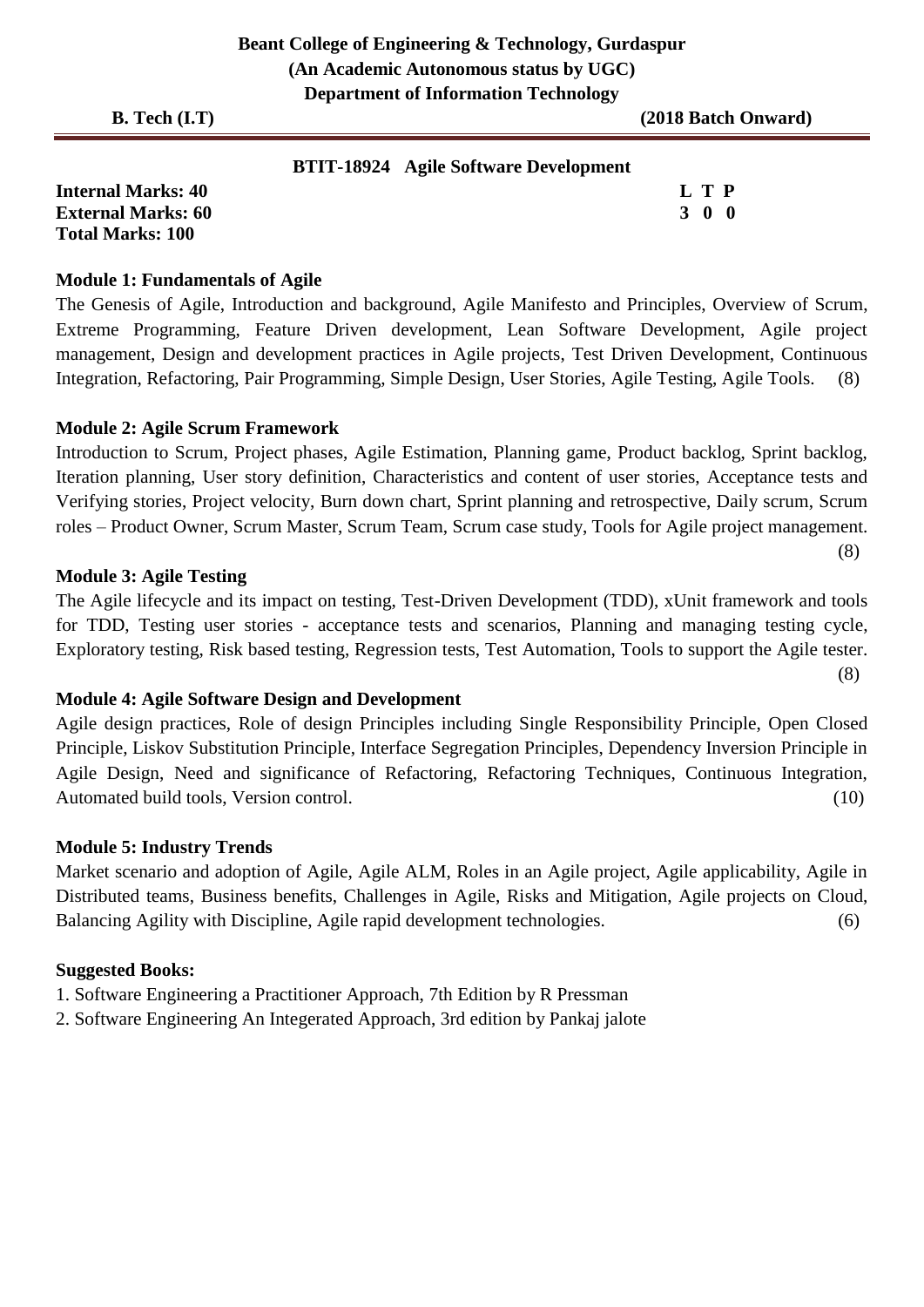**Beant College of Engineering & Technology, Gurdaspur**
**(An Academic Autonomous status by UGC)**
**Department of Information Technology**

**B. Tech (I.T)** **(2018 Batch Onward)**

## BTIT-18924 Agile Software Development

**Internal Marks: 40** **L T P**
**External Marks: 60** **3 0 0**
**Total Marks: 100**

### Module 1: Fundamentals of Agile

The Genesis of Agile, Introduction and background, Agile Manifesto and Principles, Overview of Scrum, Extreme Programming, Feature Driven development, Lean Software Development, Agile project management, Design and development practices in Agile projects, Test Driven Development, Continuous Integration, Refactoring, Pair Programming, Simple Design, User Stories, Agile Testing, Agile Tools. (8)

### Module 2: Agile Scrum Framework

Introduction to Scrum, Project phases, Agile Estimation, Planning game, Product backlog, Sprint backlog, Iteration planning, User story definition, Characteristics and content of user stories, Acceptance tests and Verifying stories, Project velocity, Burn down chart, Sprint planning and retrospective, Daily scrum, Scrum roles – Product Owner, Scrum Master, Scrum Team, Scrum case study, Tools for Agile project management. (8)

### Module 3: Agile Testing

The Agile lifecycle and its impact on testing, Test-Driven Development (TDD), xUnit framework and tools for TDD, Testing user stories - acceptance tests and scenarios, Planning and managing testing cycle, Exploratory testing, Risk based testing, Regression tests, Test Automation, Tools to support the Agile tester. (8)

### Module 4: Agile Software Design and Development

Agile design practices, Role of design Principles including Single Responsibility Principle, Open Closed Principle, Liskov Substitution Principle, Interface Segregation Principles, Dependency Inversion Principle in Agile Design, Need and significance of Refactoring, Refactoring Techniques, Continuous Integration, Automated build tools, Version control. (10)

### Module 5: Industry Trends

Market scenario and adoption of Agile, Agile ALM, Roles in an Agile project, Agile applicability, Agile in Distributed teams, Business benefits, Challenges in Agile, Risks and Mitigation, Agile projects on Cloud, Balancing Agility with Discipline, Agile rapid development technologies. (6)

### Suggested Books:

1. Software Engineering a Practitioner Approach, 7th Edition by R Pressman
2. Software Engineering An Integerated Approach, 3rd edition by Pankaj jalote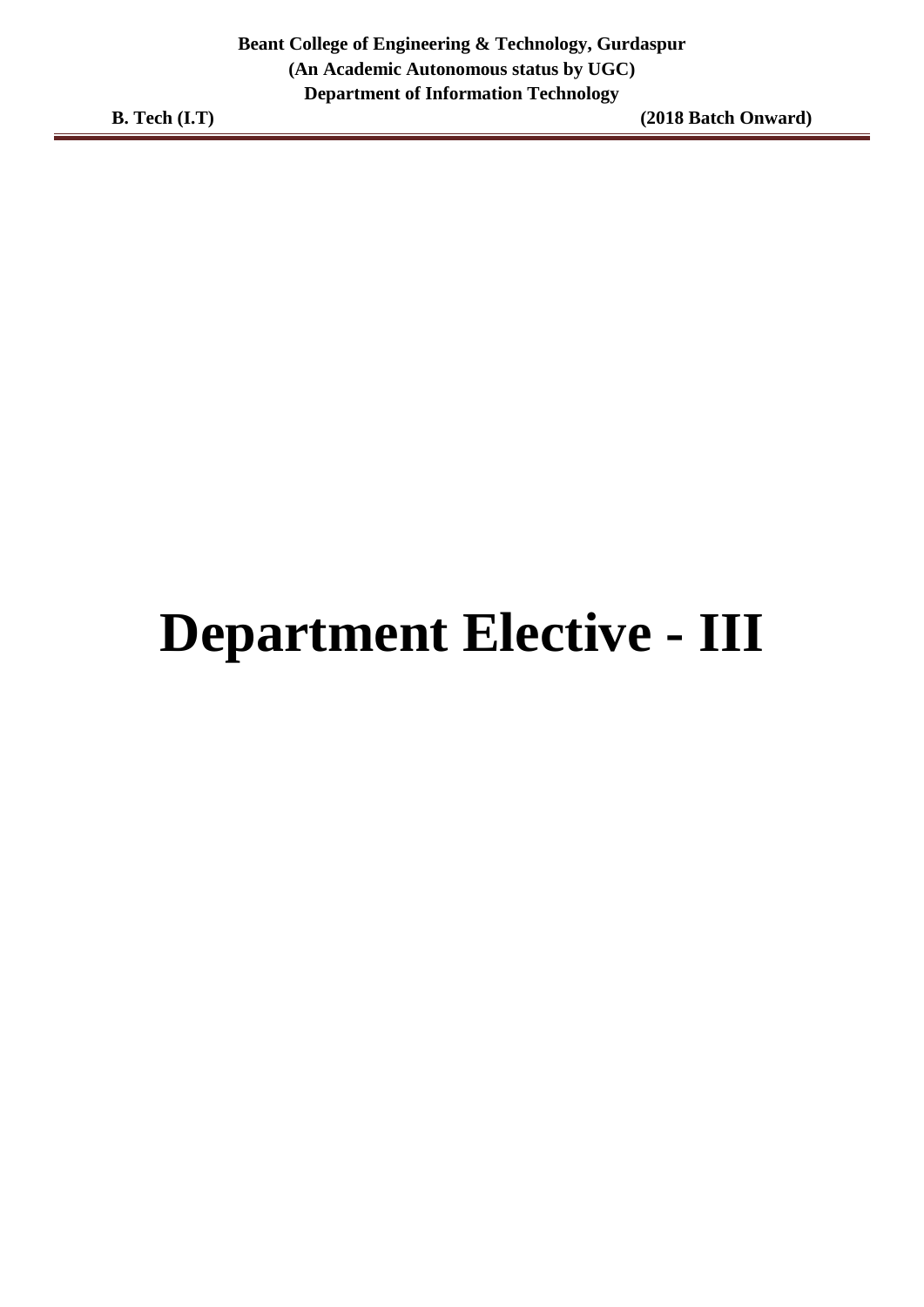# Department Elective - III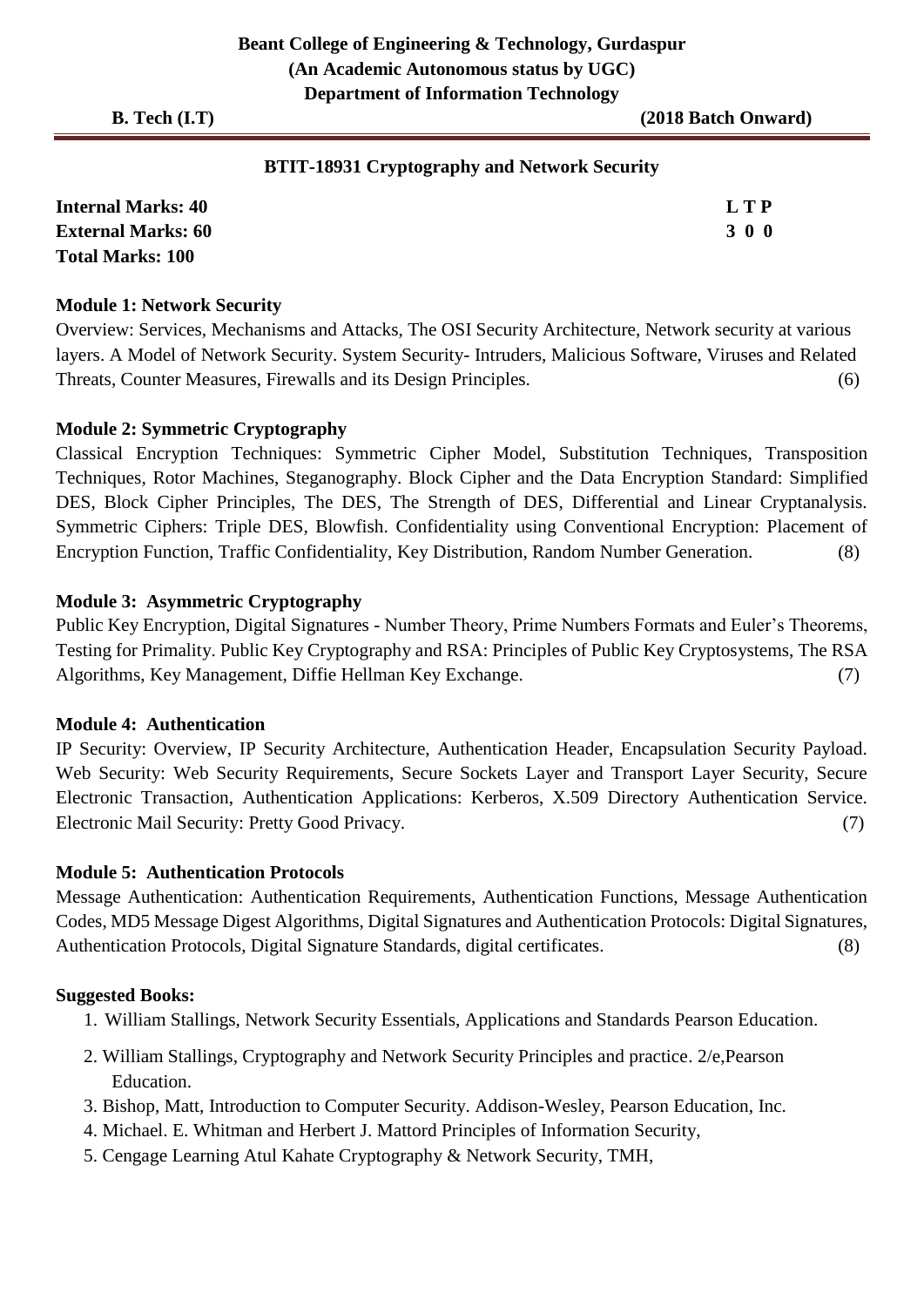**Beant College of Engineering & Technology, Gurdaspur**
**(An Academic Autonomous status by UGC)**
**Department of Information Technology**

**B. Tech (I.T)** **(2018 Batch Onward)**

## BTIT-18931 Cryptography and Network Security

**Internal Marks: 40** **L T P**
**External Marks: 60** **3 0 0**
**Total Marks: 100**

### Module 1: Network Security

Overview: Services, Mechanisms and Attacks, The OSI Security Architecture, Network security at various layers. A Model of Network Security. System Security- Intruders, Malicious Software, Viruses and Related Threats, Counter Measures, Firewalls and its Design Principles. (6)

### Module 2: Symmetric Cryptography

Classical Encryption Techniques: Symmetric Cipher Model, Substitution Techniques, Transposition Techniques, Rotor Machines, Steganography. Block Cipher and the Data Encryption Standard: Simplified DES, Block Cipher Principles, The DES, The Strength of DES, Differential and Linear Cryptanalysis. Symmetric Ciphers: Triple DES, Blowfish. Confidentiality using Conventional Encryption: Placement of Encryption Function, Traffic Confidentiality, Key Distribution, Random Number Generation. (8)

### Module 3: Asymmetric Cryptography

Public Key Encryption, Digital Signatures - Number Theory, Prime Numbers Formats and Euler's Theorems, Testing for Primality. Public Key Cryptography and RSA: Principles of Public Key Cryptosystems, The RSA Algorithms, Key Management, Diffie Hellman Key Exchange. (7)

### Module 4: Authentication

IP Security: Overview, IP Security Architecture, Authentication Header, Encapsulation Security Payload. Web Security: Web Security Requirements, Secure Sockets Layer and Transport Layer Security, Secure Electronic Transaction, Authentication Applications: Kerberos, X.509 Directory Authentication Service. Electronic Mail Security: Pretty Good Privacy. (7)

### Module 5: Authentication Protocols

Message Authentication: Authentication Requirements, Authentication Functions, Message Authentication Codes, MD5 Message Digest Algorithms, Digital Signatures and Authentication Protocols: Digital Signatures, Authentication Protocols, Digital Signature Standards, digital certificates. (8)

### Suggested Books:

1. William Stallings, Network Security Essentials, Applications and Standards Pearson Education.
2. William Stallings, Cryptography and Network Security Principles and practice. 2/e,Pearson Education.
3. Bishop, Matt, Introduction to Computer Security. Addison-Wesley, Pearson Education, Inc.
4. Michael. E. Whitman and Herbert J. Mattord Principles of Information Security,
5. Cengage Learning Atul Kahate Cryptography & Network Security, TMH,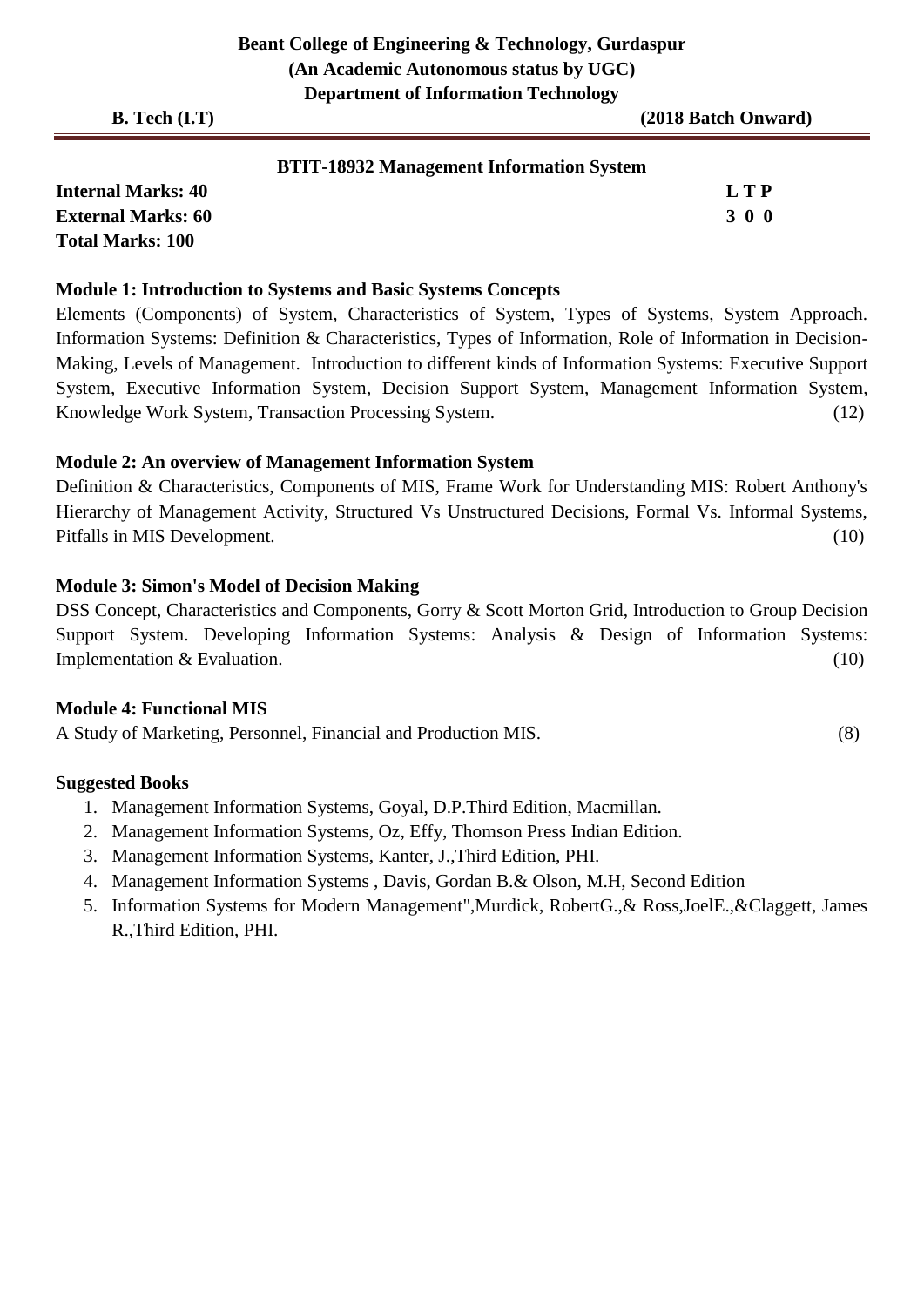**Beant College of Engineering & Technology, Gurdaspur**
**(An Academic Autonomous status by UGC)**
**Department of Information Technology**

**B. Tech (I.T)** **(2018 Batch Onward)**

---

## BTIT-18932 Management Information System

**Internal Marks: 40** **L T P**
**External Marks: 60** **3 0 0**
**Total Marks: 100**

### Module 1: Introduction to Systems and Basic Systems Concepts

Elements (Components) of System, Characteristics of System, Types of Systems, System Approach. Information Systems: Definition & Characteristics, Types of Information, Role of Information in Decision-Making, Levels of Management. Introduction to different kinds of Information Systems: Executive Support System, Executive Information System, Decision Support System, Management Information System, Knowledge Work System, Transaction Processing System. (12)

### Module 2: An overview of Management Information System

Definition & Characteristics, Components of MIS, Frame Work for Understanding MIS: Robert Anthony's Hierarchy of Management Activity, Structured Vs Unstructured Decisions, Formal Vs. Informal Systems, Pitfalls in MIS Development. (10)

### Module 3: Simon's Model of Decision Making

DSS Concept, Characteristics and Components, Gorry & Scott Morton Grid, Introduction to Group Decision Support System. Developing Information Systems: Analysis & Design of Information Systems: Implementation & Evaluation. (10)

### Module 4: Functional MIS

A Study of Marketing, Personnel, Financial and Production MIS. (8)

### Suggested Books

1. Management Information Systems, Goyal, D.P.Third Edition, Macmillan.
2. Management Information Systems, Oz, Effy, Thomson Press Indian Edition.
3. Management Information Systems, Kanter, J.,Third Edition, PHI.
4. Management Information Systems , Davis, Gordan B.& Olson, M.H, Second Edition
5. Information Systems for Modern Management",Murdick, RobertG.,& Ross,JoelE.,&Claggett, James R.,Third Edition, PHI.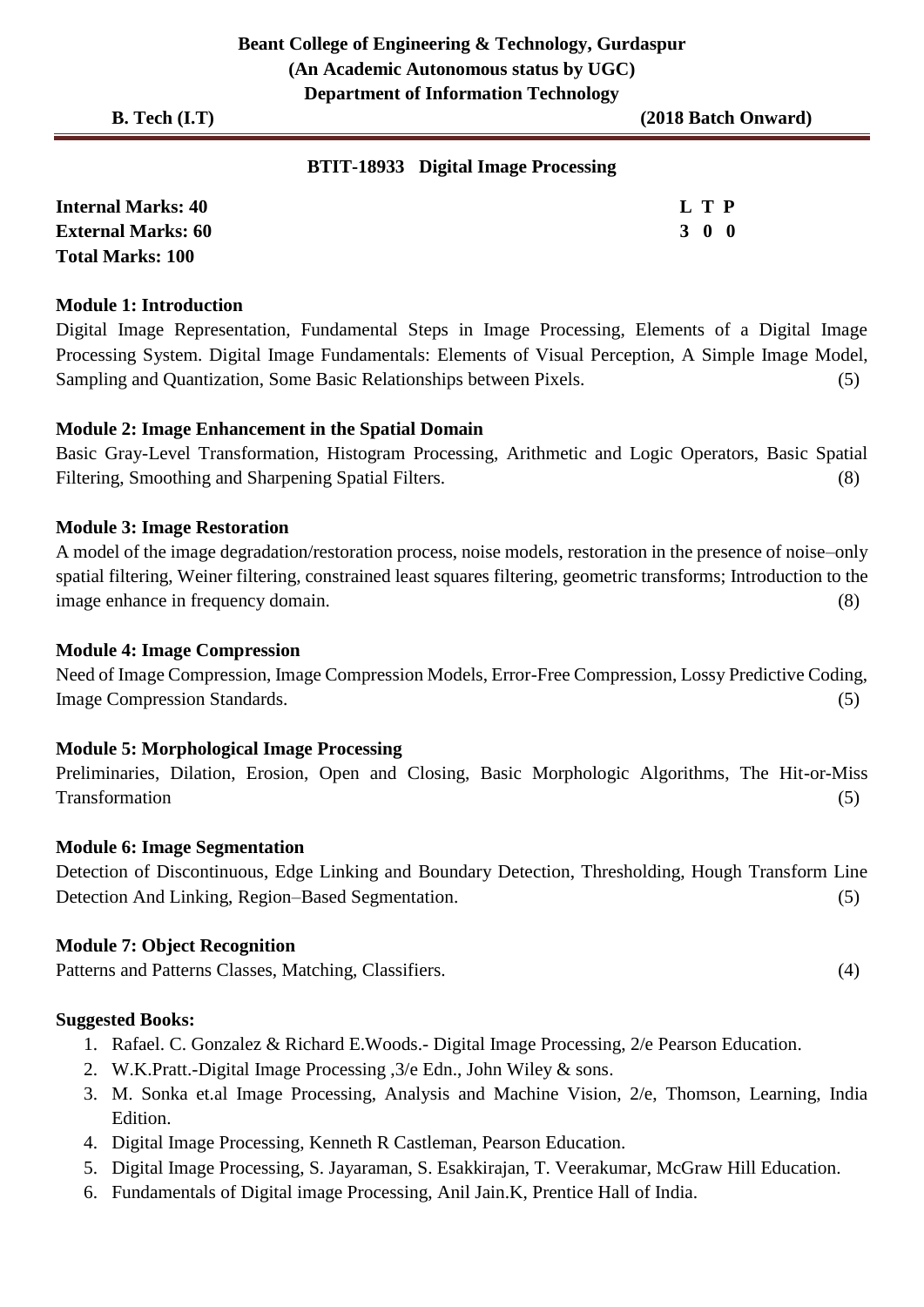**Beant College of Engineering & Technology, Gurdaspur**
**(An Academic Autonomous status by UGC)**
**Department of Information Technology**

**B. Tech (I.T)** **(2018 Batch Onward)**

## BTIT-18933 Digital Image Processing

| | L | T | P |
|---|---|---|---|
| **Internal Marks: 40** | | | |
| **External Marks: 60** | 3 | 0 | 0 |
| **Total Marks: 100** | | | |

### Module 1: Introduction

Digital Image Representation, Fundamental Steps in Image Processing, Elements of a Digital Image Processing System. Digital Image Fundamentals: Elements of Visual Perception, A Simple Image Model, Sampling and Quantization, Some Basic Relationships between Pixels. (5)

### Module 2: Image Enhancement in the Spatial Domain

Basic Gray-Level Transformation, Histogram Processing, Arithmetic and Logic Operators, Basic Spatial Filtering, Smoothing and Sharpening Spatial Filters. (8)

### Module 3: Image Restoration

A model of the image degradation/restoration process, noise models, restoration in the presence of noise–only spatial filtering, Weiner filtering, constrained least squares filtering, geometric transforms; Introduction to the image enhance in frequency domain. (8)

### Module 4: Image Compression

Need of Image Compression, Image Compression Models, Error-Free Compression, Lossy Predictive Coding, Image Compression Standards. (5)

### Module 5: Morphological Image Processing

Preliminaries, Dilation, Erosion, Open and Closing, Basic Morphologic Algorithms, The Hit-or-Miss Transformation (5)

### Module 6: Image Segmentation

Detection of Discontinuous, Edge Linking and Boundary Detection, Thresholding, Hough Transform Line Detection And Linking, Region–Based Segmentation. (5)

### Module 7: Object Recognition

Patterns and Patterns Classes, Matching, Classifiers. (4)

### Suggested Books:

1. Rafael. C. Gonzalez & Richard E.Woods.- Digital Image Processing, 2/e Pearson Education.
2. W.K.Pratt.-Digital Image Processing ,3/e Edn., John Wiley & sons.
3. M. Sonka et.al Image Processing, Analysis and Machine Vision, 2/e, Thomson, Learning, India Edition.
4. Digital Image Processing, Kenneth R Castleman, Pearson Education.
5. Digital Image Processing, S. Jayaraman, S. Esakkirajan, T. Veerakumar, McGraw Hill Education.
6. Fundamentals of Digital image Processing, Anil Jain.K, Prentice Hall of India.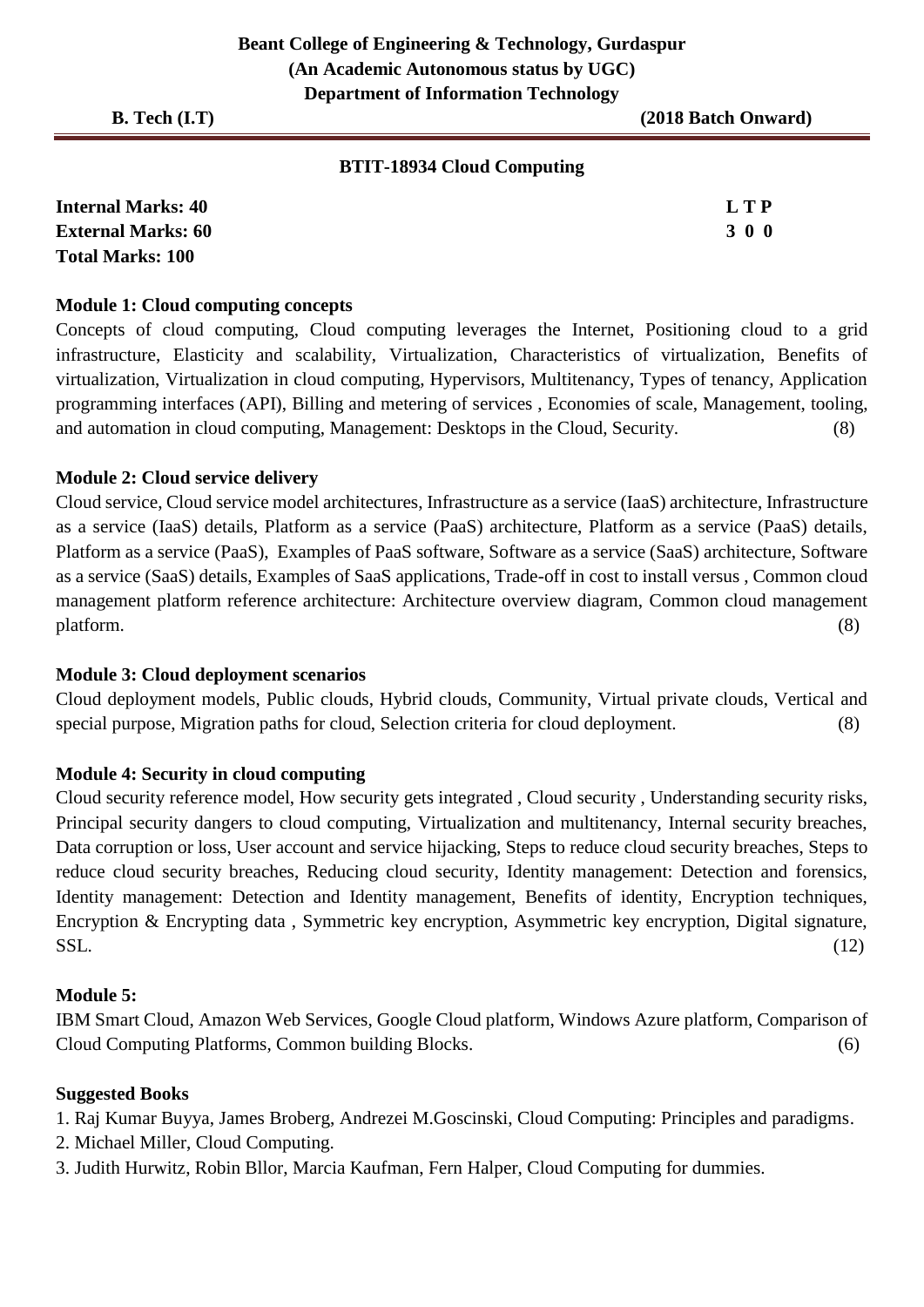**Beant College of Engineering & Technology, Gurdaspur**
**(An Academic Autonomous status by UGC)**
**Department of Information Technology**

**B. Tech (I.T)** **(2018 Batch Onward)**

## BTIT-18934 Cloud Computing

| | |
|---|---|
| **Internal Marks: 40** | **L T P** |
| **External Marks: 60** | **3 0 0** |
| **Total Marks: 100** | |

### Module 1: Cloud computing concepts

Concepts of cloud computing, Cloud computing leverages the Internet, Positioning cloud to a grid infrastructure, Elasticity and scalability, Virtualization, Characteristics of virtualization, Benefits of virtualization, Virtualization in cloud computing, Hypervisors, Multitenancy, Types of tenancy, Application programming interfaces (API), Billing and metering of services , Economies of scale, Management, tooling, and automation in cloud computing, Management: Desktops in the Cloud, Security. (8)

### Module 2: Cloud service delivery

Cloud service, Cloud service model architectures, Infrastructure as a service (IaaS) architecture, Infrastructure as a service (IaaS) details, Platform as a service (PaaS) architecture, Platform as a service (PaaS) details, Platform as a service (PaaS), Examples of PaaS software, Software as a service (SaaS) architecture, Software as a service (SaaS) details, Examples of SaaS applications, Trade-off in cost to install versus , Common cloud management platform reference architecture: Architecture overview diagram, Common cloud management platform. (8)

### Module 3: Cloud deployment scenarios

Cloud deployment models, Public clouds, Hybrid clouds, Community, Virtual private clouds, Vertical and special purpose, Migration paths for cloud, Selection criteria for cloud deployment. (8)

### Module 4: Security in cloud computing

Cloud security reference model, How security gets integrated , Cloud security , Understanding security risks, Principal security dangers to cloud computing, Virtualization and multitenancy, Internal security breaches, Data corruption or loss, User account and service hijacking, Steps to reduce cloud security breaches, Steps to reduce cloud security breaches, Reducing cloud security, Identity management: Detection and forensics, Identity management: Detection and Identity management, Benefits of identity, Encryption techniques, Encryption & Encrypting data , Symmetric key encryption, Asymmetric key encryption, Digital signature, SSL. (12)

### Module 5:

IBM Smart Cloud, Amazon Web Services, Google Cloud platform, Windows Azure platform, Comparison of Cloud Computing Platforms, Common building Blocks. (6)

### Suggested Books

1. Raj Kumar Buyya, James Broberg, Andrezei M.Goscinski, Cloud Computing: Principles and paradigms.
2. Michael Miller, Cloud Computing.
3. Judith Hurwitz, Robin Bllor, Marcia Kaufman, Fern Halper, Cloud Computing for dummies.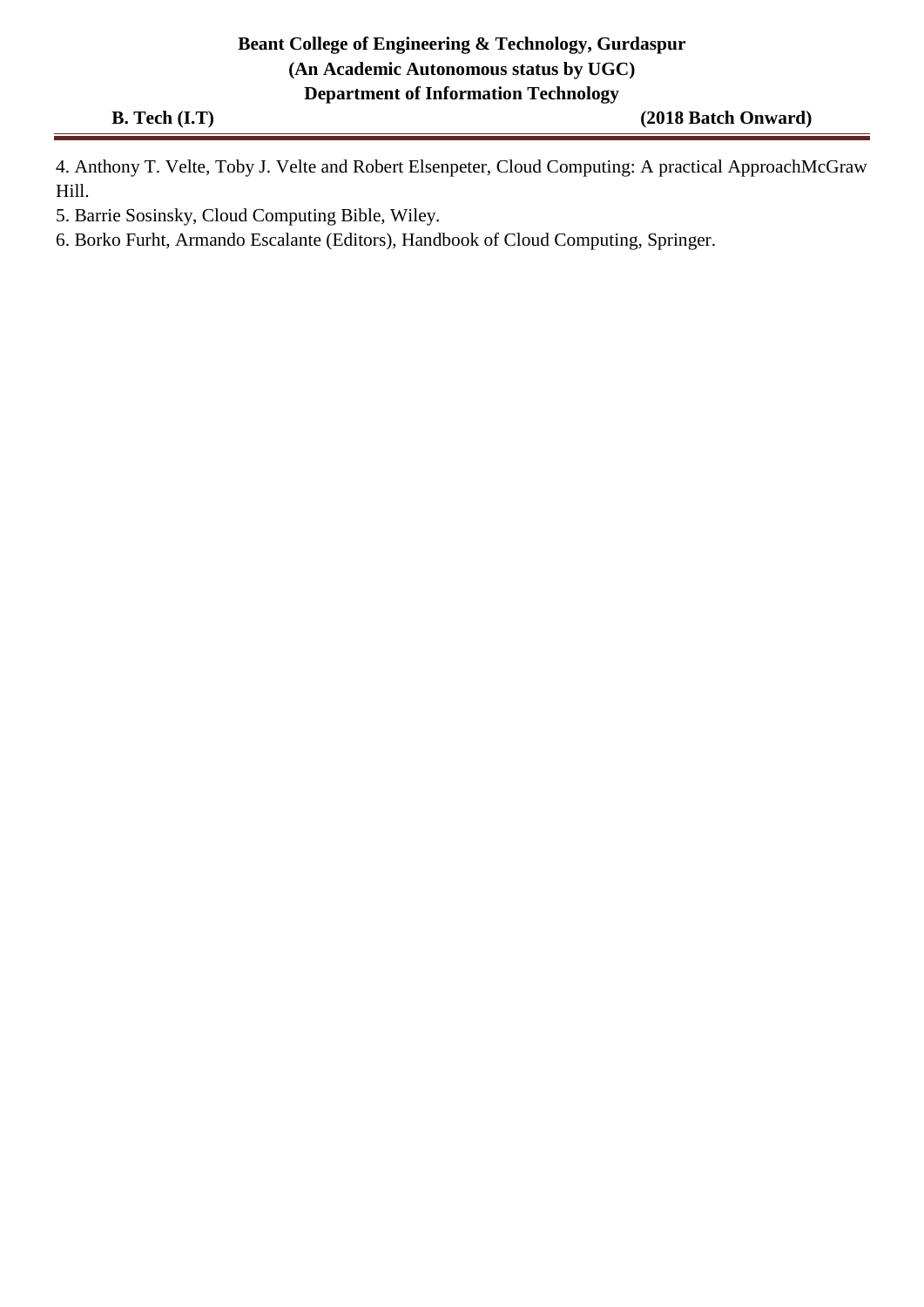4. Anthony T. Velte, Toby J. Velte and Robert Elsenpeter, Cloud Computing: A practical ApproachMcGraw Hill.

5. Barrie Sosinsky, Cloud Computing Bible, Wiley.

6. Borko Furht, Armando Escalante (Editors), Handbook of Cloud Computing, Springer.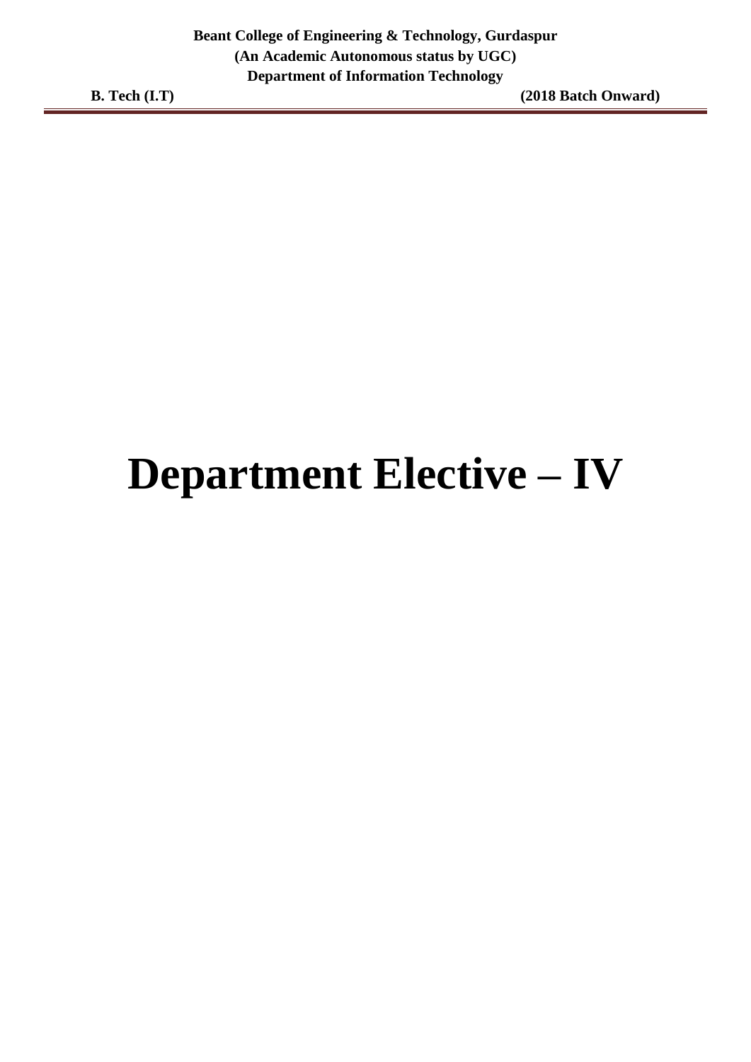# Department Elective – IV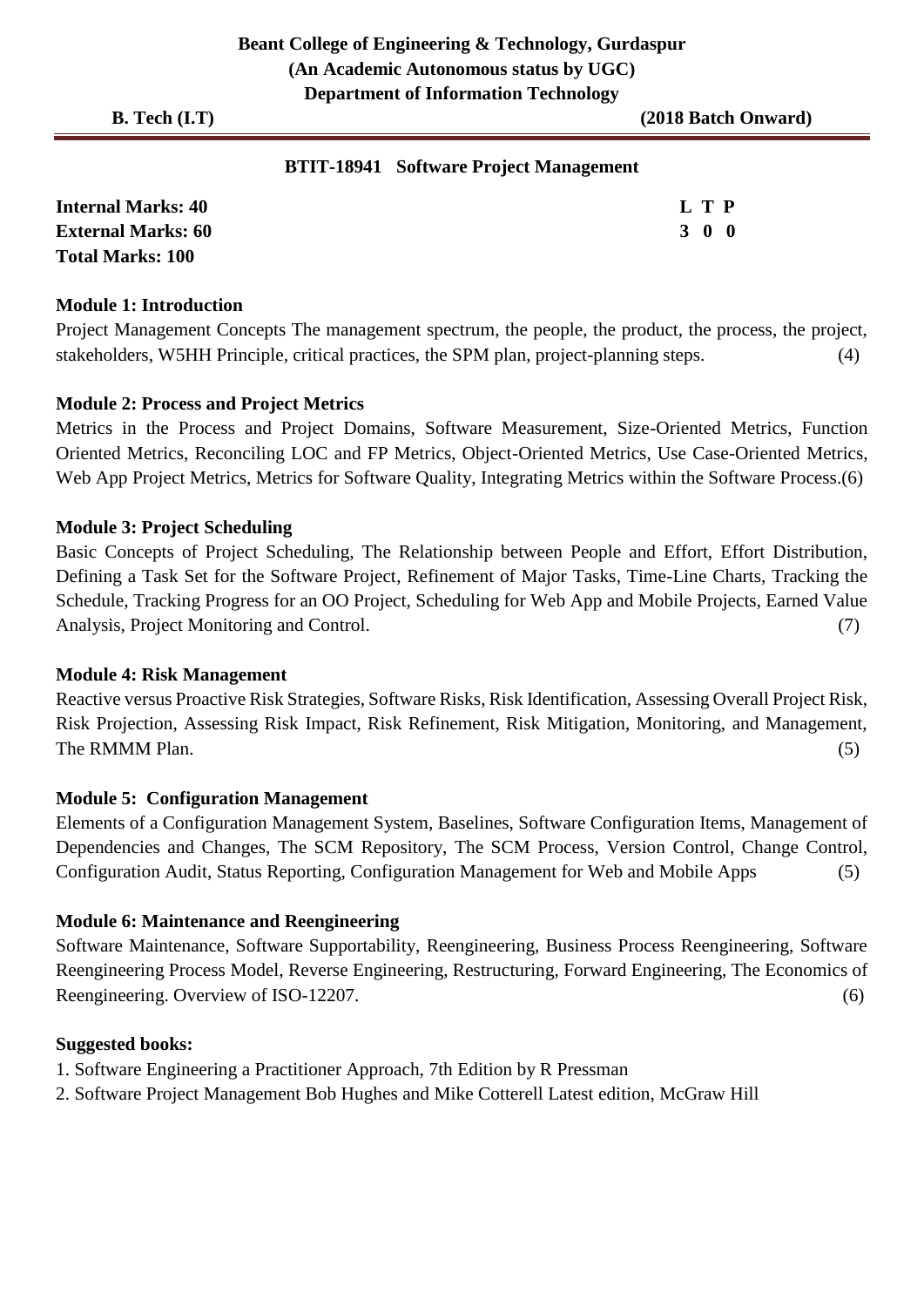**Beant College of Engineering & Technology, Gurdaspur**
**(An Academic Autonomous status by UGC)**
**Department of Information Technology**

**B. Tech (I.T)** **(2018 Batch Onward)**

## BTIT-18941 Software Project Management

**Internal Marks: 40**
**External Marks: 60**
**Total Marks: 100**

| L | T | P |
|---|---|---|
| 3 | 0 | 0 |

### Module 1: Introduction

Project Management Concepts The management spectrum, the people, the product, the process, the project, stakeholders, W5HH Principle, critical practices, the SPM plan, project-planning steps. (4)

### Module 2: Process and Project Metrics

Metrics in the Process and Project Domains, Software Measurement, Size-Oriented Metrics, Function Oriented Metrics, Reconciling LOC and FP Metrics, Object-Oriented Metrics, Use Case-Oriented Metrics, Web App Project Metrics, Metrics for Software Quality, Integrating Metrics within the Software Process.(6)

### Module 3: Project Scheduling

Basic Concepts of Project Scheduling, The Relationship between People and Effort, Effort Distribution, Defining a Task Set for the Software Project, Refinement of Major Tasks, Time-Line Charts, Tracking the Schedule, Tracking Progress for an OO Project, Scheduling for Web App and Mobile Projects, Earned Value Analysis, Project Monitoring and Control. (7)

### Module 4: Risk Management

Reactive versus Proactive Risk Strategies, Software Risks, Risk Identification, Assessing Overall Project Risk, Risk Projection, Assessing Risk Impact, Risk Refinement, Risk Mitigation, Monitoring, and Management, The RMMM Plan. (5)

### Module 5: Configuration Management

Elements of a Configuration Management System, Baselines, Software Configuration Items, Management of Dependencies and Changes, The SCM Repository, The SCM Process, Version Control, Change Control, Configuration Audit, Status Reporting, Configuration Management for Web and Mobile Apps (5)

### Module 6: Maintenance and Reengineering

Software Maintenance, Software Supportability, Reengineering, Business Process Reengineering, Software Reengineering Process Model, Reverse Engineering, Restructuring, Forward Engineering, The Economics of Reengineering. Overview of ISO-12207. (6)

### Suggested books:

1. Software Engineering a Practitioner Approach, 7th Edition by R Pressman
2. Software Project Management Bob Hughes and Mike Cotterell Latest edition, McGraw Hill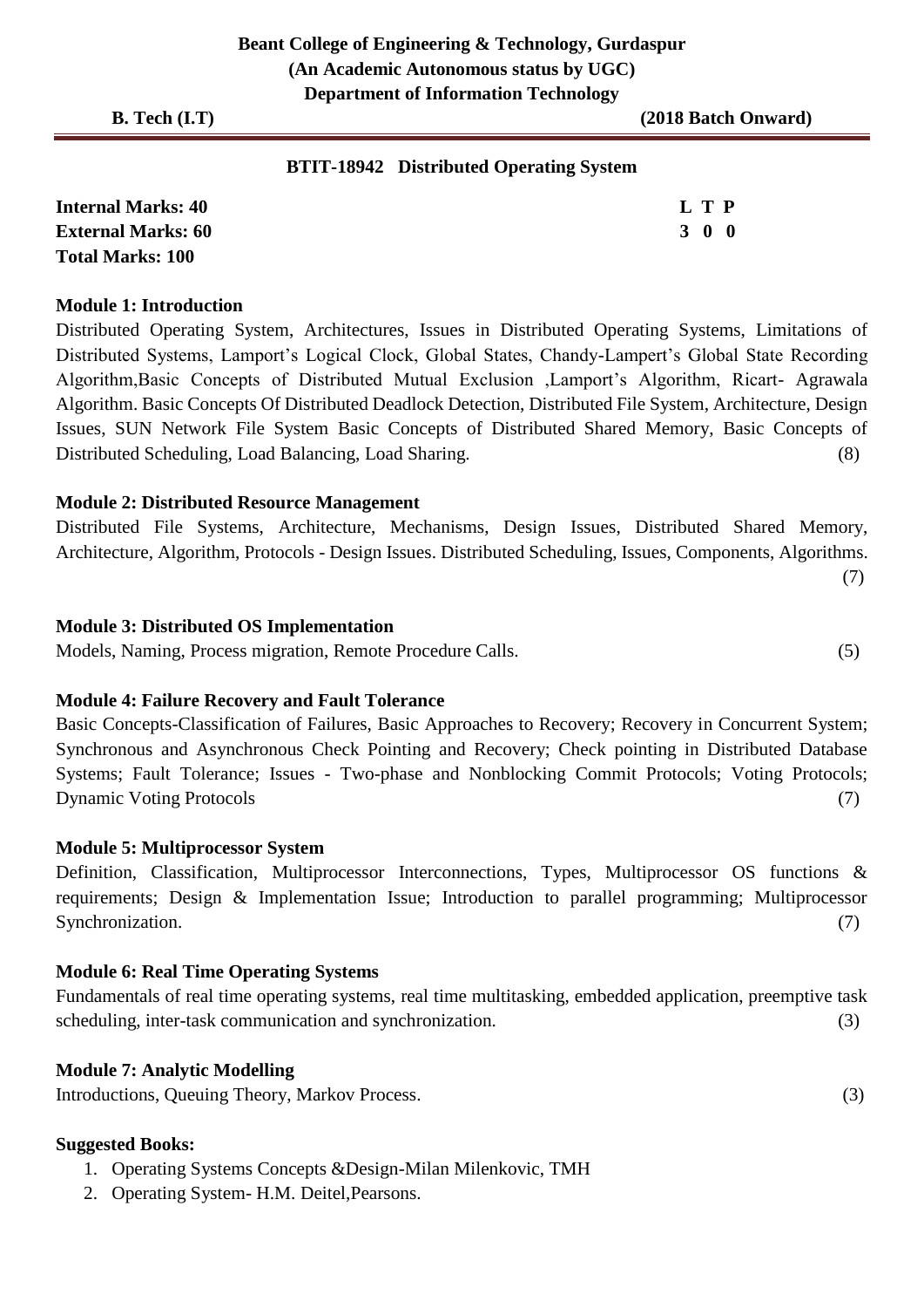**Beant College of Engineering & Technology, Gurdaspur**
**(An Academic Autonomous status by UGC)**
**Department of Information Technology**

**B. Tech (I.T)** **(2018 Batch Onward)**

## BTIT-18942 Distributed Operating System

| | |
|---|---|
| **Internal Marks: 40** | **L T P** |
| **External Marks: 60** | **3 0 0** |
| **Total Marks: 100** | |

### Module 1: Introduction

Distributed Operating System, Architectures, Issues in Distributed Operating Systems, Limitations of Distributed Systems, Lamport's Logical Clock, Global States, Chandy-Lampert's Global State Recording Algorithm,Basic Concepts of Distributed Mutual Exclusion ,Lamport's Algorithm, Ricart- Agrawala Algorithm. Basic Concepts Of Distributed Deadlock Detection, Distributed File System, Architecture, Design Issues, SUN Network File System Basic Concepts of Distributed Shared Memory, Basic Concepts of Distributed Scheduling, Load Balancing, Load Sharing. (8)

### Module 2: Distributed Resource Management

Distributed File Systems, Architecture, Mechanisms, Design Issues, Distributed Shared Memory, Architecture, Algorithm, Protocols - Design Issues. Distributed Scheduling, Issues, Components, Algorithms. (7)

### Module 3: Distributed OS Implementation

Models, Naming, Process migration, Remote Procedure Calls. (5)

### Module 4: Failure Recovery and Fault Tolerance

Basic Concepts-Classification of Failures, Basic Approaches to Recovery; Recovery in Concurrent System; Synchronous and Asynchronous Check Pointing and Recovery; Check pointing in Distributed Database Systems; Fault Tolerance; Issues - Two-phase and Nonblocking Commit Protocols; Voting Protocols; Dynamic Voting Protocols (7)

### Module 5: Multiprocessor System

Definition, Classification, Multiprocessor Interconnections, Types, Multiprocessor OS functions & requirements; Design & Implementation Issue; Introduction to parallel programming; Multiprocessor Synchronization. (7)

### Module 6: Real Time Operating Systems

Fundamentals of real time operating systems, real time multitasking, embedded application, preemptive task scheduling, inter-task communication and synchronization. (3)

### Module 7: Analytic Modelling

Introductions, Queuing Theory, Markov Process. (3)

### Suggested Books:

1. Operating Systems Concepts &Design-Milan Milenkovic, TMH
2. Operating System- H.M. Deitel,Pearsons.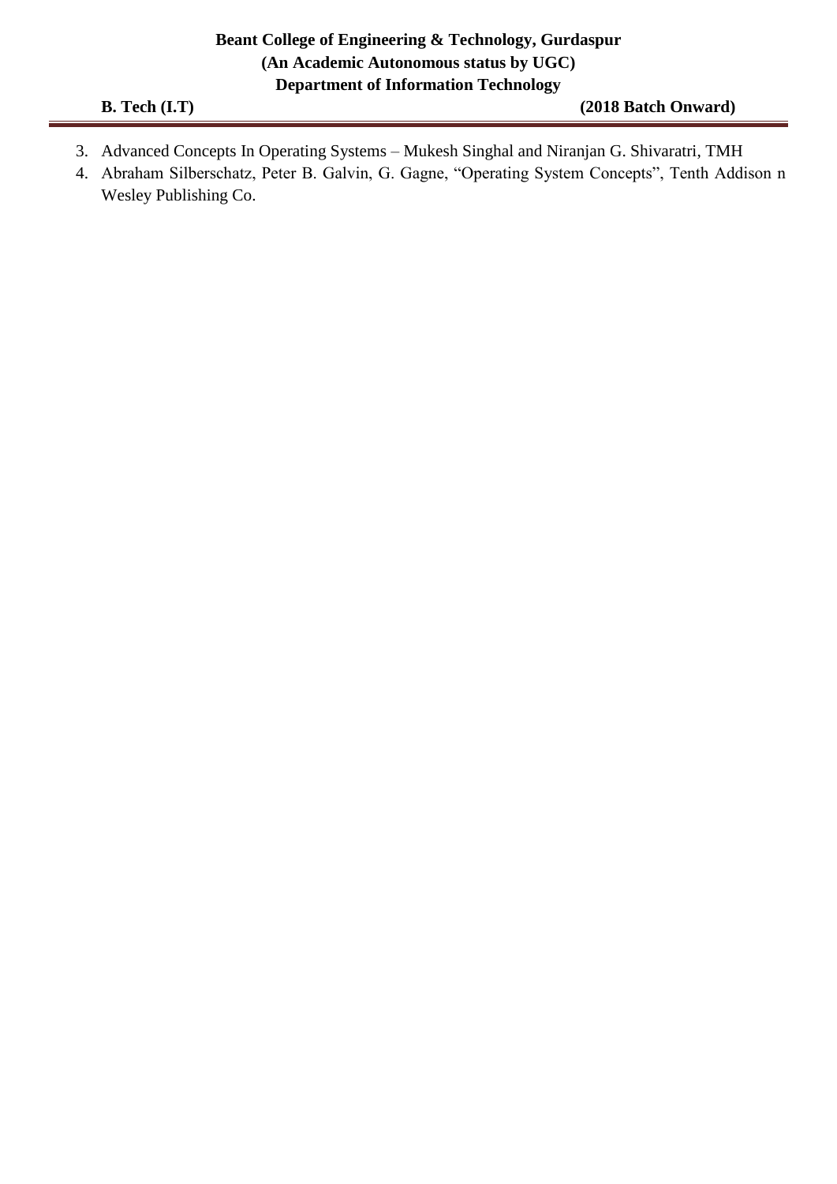3. Advanced Concepts In Operating Systems – Mukesh Singhal and Niranjan G. Shivaratri, TMH
4. Abraham Silberschatz, Peter B. Galvin, G. Gagne, "Operating System Concepts", Tenth Addison n Wesley Publishing Co.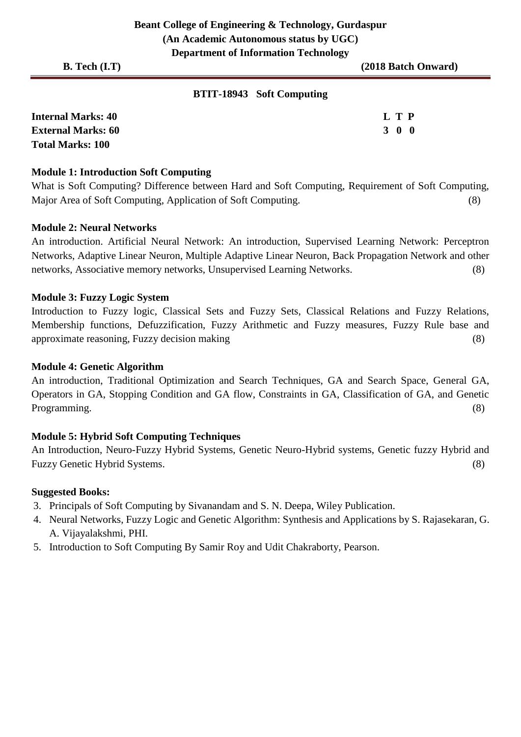**Beant College of Engineering & Technology, Gurdaspur**
**(An Academic Autonomous status by UGC)**
**Department of Information Technology**

**B. Tech (I.T)** **(2018 Batch Onward)**

## BTIT-18943 Soft Computing

| | L | T | P |
|---|---|---|---|
| **Internal Marks: 40** | **3** | **0** | **0** |
| **External Marks: 60** | | | |
| **Total Marks: 100** | | | |

### Module 1: Introduction Soft Computing

What is Soft Computing? Difference between Hard and Soft Computing, Requirement of Soft Computing, Major Area of Soft Computing, Application of Soft Computing. (8)

### Module 2: Neural Networks

An introduction. Artificial Neural Network: An introduction, Supervised Learning Network: Perceptron Networks, Adaptive Linear Neuron, Multiple Adaptive Linear Neuron, Back Propagation Network and other networks, Associative memory networks, Unsupervised Learning Networks. (8)

### Module 3: Fuzzy Logic System

Introduction to Fuzzy logic, Classical Sets and Fuzzy Sets, Classical Relations and Fuzzy Relations, Membership functions, Defuzzification, Fuzzy Arithmetic and Fuzzy measures, Fuzzy Rule base and approximate reasoning, Fuzzy decision making (8)

### Module 4: Genetic Algorithm

An introduction, Traditional Optimization and Search Techniques, GA and Search Space, General GA, Operators in GA, Stopping Condition and GA flow, Constraints in GA, Classification of GA, and Genetic Programming. (8)

### Module 5: Hybrid Soft Computing Techniques

An Introduction, Neuro-Fuzzy Hybrid Systems, Genetic Neuro-Hybrid systems, Genetic fuzzy Hybrid and Fuzzy Genetic Hybrid Systems. (8)

### Suggested Books:

3. Principals of Soft Computing by Sivanandam and S. N. Deepa, Wiley Publication.
4. Neural Networks, Fuzzy Logic and Genetic Algorithm: Synthesis and Applications by S. Rajasekaran, G. A. Vijayalakshmi, PHI.
5. Introduction to Soft Computing By Samir Roy and Udit Chakraborty, Pearson.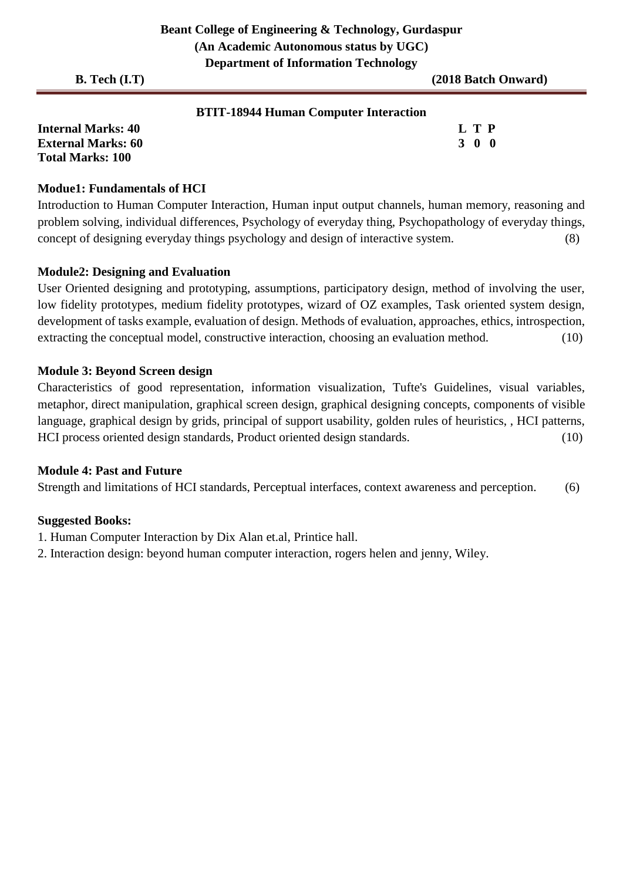**Beant College of Engineering & Technology, Gurdaspur**
**(An Academic Autonomous status by UGC)**
**Department of Information Technology**

**B. Tech (I.T)** **(2018 Batch Onward)**

## BTIT-18944 Human Computer Interaction

**Internal Marks: 40**
**External Marks: 60**
**Total Marks: 100**

| L | T | P |
|---|---|---|
| 3 | 0 | 0 |

### Modue1: Fundamentals of HCI

Introduction to Human Computer Interaction, Human input output channels, human memory, reasoning and problem solving, individual differences, Psychology of everyday thing, Psychopathology of everyday things, concept of designing everyday things psychology and design of interactive system. (8)

### Module2: Designing and Evaluation

User Oriented designing and prototyping, assumptions, participatory design, method of involving the user, low fidelity prototypes, medium fidelity prototypes, wizard of OZ examples, Task oriented system design, development of tasks example, evaluation of design. Methods of evaluation, approaches, ethics, introspection, extracting the conceptual model, constructive interaction, choosing an evaluation method. (10)

### Module 3: Beyond Screen design

Characteristics of good representation, information visualization, Tufte's Guidelines, visual variables, metaphor, direct manipulation, graphical screen design, graphical designing concepts, components of visible language, graphical design by grids, principal of support usability, golden rules of heuristics, , HCI patterns, HCI process oriented design standards, Product oriented design standards. (10)

### Module 4: Past and Future

Strength and limitations of HCI standards, Perceptual interfaces, context awareness and perception. (6)

### Suggested Books:

1. Human Computer Interaction by Dix Alan et.al, Printice hall.
2. Interaction design: beyond human computer interaction, rogers helen and jenny, Wiley.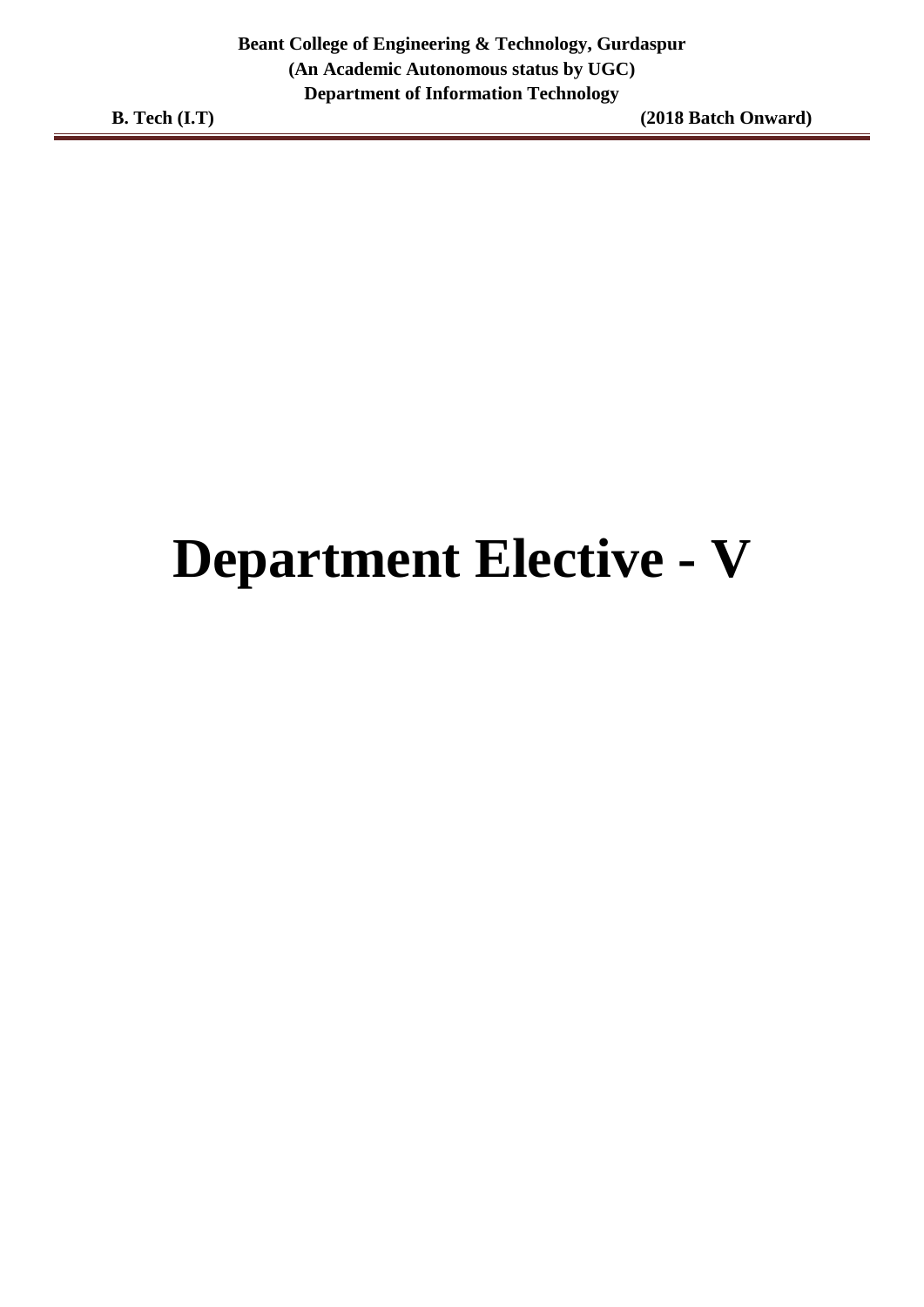# Department Elective - V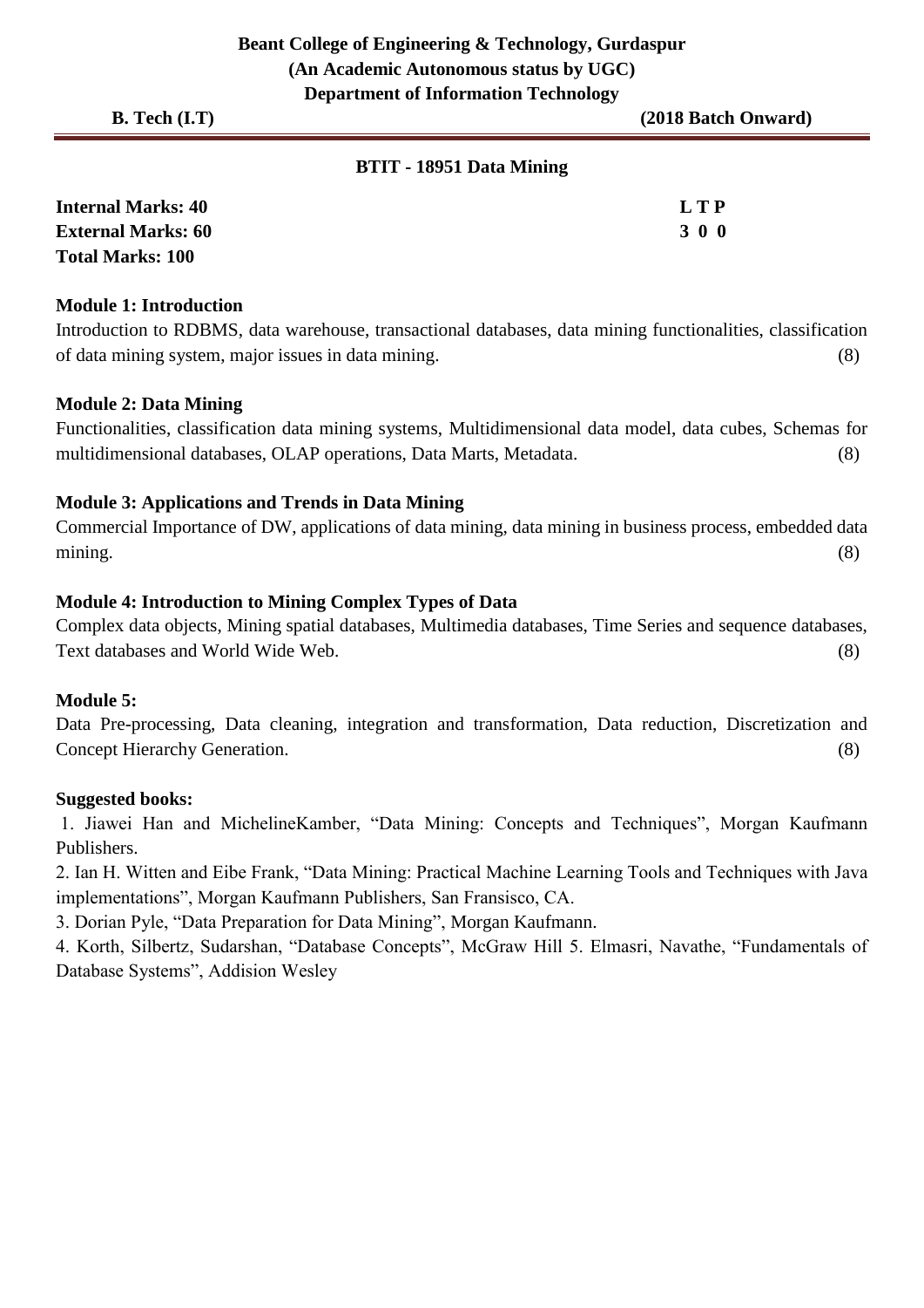**Beant College of Engineering & Technology, Gurdaspur**
**(An Academic Autonomous status by UGC)**
**Department of Information Technology**

**B. Tech (I.T)** **(2018 Batch Onward)**

## BTIT - 18951 Data Mining

**Internal Marks: 40**
**External Marks: 60**
**Total Marks: 100**

**L T P**
**3 0 0**

### Module 1: Introduction

Introduction to RDBMS, data warehouse, transactional databases, data mining functionalities, classification of data mining system, major issues in data mining. (8)

### Module 2: Data Mining

Functionalities, classification data mining systems, Multidimensional data model, data cubes, Schemas for multidimensional databases, OLAP operations, Data Marts, Metadata. (8)

### Module 3: Applications and Trends in Data Mining

Commercial Importance of DW, applications of data mining, data mining in business process, embedded data mining. (8)

### Module 4: Introduction to Mining Complex Types of Data

Complex data objects, Mining spatial databases, Multimedia databases, Time Series and sequence databases, Text databases and World Wide Web. (8)

### Module 5:

Data Pre-processing, Data cleaning, integration and transformation, Data reduction, Discretization and Concept Hierarchy Generation. (8)

### Suggested books:

1. Jiawei Han and MichelineKamber, "Data Mining: Concepts and Techniques", Morgan Kaufmann Publishers.
2. Ian H. Witten and Eibe Frank, "Data Mining: Practical Machine Learning Tools and Techniques with Java implementations", Morgan Kaufmann Publishers, San Fransisco, CA.
3. Dorian Pyle, "Data Preparation for Data Mining", Morgan Kaufmann.
4. Korth, Silbertz, Sudarshan, "Database Concepts", McGraw Hill 5. Elmasri, Navathe, "Fundamentals of Database Systems", Addision Wesley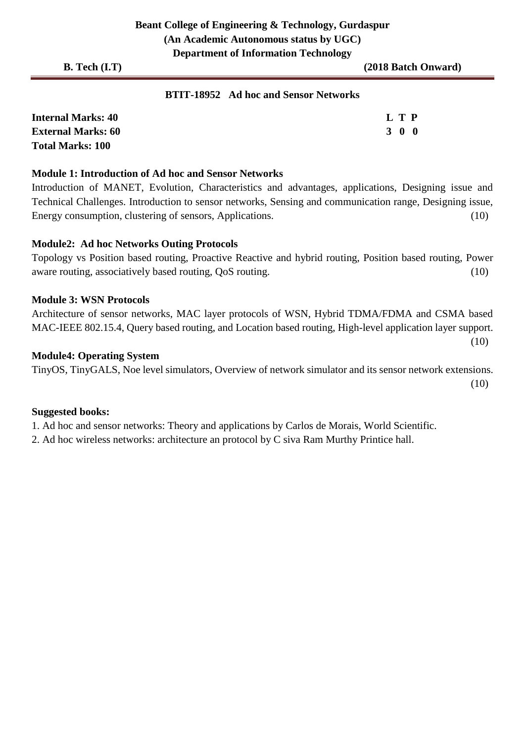**Beant College of Engineering & Technology, Gurdaspur**
**(An Academic Autonomous status by UGC)**
**Department of Information Technology**

**B. Tech (I.T)** **(2018 Batch Onward)**

## BTIT-18952 Ad hoc and Sensor Networks

| **Internal Marks: 40** | **L T P** |
|---|---|
| **External Marks: 60** | **3 0 0** |
| **Total Marks: 100** | |

### Module 1: Introduction of Ad hoc and Sensor Networks

Introduction of MANET, Evolution, Characteristics and advantages, applications, Designing issue and Technical Challenges. Introduction to sensor networks, Sensing and communication range, Designing issue, Energy consumption, clustering of sensors, Applications. (10)

### Module2: Ad hoc Networks Outing Protocols

Topology vs Position based routing, Proactive Reactive and hybrid routing, Position based routing, Power aware routing, associatively based routing, QoS routing. (10)

### Module 3: WSN Protocols

Architecture of sensor networks, MAC layer protocols of WSN, Hybrid TDMA/FDMA and CSMA based MAC-IEEE 802.15.4, Query based routing, and Location based routing, High-level application layer support. (10)

### Module4: Operating System

TinyOS, TinyGALS, Noe level simulators, Overview of network simulator and its sensor network extensions. (10)

**Suggested books:**

1. Ad hoc and sensor networks: Theory and applications by Carlos de Morais, World Scientific.
2. Ad hoc wireless networks: architecture an protocol by C siva Ram Murthy Printice hall.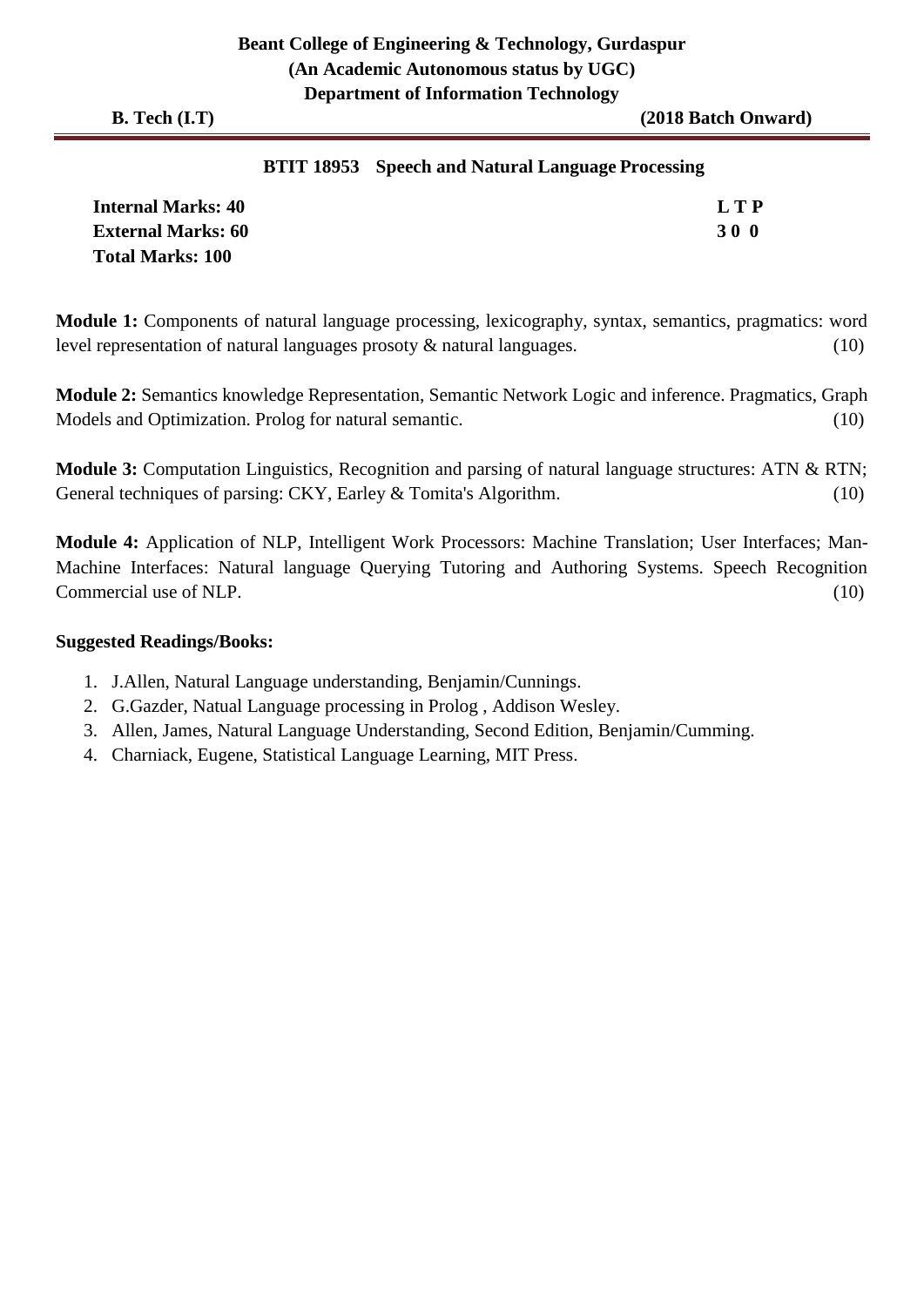**Beant College of Engineering & Technology, Gurdaspur**
**(An Academic Autonomous status by UGC)**
**Department of Information Technology**

**B. Tech (I.T)** **(2018 Batch Onward)**

## BTIT 18953 Speech and Natural Language Processing

**Internal Marks: 40**
**External Marks: 60**
**Total Marks: 100**

| L | T | P |
|---|---|---|
| 3 | 0 | 0 |

**Module 1:** Components of natural language processing, lexicography, syntax, semantics, pragmatics: word level representation of natural languages prosoty & natural languages. (10)

**Module 2:** Semantics knowledge Representation, Semantic Network Logic and inference. Pragmatics, Graph Models and Optimization. Prolog for natural semantic. (10)

**Module 3:** Computation Linguistics, Recognition and parsing of natural language structures: ATN & RTN; General techniques of parsing: CKY, Earley & Tomita's Algorithm. (10)

**Module 4:** Application of NLP, Intelligent Work Processors: Machine Translation; User Interfaces; Man-Machine Interfaces: Natural language Querying Tutoring and Authoring Systems. Speech Recognition Commercial use of NLP. (10)

**Suggested Readings/Books:**

1. J.Allen, Natural Language understanding, Benjamin/Cunnings.
2. G.Gazder, Natual Language processing in Prolog , Addison Wesley.
3. Allen, James, Natural Language Understanding, Second Edition, Benjamin/Cumming.
4. Charniack, Eugene, Statistical Language Learning, MIT Press.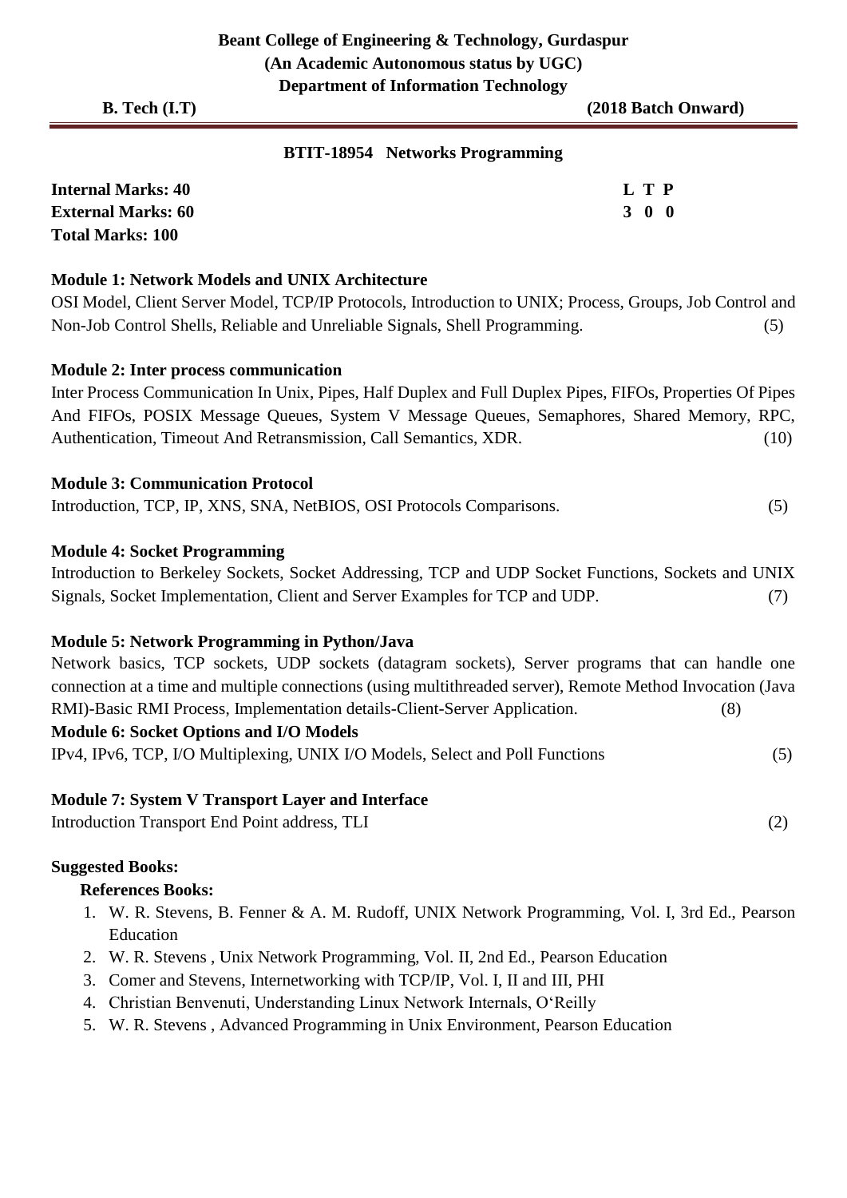**Beant College of Engineering & Technology, Gurdaspur**
**(An Academic Autonomous status by UGC)**
**Department of Information Technology**

**B. Tech (I.T)** **(2018 Batch Onward)**

## BTIT-18954 Networks Programming

**Internal Marks: 40**
**External Marks: 60**
**Total Marks: 100**

| L | T | P |
|---|---|---|
| 3 | 0 | 0 |

### Module 1: Network Models and UNIX Architecture

OSI Model, Client Server Model, TCP/IP Protocols, Introduction to UNIX; Process, Groups, Job Control and Non-Job Control Shells, Reliable and Unreliable Signals, Shell Programming. (5)

### Module 2: Inter process communication

Inter Process Communication In Unix, Pipes, Half Duplex and Full Duplex Pipes, FIFOs, Properties Of Pipes And FIFOs, POSIX Message Queues, System V Message Queues, Semaphores, Shared Memory, RPC, Authentication, Timeout And Retransmission, Call Semantics, XDR. (10)

### Module 3: Communication Protocol

Introduction, TCP, IP, XNS, SNA, NetBIOS, OSI Protocols Comparisons. (5)

### Module 4: Socket Programming

Introduction to Berkeley Sockets, Socket Addressing, TCP and UDP Socket Functions, Sockets and UNIX Signals, Socket Implementation, Client and Server Examples for TCP and UDP. (7)

### Module 5: Network Programming in Python/Java

Network basics, TCP sockets, UDP sockets (datagram sockets), Server programs that can handle one connection at a time and multiple connections (using multithreaded server), Remote Method Invocation (Java RMI)-Basic RMI Process, Implementation details-Client-Server Application. (8)

### Module 6: Socket Options and I/O Models

IPv4, IPv6, TCP, I/O Multiplexing, UNIX I/O Models, Select and Poll Functions (5)

### Module 7: System V Transport Layer and Interface

Introduction Transport End Point address, TLI (2)

### Suggested Books:

**References Books:**

1. W. R. Stevens, B. Fenner & A. M. Rudoff, UNIX Network Programming, Vol. I, 3rd Ed., Pearson Education
2. W. R. Stevens , Unix Network Programming, Vol. II, 2nd Ed., Pearson Education
3. Comer and Stevens, Internetworking with TCP/IP, Vol. I, II and III, PHI
4. Christian Benvenuti, Understanding Linux Network Internals, O'Reilly
5. W. R. Stevens , Advanced Programming in Unix Environment, Pearson Education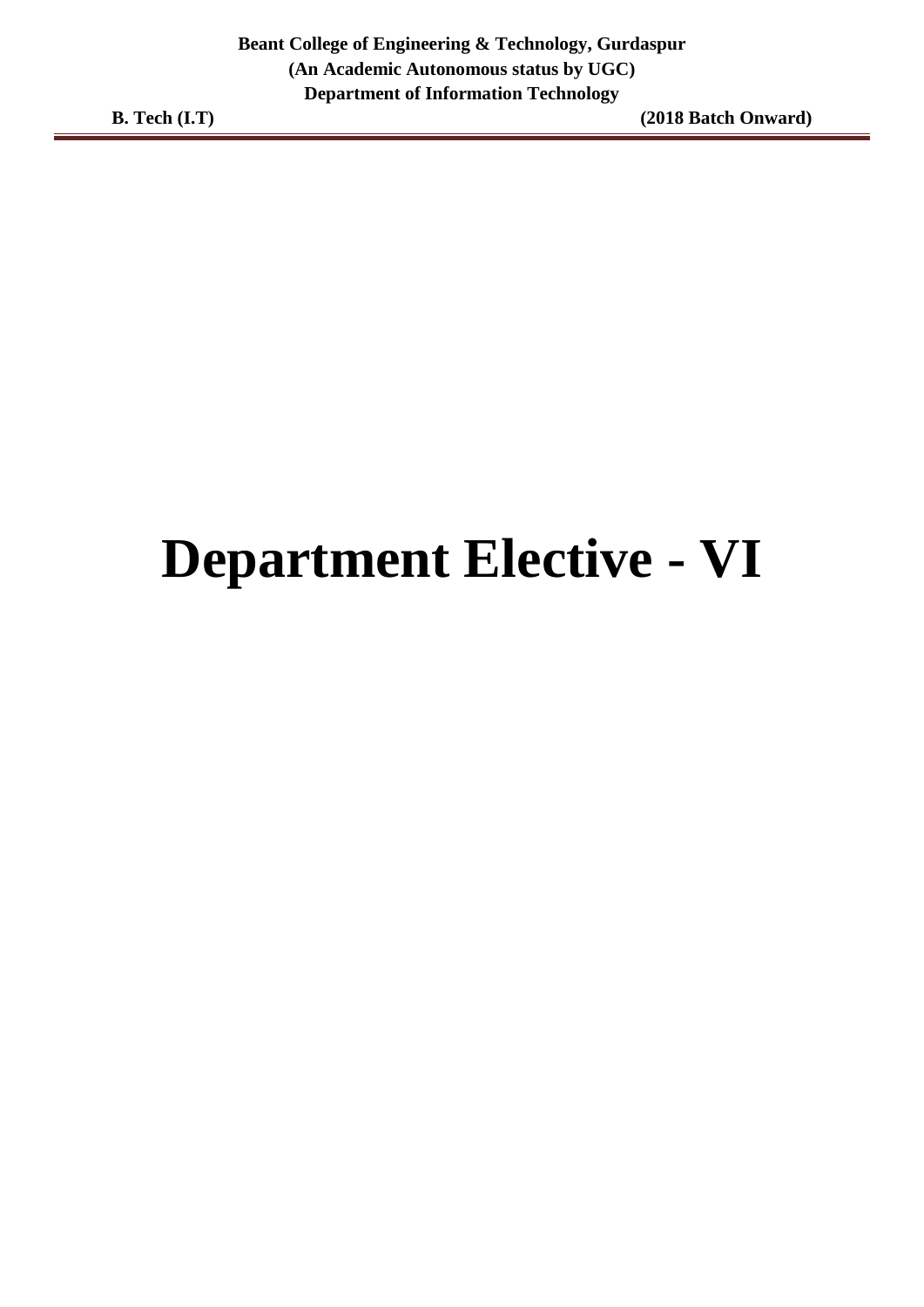# Department Elective - VI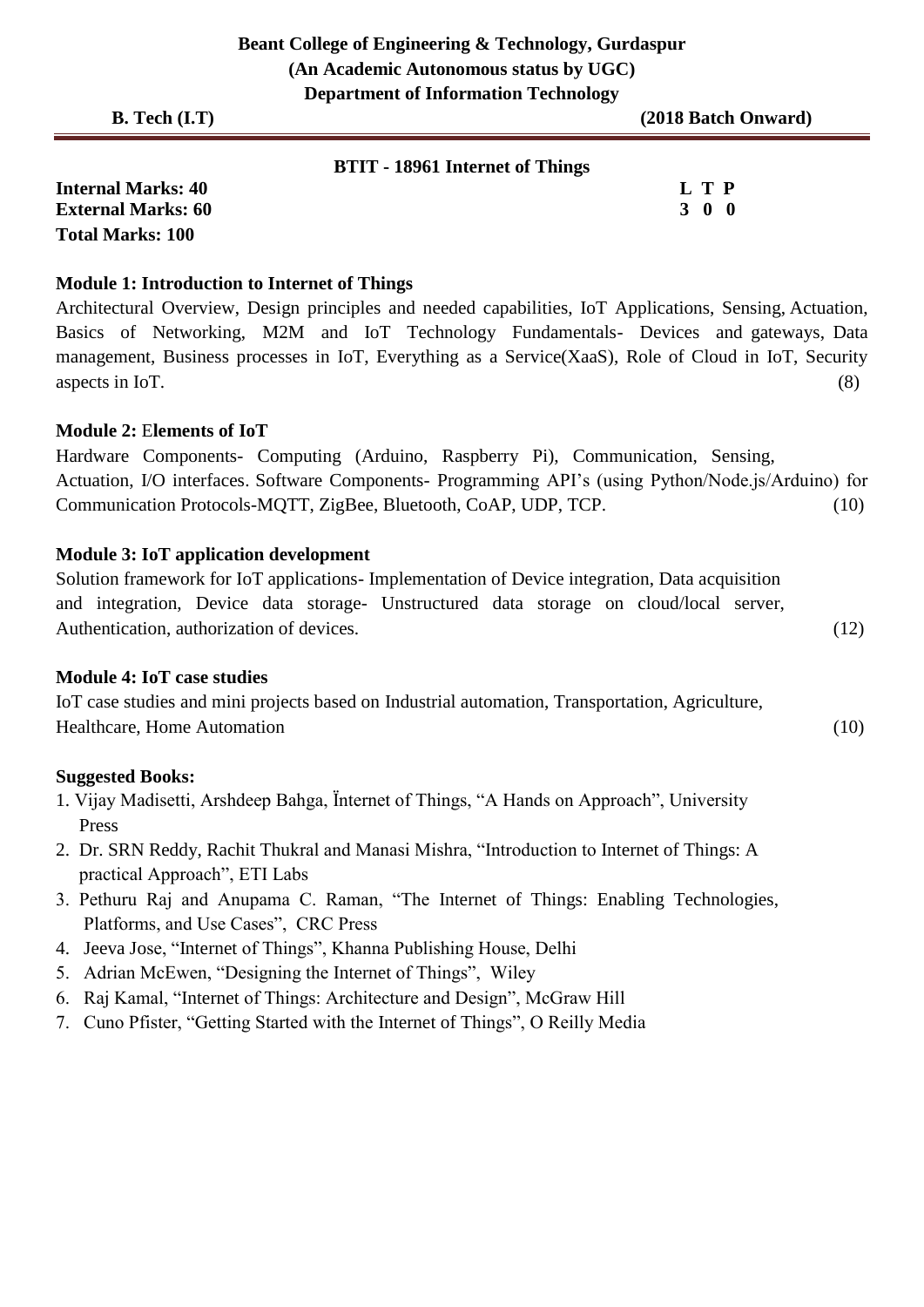**Beant College of Engineering & Technology, Gurdaspur**
**(An Academic Autonomous status by UGC)**
**Department of Information Technology**

**B. Tech (I.T)** **(2018 Batch Onward)**

## BTIT - 18961 Internet of Things

**Internal Marks: 40**
**External Marks: 60**
**Total Marks: 100**

| L | T | P |
|---|---|---|
| 3 | 0 | 0 |

### Module 1: Introduction to Internet of Things

Architectural Overview, Design principles and needed capabilities, IoT Applications, Sensing, Actuation, Basics of Networking, M2M and IoT Technology Fundamentals- Devices and gateways, Data management, Business processes in IoT, Everything as a Service(XaaS), Role of Cloud in IoT, Security aspects in IoT. (8)

### Module 2: Elements of IoT

Hardware Components- Computing (Arduino, Raspberry Pi), Communication, Sensing, Actuation, I/O interfaces. Software Components- Programming API's (using Python/Node.js/Arduino) for Communication Protocols-MQTT, ZigBee, Bluetooth, CoAP, UDP, TCP. (10)

### Module 3: IoT application development

Solution framework for IoT applications- Implementation of Device integration, Data acquisition and integration, Device data storage- Unstructured data storage on cloud/local server, Authentication, authorization of devices. (12)

### Module 4: IoT case studies

IoT case studies and mini projects based on Industrial automation, Transportation, Agriculture, Healthcare, Home Automation (10)

### Suggested Books:

1. Vijay Madisetti, Arshdeep Bahga, Ïnternet of Things, "A Hands on Approach", University Press
2. Dr. SRN Reddy, Rachit Thukral and Manasi Mishra, "Introduction to Internet of Things: A practical Approach", ETI Labs
3. Pethuru Raj and Anupama C. Raman, "The Internet of Things: Enabling Technologies, Platforms, and Use Cases", CRC Press
4. Jeeva Jose, "Internet of Things", Khanna Publishing House, Delhi
5. Adrian McEwen, "Designing the Internet of Things", Wiley
6. Raj Kamal, "Internet of Things: Architecture and Design", McGraw Hill
7. Cuno Pfister, "Getting Started with the Internet of Things", O Reilly Media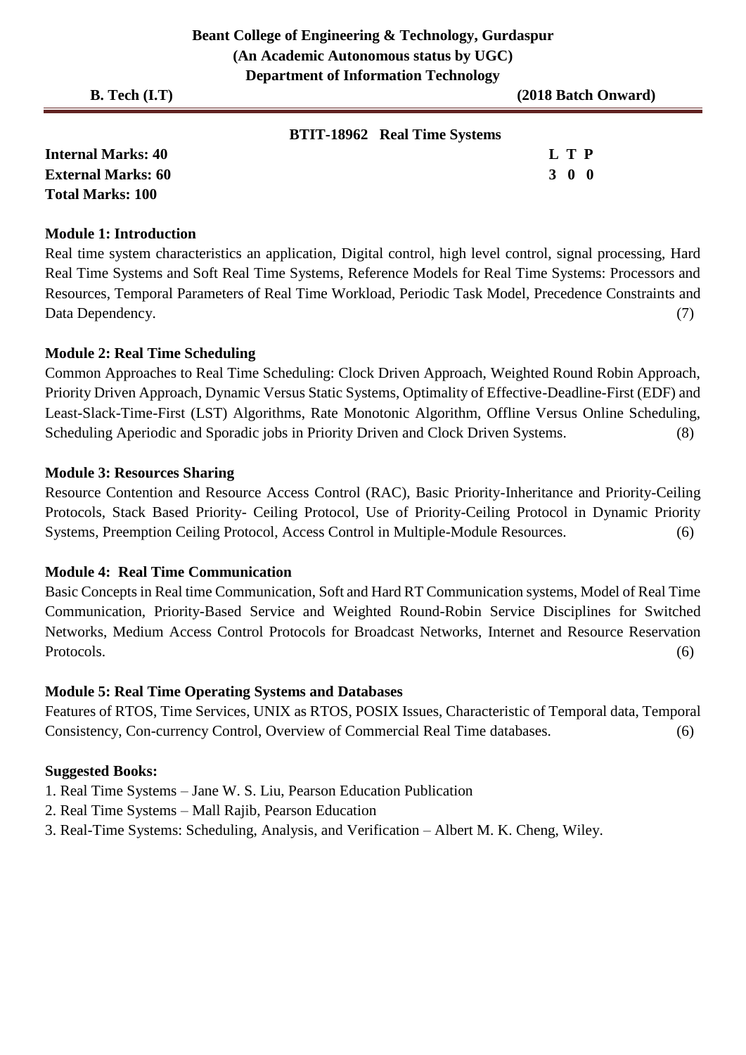**Beant College of Engineering & Technology, Gurdaspur**
**(An Academic Autonomous status by UGC)**
**Department of Information Technology**

**B. Tech (I.T)** **(2018 Batch Onward)**

---

## BTIT-18962 Real Time Systems

| | |
|---|---|
| **Internal Marks: 40** | **L T P** |
| **External Marks: 60** | **3 0 0** |
| **Total Marks: 100** | |

### Module 1: Introduction

Real time system characteristics an application, Digital control, high level control, signal processing, Hard Real Time Systems and Soft Real Time Systems, Reference Models for Real Time Systems: Processors and Resources, Temporal Parameters of Real Time Workload, Periodic Task Model, Precedence Constraints and Data Dependency. (7)

### Module 2: Real Time Scheduling

Common Approaches to Real Time Scheduling: Clock Driven Approach, Weighted Round Robin Approach, Priority Driven Approach, Dynamic Versus Static Systems, Optimality of Effective-Deadline-First (EDF) and Least-Slack-Time-First (LST) Algorithms, Rate Monotonic Algorithm, Offline Versus Online Scheduling, Scheduling Aperiodic and Sporadic jobs in Priority Driven and Clock Driven Systems. (8)

### Module 3: Resources Sharing

Resource Contention and Resource Access Control (RAC), Basic Priority-Inheritance and Priority-Ceiling Protocols, Stack Based Priority- Ceiling Protocol, Use of Priority-Ceiling Protocol in Dynamic Priority Systems, Preemption Ceiling Protocol, Access Control in Multiple-Module Resources. (6)

### Module 4: Real Time Communication

Basic Concepts in Real time Communication, Soft and Hard RT Communication systems, Model of Real Time Communication, Priority-Based Service and Weighted Round-Robin Service Disciplines for Switched Networks, Medium Access Control Protocols for Broadcast Networks, Internet and Resource Reservation Protocols. (6)

### Module 5: Real Time Operating Systems and Databases

Features of RTOS, Time Services, UNIX as RTOS, POSIX Issues, Characteristic of Temporal data, Temporal Consistency, Con-currency Control, Overview of Commercial Real Time databases. (6)

### Suggested Books:

1. Real Time Systems – Jane W. S. Liu, Pearson Education Publication
2. Real Time Systems – Mall Rajib, Pearson Education
3. Real-Time Systems: Scheduling, Analysis, and Verification – Albert M. K. Cheng, Wiley.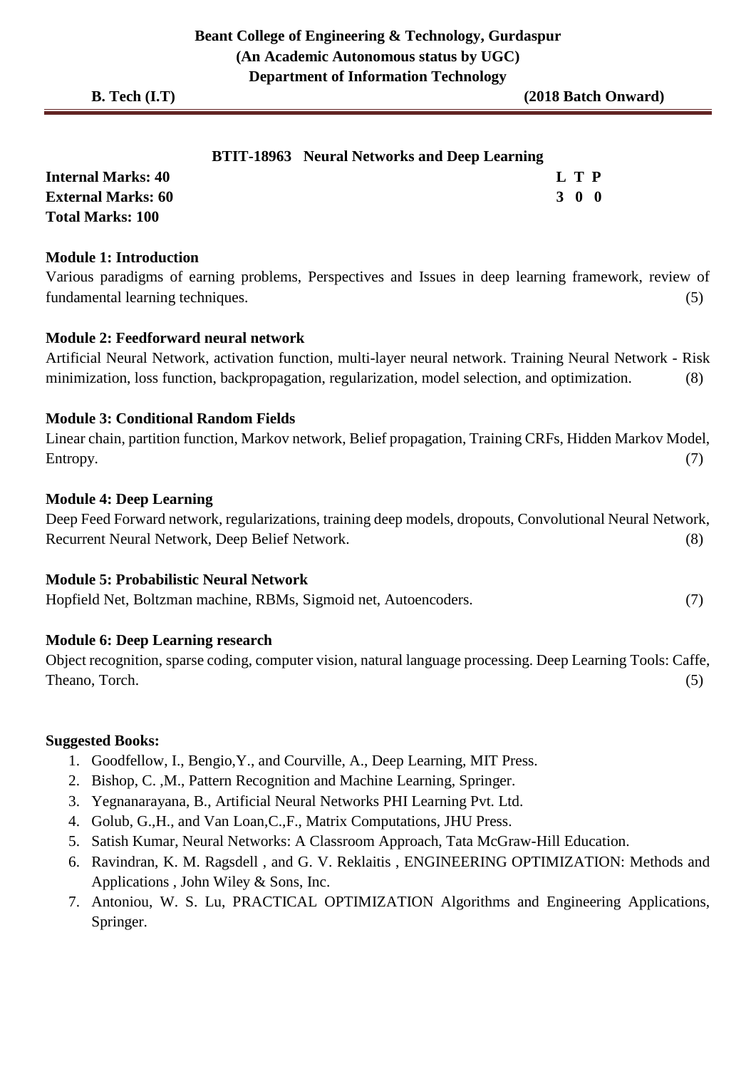**Beant College of Engineering & Technology, Gurdaspur**
**(An Academic Autonomous status by UGC)**
**Department of Information Technology**

**B. Tech (I.T)** **(2018 Batch Onward)**

## BTIT-18963 Neural Networks and Deep Learning

| | L | T | P |
|---|---|---|---|
| **Internal Marks: 40** | | | |
| **External Marks: 60** | **3** | **0** | **0** |
| **Total Marks: 100** | | | |

### Module 1: Introduction

Various paradigms of earning problems, Perspectives and Issues in deep learning framework, review of fundamental learning techniques. (5)

### Module 2: Feedforward neural network

Artificial Neural Network, activation function, multi-layer neural network. Training Neural Network - Risk minimization, loss function, backpropagation, regularization, model selection, and optimization. (8)

### Module 3: Conditional Random Fields

Linear chain, partition function, Markov network, Belief propagation, Training CRFs, Hidden Markov Model, Entropy. (7)

### Module 4: Deep Learning

Deep Feed Forward network, regularizations, training deep models, dropouts, Convolutional Neural Network, Recurrent Neural Network, Deep Belief Network. (8)

### Module 5: Probabilistic Neural Network

Hopfield Net, Boltzman machine, RBMs, Sigmoid net, Autoencoders. (7)

### Module 6: Deep Learning research

Object recognition, sparse coding, computer vision, natural language processing. Deep Learning Tools: Caffe, Theano, Torch. (5)

**Suggested Books:**

1. Goodfellow, I., Bengio,Y., and Courville, A., Deep Learning, MIT Press.
2. Bishop, C. ,M., Pattern Recognition and Machine Learning, Springer.
3. Yegnanarayana, B., Artificial Neural Networks PHI Learning Pvt. Ltd.
4. Golub, G.,H., and Van Loan,C.,F., Matrix Computations, JHU Press.
5. Satish Kumar, Neural Networks: A Classroom Approach, Tata McGraw-Hill Education.
6. Ravindran, K. M. Ragsdell , and G. V. Reklaitis , ENGINEERING OPTIMIZATION: Methods and Applications , John Wiley & Sons, Inc.
7. Antoniou, W. S. Lu, PRACTICAL OPTIMIZATION Algorithms and Engineering Applications, Springer.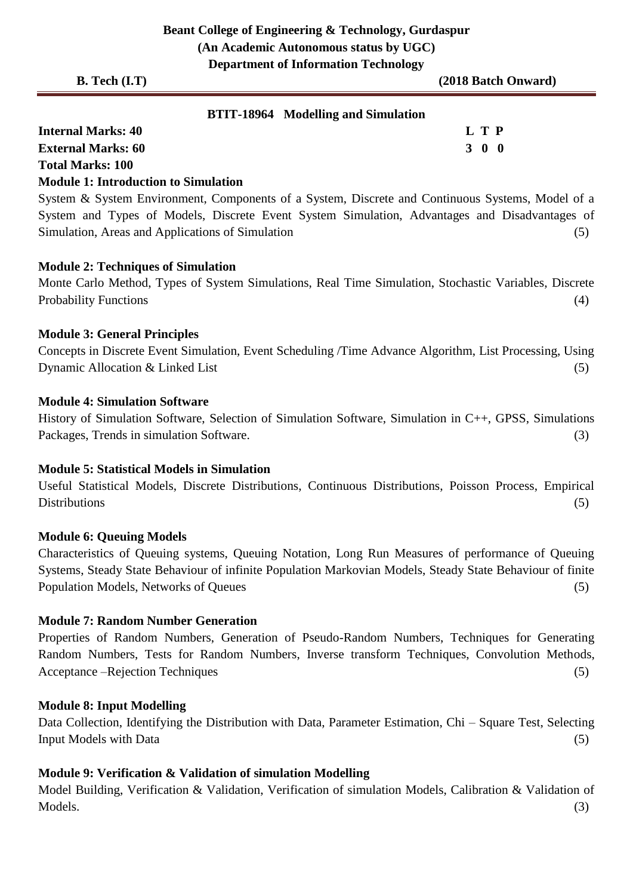# Beant College of Engineering & Technology, Gurdaspur

**(An Academic Autonomous status by UGC)**

**Department of Information Technology**

**B. Tech (I.T)** **(2018 Batch Onward)**

## BTIT-18964 Modelling and Simulation

**Internal Marks: 40**
**External Marks: 60**
**Total Marks: 100**

**L T P**
**3 0 0**

### Module 1: Introduction to Simulation

System & System Environment, Components of a System, Discrete and Continuous Systems, Model of a System and Types of Models, Discrete Event System Simulation, Advantages and Disadvantages of Simulation, Areas and Applications of Simulation (5)

### Module 2: Techniques of Simulation

Monte Carlo Method, Types of System Simulations, Real Time Simulation, Stochastic Variables, Discrete Probability Functions (4)

### Module 3: General Principles

Concepts in Discrete Event Simulation, Event Scheduling /Time Advance Algorithm, List Processing, Using Dynamic Allocation & Linked List (5)

### Module 4: Simulation Software

History of Simulation Software, Selection of Simulation Software, Simulation in C++, GPSS, Simulations Packages, Trends in simulation Software. (3)

### Module 5: Statistical Models in Simulation

Useful Statistical Models, Discrete Distributions, Continuous Distributions, Poisson Process, Empirical Distributions (5)

### Module 6: Queuing Models

Characteristics of Queuing systems, Queuing Notation, Long Run Measures of performance of Queuing Systems, Steady State Behaviour of infinite Population Markovian Models, Steady State Behaviour of finite Population Models, Networks of Queues (5)

### Module 7: Random Number Generation

Properties of Random Numbers, Generation of Pseudo-Random Numbers, Techniques for Generating Random Numbers, Tests for Random Numbers, Inverse transform Techniques, Convolution Methods, Acceptance –Rejection Techniques (5)

### Module 8: Input Modelling

Data Collection, Identifying the Distribution with Data, Parameter Estimation, Chi – Square Test, Selecting Input Models with Data (5)

### Module 9: Verification & Validation of simulation Modelling

Model Building, Verification & Validation, Verification of simulation Models, Calibration & Validation of Models. (3)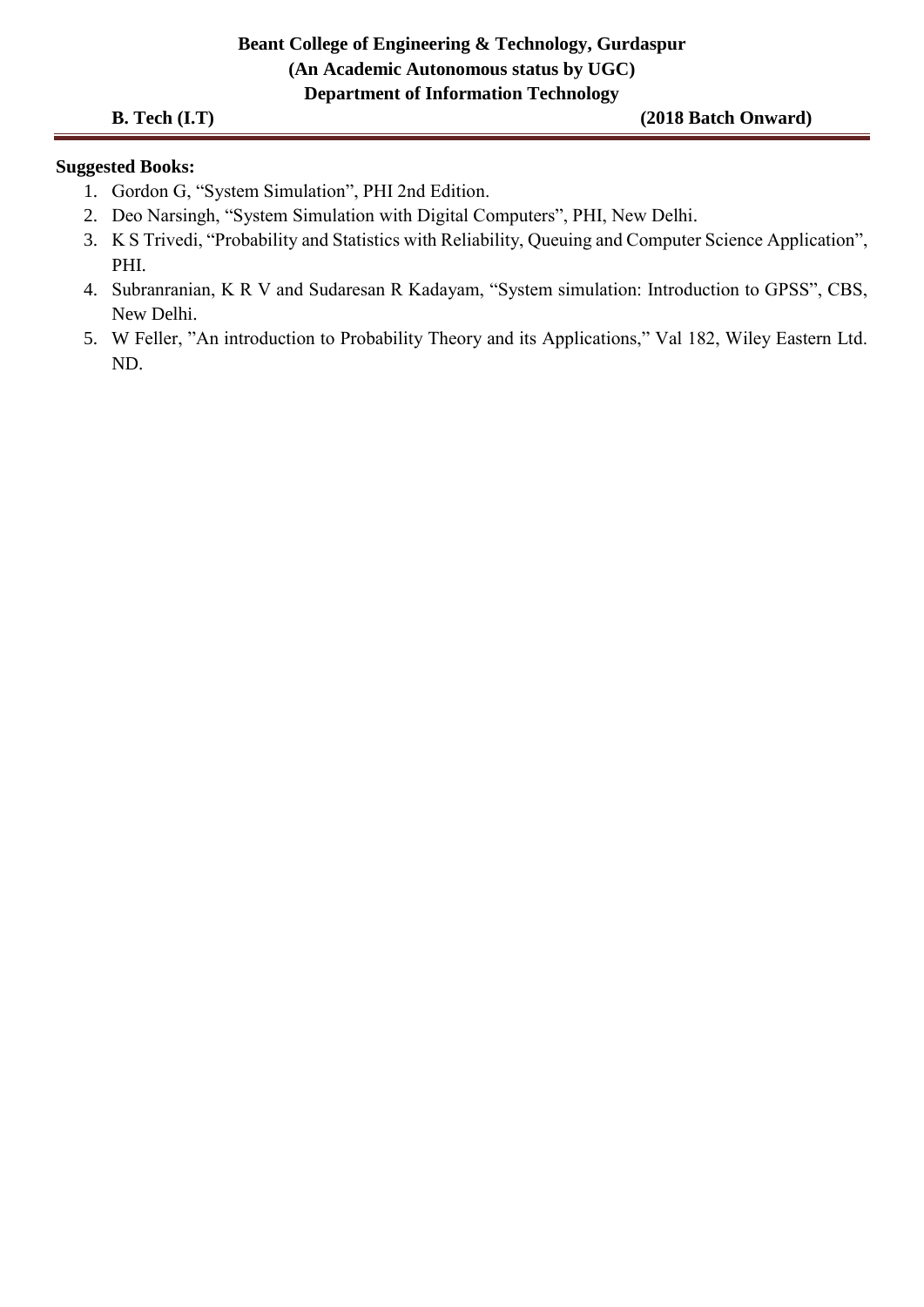**Suggested Books:**

1. Gordon G, "System Simulation", PHI 2nd Edition.
2. Deo Narsingh, "System Simulation with Digital Computers", PHI, New Delhi.
3. K S Trivedi, "Probability and Statistics with Reliability, Queuing and Computer Science Application", PHI.
4. Subranranian, K R V and Sudaresan R Kadayam, "System simulation: Introduction to GPSS", CBS, New Delhi.
5. W Feller, "An introduction to Probability Theory and its Applications," Val 182, Wiley Eastern Ltd. ND.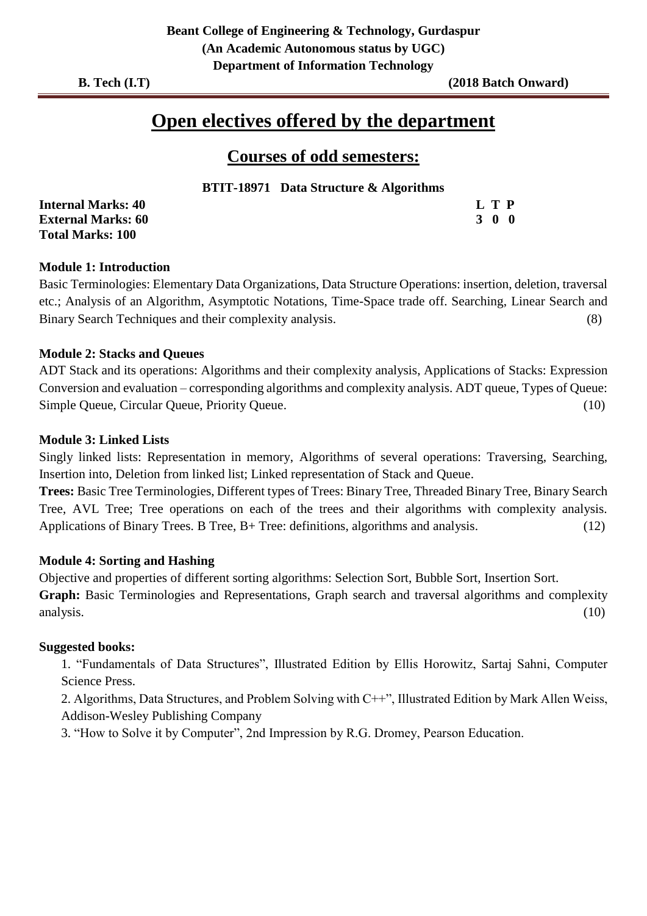# Open electives offered by the department

## Courses of odd semesters:

**BTIT-18971 Data Structure & Algorithms**

**Internal Marks: 40**
**External Marks: 60**
**Total Marks: 100**

| L | T | P |
|---|---|---|
| 3 | 0 | 0 |

**Module 1: Introduction**

Basic Terminologies: Elementary Data Organizations, Data Structure Operations: insertion, deletion, traversal etc.; Analysis of an Algorithm, Asymptotic Notations, Time-Space trade off. Searching, Linear Search and Binary Search Techniques and their complexity analysis. (8)

**Module 2: Stacks and Queues**

ADT Stack and its operations: Algorithms and their complexity analysis, Applications of Stacks: Expression Conversion and evaluation – corresponding algorithms and complexity analysis. ADT queue, Types of Queue: Simple Queue, Circular Queue, Priority Queue. (10)

**Module 3: Linked Lists**

Singly linked lists: Representation in memory, Algorithms of several operations: Traversing, Searching, Insertion into, Deletion from linked list; Linked representation of Stack and Queue.

**Trees:** Basic Tree Terminologies, Different types of Trees: Binary Tree, Threaded Binary Tree, Binary Search Tree, AVL Tree; Tree operations on each of the trees and their algorithms with complexity analysis. Applications of Binary Trees. B Tree, B+ Tree: definitions, algorithms and analysis. (12)

**Module 4: Sorting and Hashing**

Objective and properties of different sorting algorithms: Selection Sort, Bubble Sort, Insertion Sort.

**Graph:** Basic Terminologies and Representations, Graph search and traversal algorithms and complexity analysis. (10)

**Suggested books:**

1. "Fundamentals of Data Structures", Illustrated Edition by Ellis Horowitz, Sartaj Sahni, Computer Science Press.
2. Algorithms, Data Structures, and Problem Solving with C++", Illustrated Edition by Mark Allen Weiss, Addison-Wesley Publishing Company
3. "How to Solve it by Computer", 2nd Impression by R.G. Dromey, Pearson Education.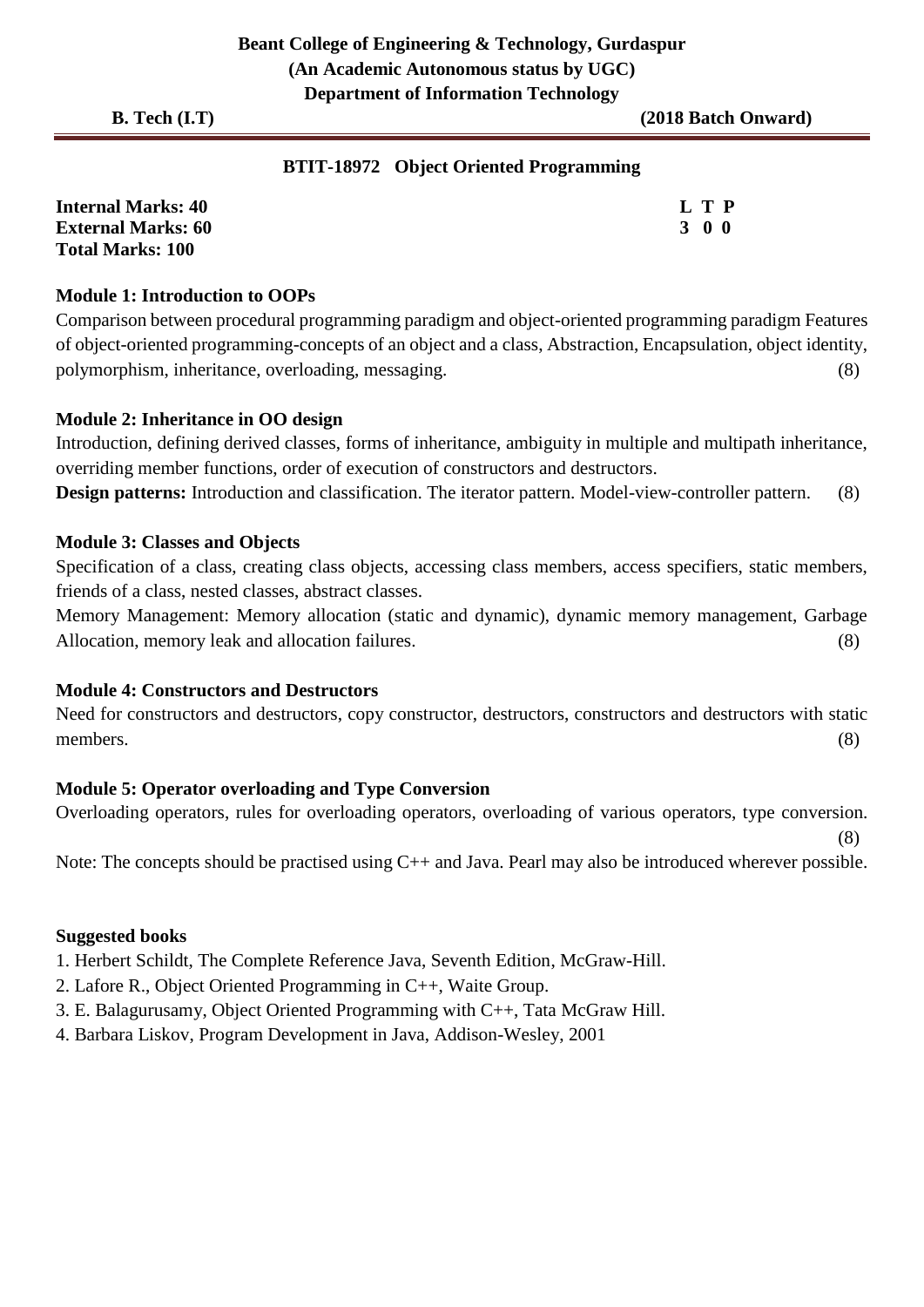**Beant College of Engineering & Technology, Gurdaspur**
**(An Academic Autonomous status by UGC)**
**Department of Information Technology**

**B. Tech (I.T)** **(2018 Batch Onward)**

## BTIT-18972 Object Oriented Programming

**Internal Marks: 40**
**External Marks: 60**
**Total Marks: 100**

| L | T | P |
|---|---|---|
| 3 | 0 | 0 |

### Module 1: Introduction to OOPs

Comparison between procedural programming paradigm and object-oriented programming paradigm Features of object-oriented programming-concepts of an object and a class, Abstraction, Encapsulation, object identity, polymorphism, inheritance, overloading, messaging. (8)

### Module 2: Inheritance in OO design

Introduction, defining derived classes, forms of inheritance, ambiguity in multiple and multipath inheritance, overriding member functions, order of execution of constructors and destructors.

**Design patterns:** Introduction and classification. The iterator pattern. Model-view-controller pattern. (8)

### Module 3: Classes and Objects

Specification of a class, creating class objects, accessing class members, access specifiers, static members, friends of a class, nested classes, abstract classes.

Memory Management: Memory allocation (static and dynamic), dynamic memory management, Garbage Allocation, memory leak and allocation failures. (8)

### Module 4: Constructors and Destructors

Need for constructors and destructors, copy constructor, destructors, constructors and destructors with static members. (8)

### Module 5: Operator overloading and Type Conversion

Overloading operators, rules for overloading operators, overloading of various operators, type conversion. (8)

Note: The concepts should be practised using C++ and Java. Pearl may also be introduced wherever possible.

### Suggested books

1. Herbert Schildt, The Complete Reference Java, Seventh Edition, McGraw-Hill.
2. Lafore R., Object Oriented Programming in C++, Waite Group.
3. E. Balagurusamy, Object Oriented Programming with C++, Tata McGraw Hill.
4. Barbara Liskov, Program Development in Java, Addison-Wesley, 2001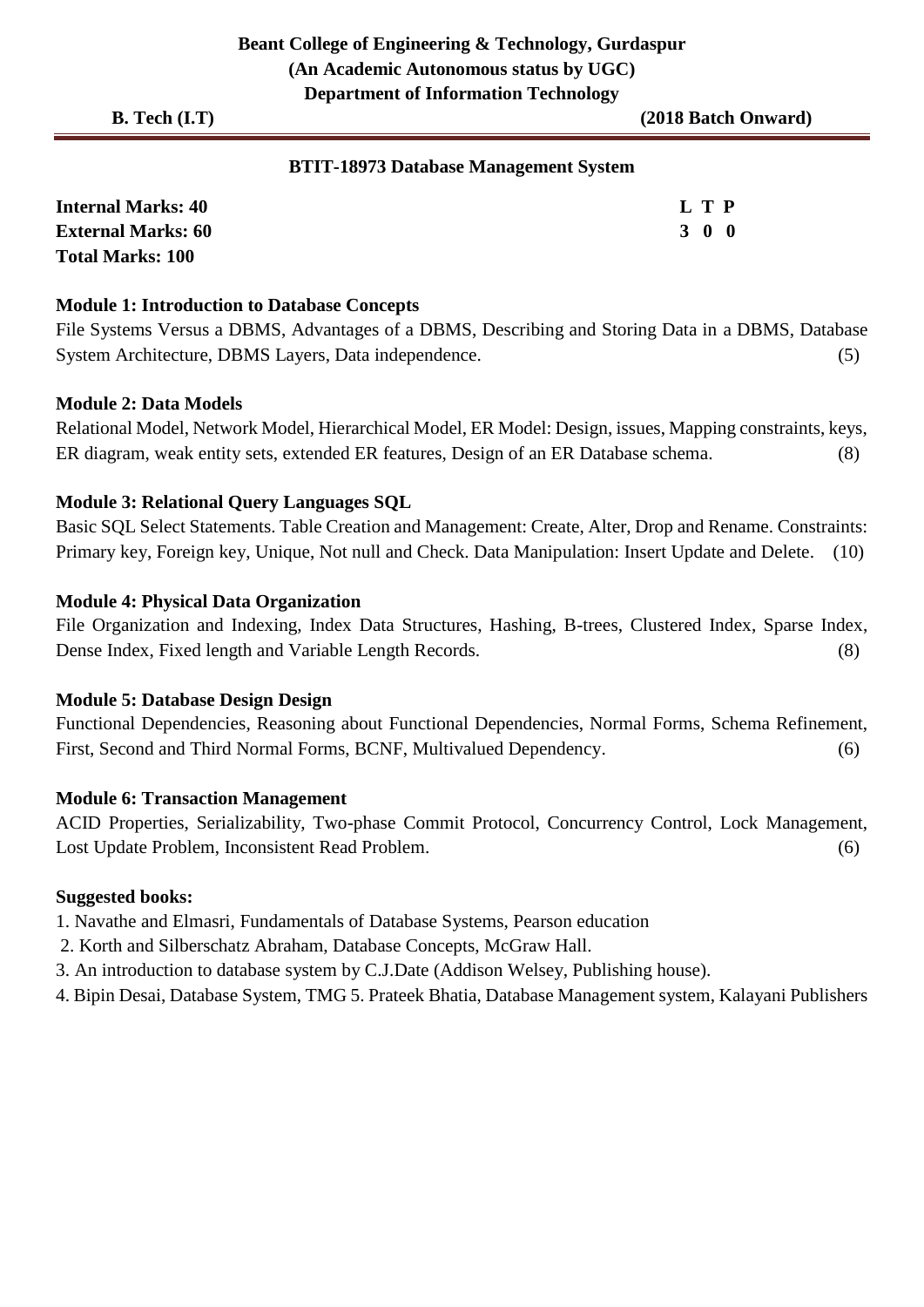**BTIT-18973 Database Management System**

**Internal Marks: 40**
**External Marks: 60**
**Total Marks: 100**

| L | T | P |
|---|---|---|
| 3 | 0 | 0 |

**Module 1: Introduction to Database Concepts**

File Systems Versus a DBMS, Advantages of a DBMS, Describing and Storing Data in a DBMS, Database System Architecture, DBMS Layers, Data independence. (5)

**Module 2: Data Models**

Relational Model, Network Model, Hierarchical Model, ER Model: Design, issues, Mapping constraints, keys, ER diagram, weak entity sets, extended ER features, Design of an ER Database schema. (8)

**Module 3: Relational Query Languages SQL**

Basic SQL Select Statements. Table Creation and Management: Create, Alter, Drop and Rename. Constraints: Primary key, Foreign key, Unique, Not null and Check. Data Manipulation: Insert Update and Delete. (10)

**Module 4: Physical Data Organization**

File Organization and Indexing, Index Data Structures, Hashing, B-trees, Clustered Index, Sparse Index, Dense Index, Fixed length and Variable Length Records. (8)

**Module 5: Database Design Design**

Functional Dependencies, Reasoning about Functional Dependencies, Normal Forms, Schema Refinement, First, Second and Third Normal Forms, BCNF, Multivalued Dependency. (6)

**Module 6: Transaction Management**

ACID Properties, Serializability, Two-phase Commit Protocol, Concurrency Control, Lock Management, Lost Update Problem, Inconsistent Read Problem. (6)

**Suggested books:**

1. Navathe and Elmasri, Fundamentals of Database Systems, Pearson education
2. Korth and Silberschatz Abraham, Database Concepts, McGraw Hall.
3. An introduction to database system by C.J.Date (Addison Welsey, Publishing house).
4. Bipin Desai, Database System, TMG 5. Prateek Bhatia, Database Management system, Kalayani Publishers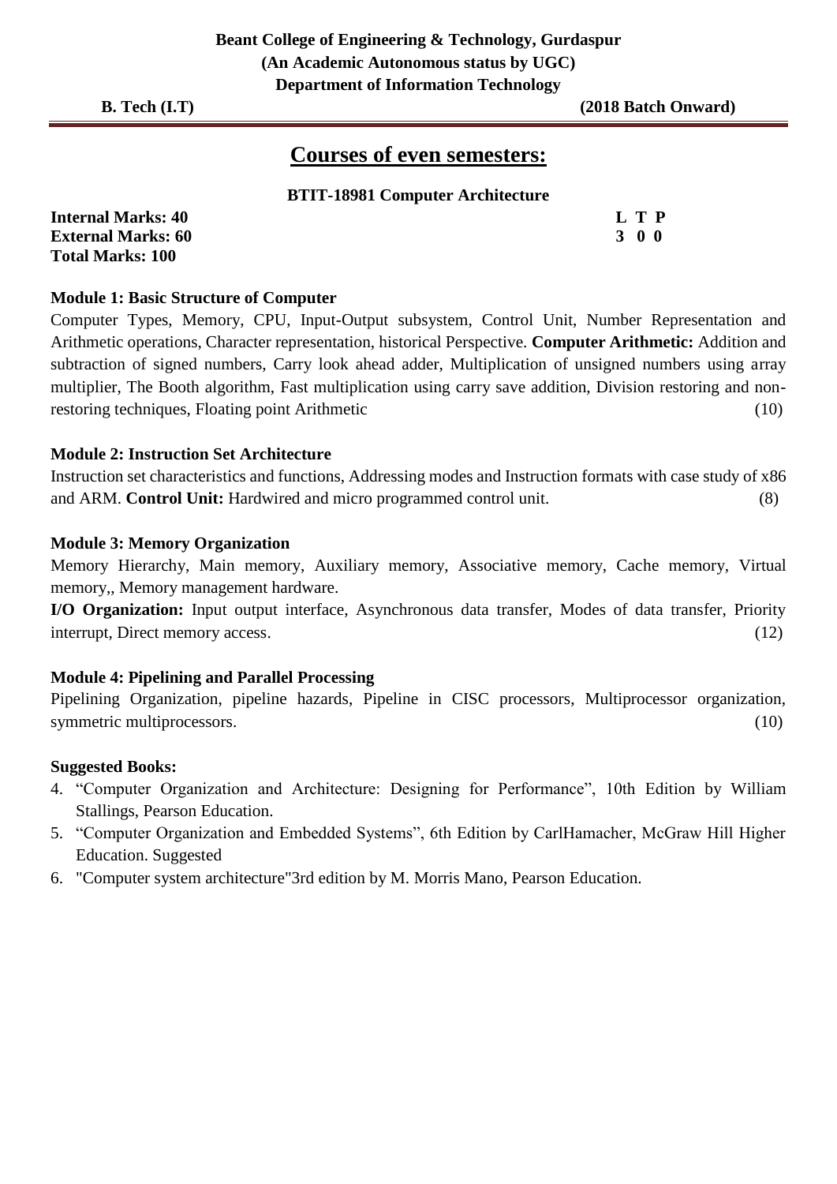## Courses of even semesters:

**BTIT-18981 Computer Architecture**

**Internal Marks: 40**
**External Marks: 60**
**Total Marks: 100**

| L | T | P |
|---|---|---|
| 3 | 0 | 0 |

**Module 1: Basic Structure of Computer**

Computer Types, Memory, CPU, Input-Output subsystem, Control Unit, Number Representation and Arithmetic operations, Character representation, historical Perspective. **Computer Arithmetic:** Addition and subtraction of signed numbers, Carry look ahead adder, Multiplication of unsigned numbers using array multiplier, The Booth algorithm, Fast multiplication using carry save addition, Division restoring and non-restoring techniques, Floating point Arithmetic (10)

**Module 2: Instruction Set Architecture**

Instruction set characteristics and functions, Addressing modes and Instruction formats with case study of x86 and ARM. **Control Unit:** Hardwired and micro programmed control unit. (8)

**Module 3: Memory Organization**

Memory Hierarchy, Main memory, Auxiliary memory, Associative memory, Cache memory, Virtual memory,, Memory management hardware.

**I/O Organization:** Input output interface, Asynchronous data transfer, Modes of data transfer, Priority interrupt, Direct memory access. (12)

**Module 4: Pipelining and Parallel Processing**

Pipelining Organization, pipeline hazards, Pipeline in CISC processors, Multiprocessor organization, symmetric multiprocessors. (10)

**Suggested Books:**

4. "Computer Organization and Architecture: Designing for Performance", 10th Edition by William Stallings, Pearson Education.
5. "Computer Organization and Embedded Systems", 6th Edition by CarlHamacher, McGraw Hill Higher Education. Suggested
6. "Computer system architecture"3rd edition by M. Morris Mano, Pearson Education.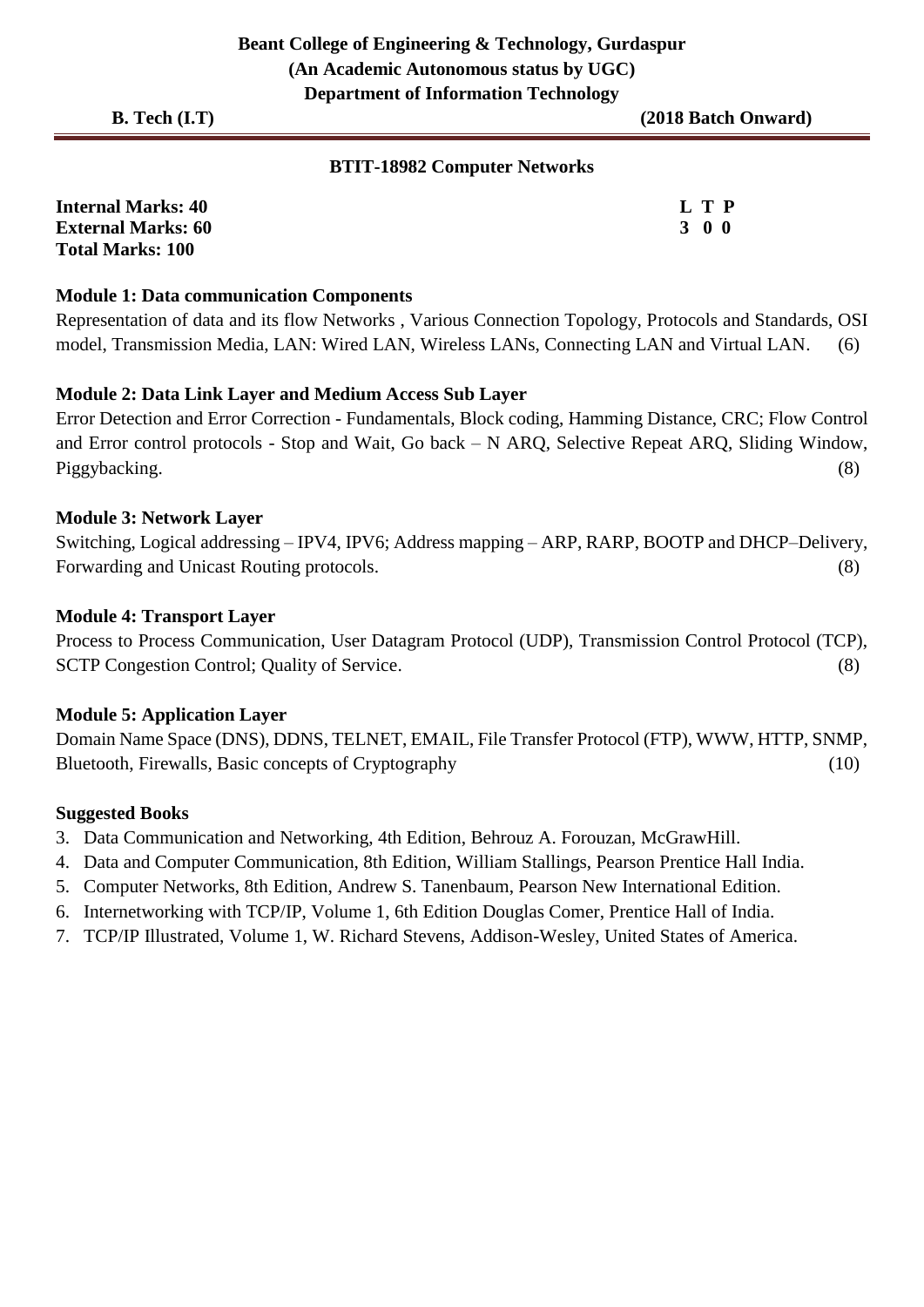**Beant College of Engineering & Technology, Gurdaspur**
**(An Academic Autonomous status by UGC)**
**Department of Information Technology**

**B. Tech (I.T)** **(2018 Batch Onward)**

## BTIT-18982 Computer Networks

**Internal Marks: 40**
**External Marks: 60**
**Total Marks: 100**

| L | T | P |
|---|---|---|
| 3 | 0 | 0 |

### Module 1: Data communication Components

Representation of data and its flow Networks , Various Connection Topology, Protocols and Standards, OSI model, Transmission Media, LAN: Wired LAN, Wireless LANs, Connecting LAN and Virtual LAN. (6)

### Module 2: Data Link Layer and Medium Access Sub Layer

Error Detection and Error Correction - Fundamentals, Block coding, Hamming Distance, CRC; Flow Control and Error control protocols - Stop and Wait, Go back – N ARQ, Selective Repeat ARQ, Sliding Window, Piggybacking. (8)

### Module 3: Network Layer

Switching, Logical addressing – IPV4, IPV6; Address mapping – ARP, RARP, BOOTP and DHCP–Delivery, Forwarding and Unicast Routing protocols. (8)

### Module 4: Transport Layer

Process to Process Communication, User Datagram Protocol (UDP), Transmission Control Protocol (TCP), SCTP Congestion Control; Quality of Service. (8)

### Module 5: Application Layer

Domain Name Space (DNS), DDNS, TELNET, EMAIL, File Transfer Protocol (FTP), WWW, HTTP, SNMP, Bluetooth, Firewalls, Basic concepts of Cryptography (10)

### Suggested Books

3. Data Communication and Networking, 4th Edition, Behrouz A. Forouzan, McGrawHill.
4. Data and Computer Communication, 8th Edition, William Stallings, Pearson Prentice Hall India.
5. Computer Networks, 8th Edition, Andrew S. Tanenbaum, Pearson New International Edition.
6. Internetworking with TCP/IP, Volume 1, 6th Edition Douglas Comer, Prentice Hall of India.
7. TCP/IP Illustrated, Volume 1, W. Richard Stevens, Addison-Wesley, United States of America.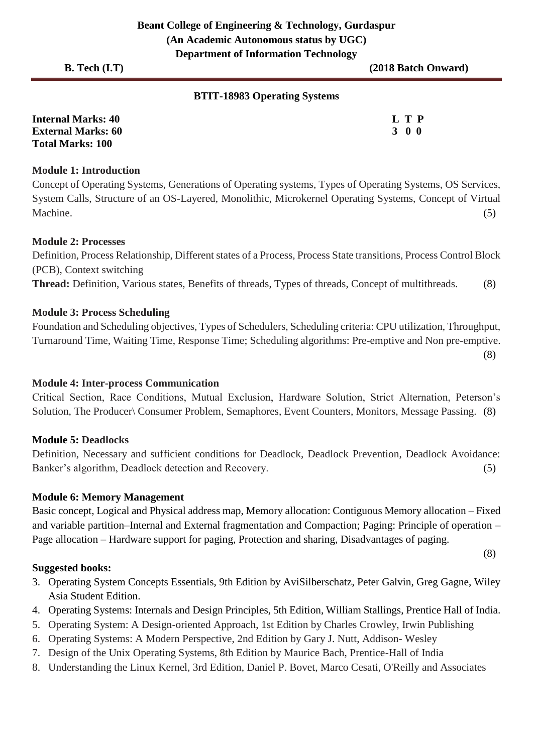**Beant College of Engineering & Technology, Gurdaspur**
**(An Academic Autonomous status by UGC)**
**Department of Information Technology**

**B. Tech (I.T)** **(2018 Batch Onward)**

## BTIT-18983 Operating Systems

**Internal Marks: 40**
**External Marks: 60**
**Total Marks: 100**

| L | T | P |
|---|---|---|
| 3 | 0 | 0 |

### Module 1: Introduction

Concept of Operating Systems, Generations of Operating systems, Types of Operating Systems, OS Services, System Calls, Structure of an OS-Layered, Monolithic, Microkernel Operating Systems, Concept of Virtual Machine. (5)

### Module 2: Processes

Definition, Process Relationship, Different states of a Process, Process State transitions, Process Control Block (PCB), Context switching

**Thread:** Definition, Various states, Benefits of threads, Types of threads, Concept of multithreads. (8)

### Module 3: Process Scheduling

Foundation and Scheduling objectives, Types of Schedulers, Scheduling criteria: CPU utilization, Throughput, Turnaround Time, Waiting Time, Response Time; Scheduling algorithms: Pre-emptive and Non pre-emptive. (8)

### Module 4: Inter-process Communication

Critical Section, Race Conditions, Mutual Exclusion, Hardware Solution, Strict Alternation, Peterson's Solution, The Producer\ Consumer Problem, Semaphores, Event Counters, Monitors, Message Passing. (8)

### Module 5: Deadlocks

Definition, Necessary and sufficient conditions for Deadlock, Deadlock Prevention, Deadlock Avoidance: Banker's algorithm, Deadlock detection and Recovery. (5)

### Module 6: Memory Management

Basic concept, Logical and Physical address map, Memory allocation: Contiguous Memory allocation – Fixed and variable partition–Internal and External fragmentation and Compaction; Paging: Principle of operation – Page allocation – Hardware support for paging, Protection and sharing, Disadvantages of paging. (8)

### Suggested books:

3. Operating System Concepts Essentials, 9th Edition by AviSilberschatz, Peter Galvin, Greg Gagne, Wiley Asia Student Edition.
4. Operating Systems: Internals and Design Principles, 5th Edition, William Stallings, Prentice Hall of India.
5. Operating System: A Design-oriented Approach, 1st Edition by Charles Crowley, Irwin Publishing
6. Operating Systems: A Modern Perspective, 2nd Edition by Gary J. Nutt, Addison- Wesley
7. Design of the Unix Operating Systems, 8th Edition by Maurice Bach, Prentice-Hall of India
8. Understanding the Linux Kernel, 3rd Edition, Daniel P. Bovet, Marco Cesati, O'Reilly and Associates